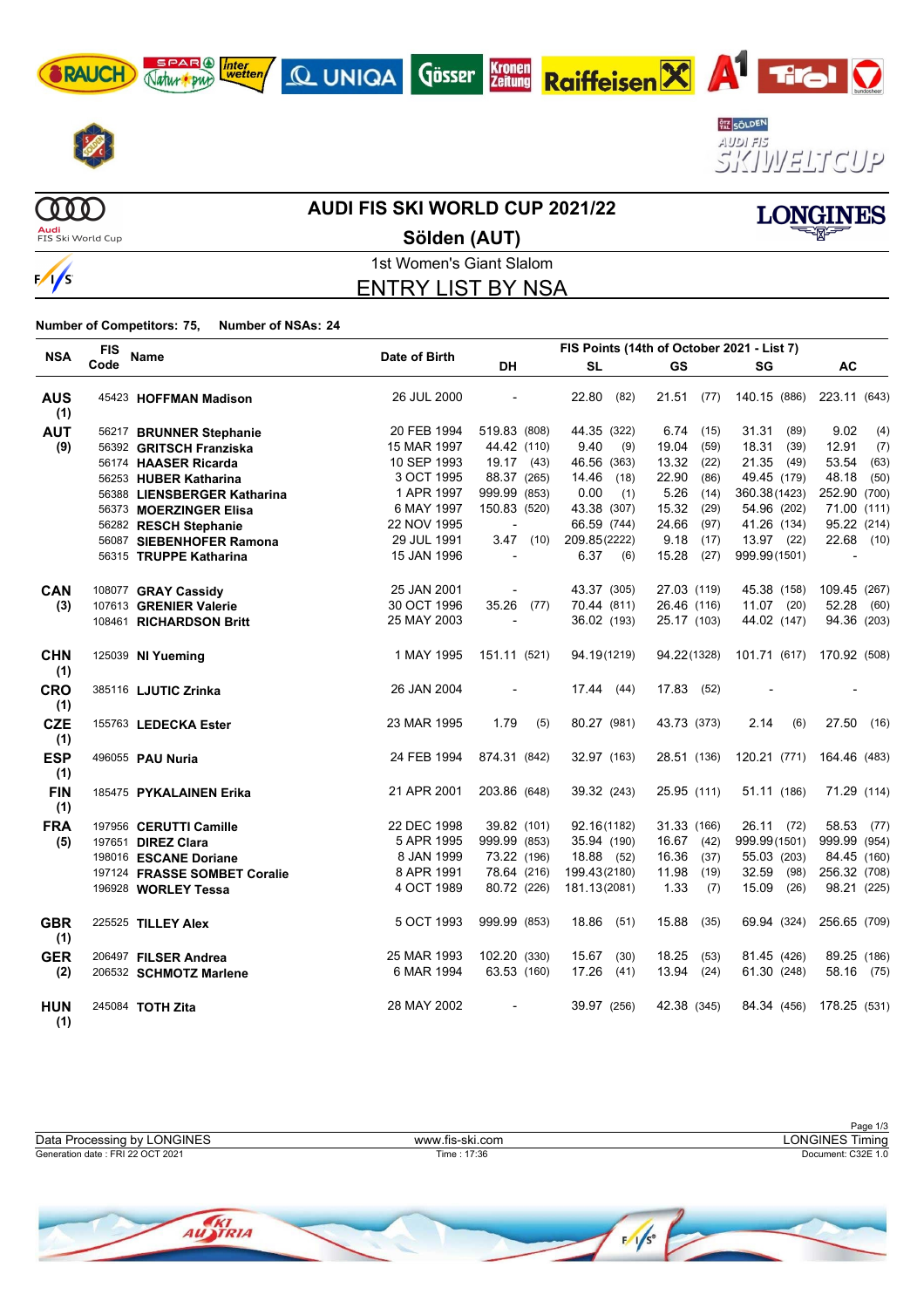# AUDI FIS SKI WORLD CUP 2021/22

## Sölden (AUT)

1st Women's Giant Slalom

## ENTRY LIST BY NSA

**Number of Competitors: 75, Number of NSAs: 24**

| NSA | FIS Code | Name | Date of Birth | FIS Points (14th of October 2021 - List 7) DH | SL | GS | SG | AC |
|---|---|---|---|---|---|---|---|---|
| **AUS (1)** | 45423 | **HOFFMAN Madison** | 26 JUL 2000 | - | 22.80 (82) | 21.51 (77) | 140.15 (886) | 223.11 (643) |
| **AUT (9)** | 56217 | **BRUNNER Stephanie** | 20 FEB 1994 | 519.83 (808) | 44.35 (322) | 6.74 (15) | 31.31 (89) | 9.02 (4) |
| | 56392 | **GRITSCH Franziska** | 15 MAR 1997 | 44.42 (110) | 9.40 (9) | 19.04 (59) | 18.31 (39) | 12.91 (7) |
| | 56174 | **HAASER Ricarda** | 10 SEP 1993 | 19.17 (43) | 46.56 (363) | 13.32 (22) | 21.35 (49) | 53.54 (63) |
| | 56253 | **HUBER Katharina** | 3 OCT 1995 | 88.37 (265) | 14.46 (18) | 22.90 (86) | 49.45 (179) | 48.18 (50) |
| | 56388 | **LIENSBERGER Katharina** | 1 APR 1997 | 999.99 (853) | 0.00 (1) | 5.26 (14) | 360.38 (1423) | 252.90 (700) |
| | 56373 | **MOERZINGER Elisa** | 6 MAY 1997 | 150.83 (520) | 43.38 (307) | 15.32 (29) | 54.96 (202) | 71.00 (111) |
| | 56282 | **RESCH Stephanie** | 22 NOV 1995 | - | 66.59 (744) | 24.66 (97) | 41.26 (134) | 95.22 (214) |
| | 56087 | **SIEBENHOFER Ramona** | 29 JUL 1991 | 3.47 (10) | 209.85 (2222) | 9.18 (17) | 13.97 (22) | 22.68 (10) |
| | 56315 | **TRUPPE Katharina** | 15 JAN 1996 | - | 6.37 (6) | 15.28 (27) | 999.99 (1501) | - |
| **CAN (3)** | 108077 | **GRAY Cassidy** | 25 JAN 2001 | - | 43.37 (305) | 27.03 (119) | 45.38 (158) | 109.45 (267) |
| | 107613 | **GRENIER Valerie** | 30 OCT 1996 | 35.26 (77) | 70.44 (811) | 26.46 (116) | 11.07 (20) | 52.28 (60) |
| | 108461 | **RICHARDSON Britt** | 25 MAY 2003 | - | 36.02 (193) | 25.17 (103) | 44.02 (147) | 94.36 (203) |
| **CHN (1)** | 125039 | **NI Yueming** | 1 MAY 1995 | 151.11 (521) | 94.19 (1219) | 94.22 (1328) | 101.71 (617) | 170.92 (508) |
| **CRO (1)** | 385116 | **LJUTIC Zrinka** | 26 JAN 2004 | - | 17.44 (44) | 17.83 (52) | - | - |
| **CZE (1)** | 155763 | **LEDECKA Ester** | 23 MAR 1995 | 1.79 (5) | 80.27 (981) | 43.73 (373) | 2.14 (6) | 27.50 (16) |
| **ESP (1)** | 496055 | **PAU Nuria** | 24 FEB 1994 | 874.31 (842) | 32.97 (163) | 28.51 (136) | 120.21 (771) | 164.46 (483) |
| **FIN (1)** | 185475 | **PYKALAINEN Erika** | 21 APR 2001 | 203.86 (648) | 39.32 (243) | 25.95 (111) | 51.11 (186) | 71.29 (114) |
| **FRA (5)** | 197956 | **CERUTTI Camille** | 22 DEC 1998 | 39.82 (101) | 92.16 (1182) | 31.33 (166) | 26.11 (72) | 58.53 (77) |
| | 197651 | **DIREZ Clara** | 5 APR 1995 | 999.99 (853) | 35.94 (190) | 16.67 (42) | 999.99 (1501) | 999.99 (954) |
| | 198016 | **ESCANE Doriane** | 8 JAN 1999 | 73.22 (196) | 18.88 (52) | 16.36 (37) | 55.03 (203) | 84.45 (160) |
| | 197124 | **FRASSE SOMBET Coralie** | 8 APR 1991 | 78.64 (216) | 199.43 (2180) | 11.98 (19) | 32.59 (98) | 256.32 (708) |
| | 196928 | **WORLEY Tessa** | 4 OCT 1989 | 80.72 (226) | 181.13 (2081) | 1.33 (7) | 15.09 (26) | 98.21 (225) |
| **GBR (1)** | 225525 | **TILLEY Alex** | 5 OCT 1993 | 999.99 (853) | 18.86 (51) | 15.88 (35) | 69.94 (324) | 256.65 (709) |
| **GER (2)** | 206497 | **FILSER Andrea** | 25 MAR 1993 | 102.20 (330) | 15.67 (30) | 18.25 (53) | 81.45 (426) | 89.25 (186) |
| | 206532 | **SCHMOTZ Marlene** | 6 MAR 1994 | 63.53 (160) | 17.26 (41) | 13.94 (24) | 61.30 (248) | 58.16 (75) |
| **HUN (1)** | 245084 | **TOTH Zita** | 28 MAY 2002 | - | 39.97 (256) | 42.38 (345) | 84.34 (456) | 178.25 (531) |

Data Processing by LONGINES | www.fis-ski.com | LONGINES Timing
Generation date : FRI 22 OCT 2021 | Time : 17:36 | Document: C32E 1.0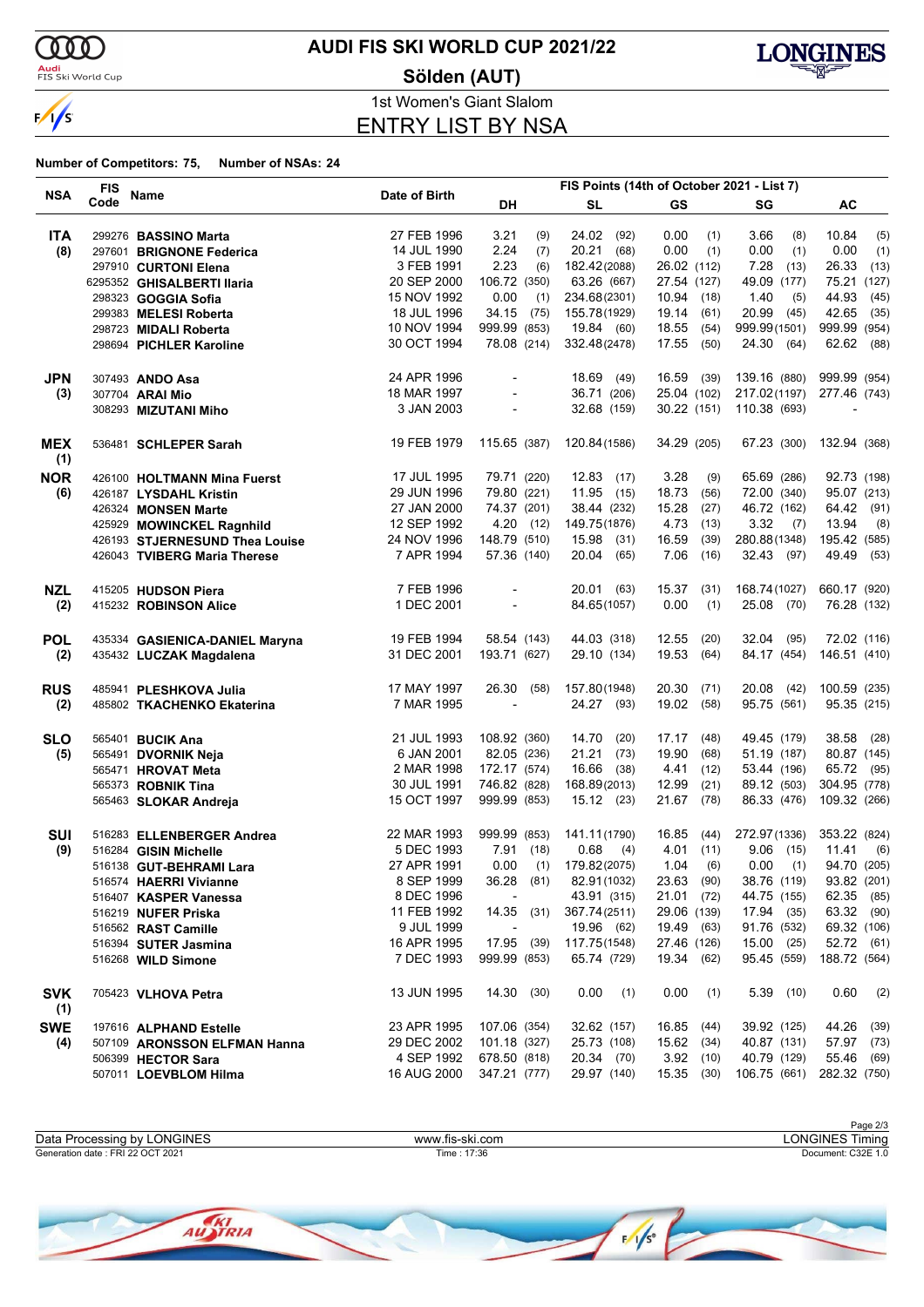# AUDI FIS SKI WORLD CUP 2021/22

## Sölden (AUT)

1st Women's Giant Slalom

## ENTRY LIST BY NSA

**Number of Competitors: 75, Number of NSAs: 24**

| NSA | FIS Code | Name | Date of Birth | FIS Points (14th of October 2021 - List 7) DH | | SL | | GS | | SG | | AC | |
|---|---|---|---|---|---|---|---|---|---|---|---|---|---|
| **ITA** | 299276 | **BASSINO Marta** | 27 FEB 1996 | 3.21 | (9) | 24.02 | (92) | 0.00 | (1) | 3.66 | (8) | 10.84 | (5) |
| **(8)** | 297601 | **BRIGNONE Federica** | 14 JUL 1990 | 2.24 | (7) | 20.21 | (68) | 0.00 | (1) | 0.00 | (1) | 0.00 | (1) |
| | 297910 | **CURTONI Elena** | 3 FEB 1991 | 2.23 | (6) | 182.42 | (2088) | 26.02 | (112) | 7.28 | (13) | 26.33 | (13) |
| | 6295352 | **GHISALBERTI Ilaria** | 20 SEP 2000 | 106.72 | (350) | 63.26 | (667) | 27.54 | (127) | 49.09 | (177) | 75.21 | (127) |
| | 298323 | **GOGGIA Sofia** | 15 NOV 1992 | 0.00 | (1) | 234.68 | (2301) | 10.94 | (18) | 1.40 | (5) | 44.93 | (45) |
| | 299383 | **MELESI Roberta** | 18 JUL 1996 | 34.15 | (75) | 155.78 | (1929) | 19.14 | (61) | 20.99 | (45) | 42.65 | (35) |
| | 298723 | **MIDALI Roberta** | 10 NOV 1994 | 999.99 | (853) | 19.84 | (60) | 18.55 | (54) | 999.99 | (1501) | 999.99 | (954) |
| | 298694 | **PICHLER Karoline** | 30 OCT 1994 | 78.08 | (214) | 332.48 | (2478) | 17.55 | (50) | 24.30 | (64) | 62.62 | (88) |
| **JPN** | 307493 | **ANDO Asa** | 24 APR 1996 | - | | 18.69 | (49) | 16.59 | (39) | 139.16 | (880) | 999.99 | (954) |
| **(3)** | 307704 | **ARAI Mio** | 18 MAR 1997 | - | | 36.71 | (206) | 25.04 | (102) | 217.02 | (1197) | 277.46 | (743) |
| | 308293 | **MIZUTANI Miho** | 3 JAN 2003 | - | | 32.68 | (159) | 30.22 | (151) | 110.38 | (693) | - | |
| **MEX (1)** | 536481 | **SCHLEPER Sarah** | 19 FEB 1979 | 115.65 | (387) | 120.84 | (1586) | 34.29 | (205) | 67.23 | (300) | 132.94 | (368) |
| **NOR** | 426100 | **HOLTMANN Mina Fuerst** | 17 JUL 1995 | 79.71 | (220) | 12.83 | (17) | 3.28 | (9) | 65.69 | (286) | 92.73 | (198) |
| **(6)** | 426187 | **LYSDAHL Kristin** | 29 JUN 1996 | 79.80 | (221) | 11.95 | (15) | 18.73 | (56) | 72.00 | (340) | 95.07 | (213) |
| | 426324 | **MONSEN Marte** | 27 JAN 2000 | 74.37 | (201) | 38.44 | (232) | 15.28 | (27) | 46.72 | (162) | 64.42 | (91) |
| | 425929 | **MOWINCKEL Ragnhild** | 12 SEP 1992 | 4.20 | (12) | 149.75 | (1876) | 4.73 | (13) | 3.32 | (7) | 13.94 | (8) |
| | 426193 | **STJERNESUND Thea Louise** | 24 NOV 1996 | 148.79 | (510) | 15.98 | (31) | 16.59 | (39) | 280.88 | (1348) | 195.42 | (585) |
| | 426043 | **TVIBERG Maria Therese** | 7 APR 1994 | 57.36 | (140) | 20.04 | (65) | 7.06 | (16) | 32.43 | (97) | 49.49 | (53) |
| **NZL** | 415205 | **HUDSON Piera** | 7 FEB 1996 | - | | 20.01 | (63) | 15.37 | (31) | 168.74 | (1027) | 660.17 | (920) |
| **(2)** | 415232 | **ROBINSON Alice** | 1 DEC 2001 | - | | 84.65 | (1057) | 0.00 | (1) | 25.08 | (70) | 76.28 | (132) |
| **POL** | 435334 | **GASIENICA-DANIEL Maryna** | 19 FEB 1994 | 58.54 | (143) | 44.03 | (318) | 12.55 | (20) | 32.04 | (95) | 72.02 | (116) |
| **(2)** | 435432 | **LUCZAK Magdalena** | 31 DEC 2001 | 193.71 | (627) | 29.10 | (134) | 19.53 | (64) | 84.17 | (454) | 146.51 | (410) |
| **RUS** | 485941 | **PLESHKOVA Julia** | 17 MAY 1997 | 26.30 | (58) | 157.80 | (1948) | 20.30 | (71) | 20.08 | (42) | 100.59 | (235) |
| **(2)** | 485802 | **TKACHENKO Ekaterina** | 7 MAR 1995 | - | | 24.27 | (93) | 19.02 | (58) | 95.75 | (561) | 95.35 | (215) |
| **SLO** | 565401 | **BUCIK Ana** | 21 JUL 1993 | 108.92 | (360) | 14.70 | (20) | 17.17 | (48) | 49.45 | (179) | 38.58 | (28) |
| **(5)** | 565491 | **DVORNIK Neja** | 6 JAN 2001 | 82.05 | (236) | 21.21 | (73) | 19.90 | (68) | 51.19 | (187) | 80.87 | (145) |
| | 565471 | **HROVAT Meta** | 2 MAR 1998 | 172.17 | (574) | 16.66 | (38) | 4.41 | (12) | 53.44 | (196) | 65.72 | (95) |
| | 565373 | **ROBNIK Tina** | 30 JUL 1991 | 746.82 | (828) | 168.89 | (2013) | 12.99 | (21) | 89.12 | (503) | 304.95 | (778) |
| | 565463 | **SLOKAR Andreja** | 15 OCT 1997 | 999.99 | (853) | 15.12 | (23) | 21.67 | (78) | 86.33 | (476) | 109.32 | (266) |
| **SUI** | 516283 | **ELLENBERGER Andrea** | 22 MAR 1993 | 999.99 | (853) | 141.11 | (1790) | 16.85 | (44) | 272.97 | (1336) | 353.22 | (824) |
| **(9)** | 516284 | **GISIN Michelle** | 5 DEC 1993 | 7.91 | (18) | 0.68 | (4) | 4.01 | (11) | 9.06 | (15) | 11.41 | (6) |
| | 516138 | **GUT-BEHRAMI Lara** | 27 APR 1991 | 0.00 | (1) | 179.82 | (2075) | 1.04 | (6) | 0.00 | (1) | 94.70 | (205) |
| | 516574 | **HAERRI Vivianne** | 8 SEP 1999 | 36.28 | (81) | 82.91 | (1032) | 23.63 | (90) | 38.76 | (119) | 93.82 | (201) |
| | 516407 | **KASPER Vanessa** | 8 DEC 1996 | - | | 43.91 | (315) | 21.01 | (72) | 44.75 | (155) | 62.35 | (85) |
| | 516219 | **NUFER Priska** | 11 FEB 1992 | 14.35 | (31) | 367.74 | (2511) | 29.06 | (139) | 17.94 | (35) | 63.32 | (90) |
| | 516562 | **RAST Camille** | 9 JUL 1999 | - | | 19.96 | (62) | 19.49 | (63) | 91.76 | (532) | 69.32 | (106) |
| | 516394 | **SUTER Jasmina** | 16 APR 1995 | 17.95 | (39) | 117.75 | (1548) | 27.46 | (126) | 15.00 | (25) | 52.72 | (61) |
| | 516268 | **WILD Simone** | 7 DEC 1993 | 999.99 | (853) | 65.74 | (729) | 19.34 | (62) | 95.45 | (559) | 188.72 | (564) |
| **SVK (1)** | 705423 | **VLHOVA Petra** | 13 JUN 1995 | 14.30 | (30) | 0.00 | (1) | 0.00 | (1) | 5.39 | (10) | 0.60 | (2) |
| **SWE** | 197616 | **ALPHAND Estelle** | 23 APR 1995 | 107.06 | (354) | 32.62 | (157) | 16.85 | (44) | 39.92 | (125) | 44.26 | (39) |
| **(4)** | 507109 | **ARONSSON ELFMAN Hanna** | 29 DEC 2002 | 101.18 | (327) | 25.73 | (108) | 15.62 | (34) | 40.87 | (131) | 57.97 | (73) |
| | 506399 | **HECTOR Sara** | 4 SEP 1992 | 678.50 | (818) | 20.34 | (70) | 3.92 | (10) | 40.79 | (129) | 55.46 | (69) |
| | 507011 | **LOEVBLOM Hilma** | 16 AUG 2000 | 347.21 | (777) | 29.97 | (140) | 15.35 | (30) | 106.75 | (661) | 282.32 | (750) |

Data Processing by LONGINES | www.fis-ski.com | LONGINES Timing

Generation date : FRI 22 OCT 2021 | Time : 17:36 | Document: C32E 1.0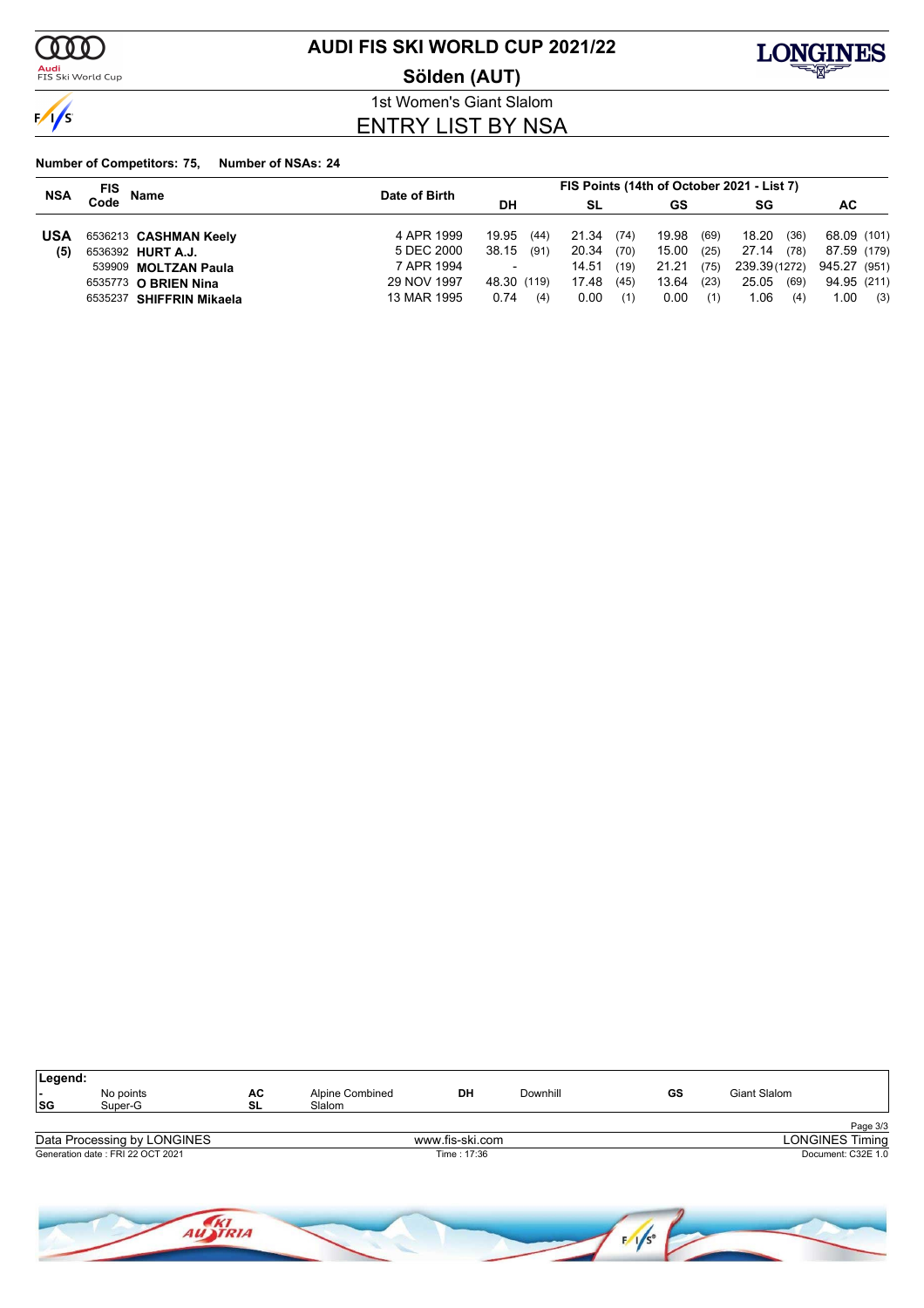# AUDI FIS SKI WORLD CUP 2021/22

## Sölden (AUT)

1st Women's Giant Slalom

## ENTRY LIST BY NSA

**Number of Competitors: 75, Number of NSAs: 24**

| NSA | FIS Code | Name | Date of Birth | FIS Points (14th of October 2021 - List 7) | | | | | | | | | |
|---|---|---|---|---|---|---|---|---|---|---|---|---|---|
| | | | | DH | | SL | | GS | | SG | | AC | |
| **USA** | 6536213 | **CASHMAN Keely** | 4 APR 1999 | 19.95 | (44) | 21.34 | (74) | 19.98 | (69) | 18.20 | (36) | 68.09 | (101) |
| **(5)** | 6536392 | **HURT A.J.** | 5 DEC 2000 | 38.15 | (91) | 20.34 | (70) | 15.00 | (25) | 27.14 | (78) | 87.59 | (179) |
| | 539909 | **MOLTZAN Paula** | 7 APR 1994 | - | | 14.51 | (19) | 21.21 | (75) | 239.39 | (1272) | 945.27 | (951) |
| | 6535773 | **O BRIEN Nina** | 29 NOV 1997 | 48.30 | (119) | 17.48 | (45) | 13.64 | (23) | 25.05 | (69) | 94.95 | (211) |
| | 6535237 | **SHIFFRIN Mikaela** | 13 MAR 1995 | 0.74 | (4) | 0.00 | (1) | 0.00 | (1) | 1.06 | (4) | 1.00 | (3) |

**Legend:**

| | | | | | | | |
|---|---|---|---|---|---|---|---|
| - | No points | AC | Alpine Combined | DH | Downhill | GS | Giant Slalom |
| SG | Super-G | SL | Slalom | | | | |

Data Processing by LONGINES — www.fis-ski.com — LONGINES Timing

Generation date : FRI 22 OCT 2021 — Time : 17:36 — Document: C32E 1.0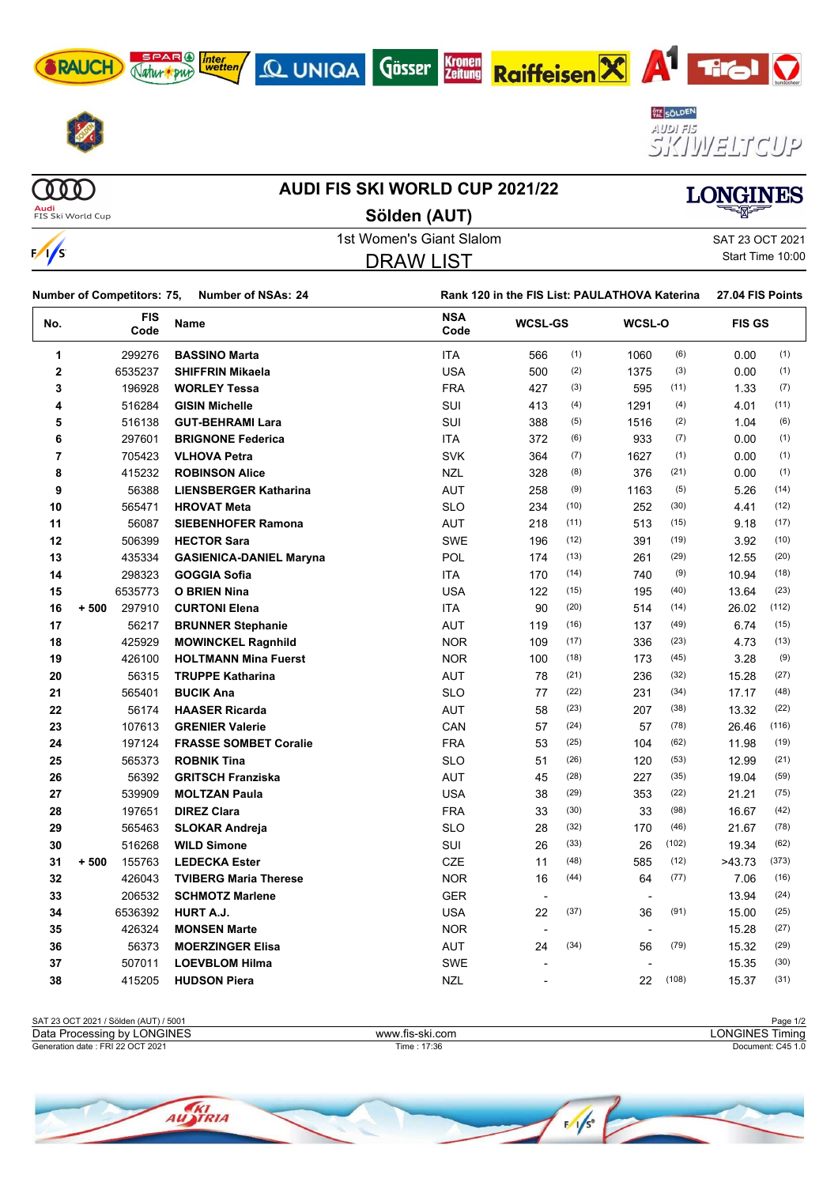# AUDI FIS SKI WORLD CUP 2021/22

## Sölden (AUT)

1st Women's Giant Slalom

DRAW LIST

SAT 23 OCT 2021
Start Time 10:00

**Number of Competitors: 75, Number of NSAs: 24**

**Rank 120 in the FIS List: PAULATHOVA Katerina 27.04 FIS Points**

| No. | | FIS Code | Name | NSA Code | WCSL-GS | | WCSL-O | | FIS GS | |
|---|---|---|---|---|---|---|---|---|---|---|
| 1 | | 299276 | **BASSINO Marta** | ITA | 566 | (1) | 1060 | (6) | 0.00 | (1) |
| 2 | | 6535237 | **SHIFFRIN Mikaela** | USA | 500 | (2) | 1375 | (3) | 0.00 | (1) |
| 3 | | 196928 | **WORLEY Tessa** | FRA | 427 | (3) | 595 | (11) | 1.33 | (7) |
| 4 | | 516284 | **GISIN Michelle** | SUI | 413 | (4) | 1291 | (4) | 4.01 | (11) |
| 5 | | 516138 | **GUT-BEHRAMI Lara** | SUI | 388 | (5) | 1516 | (2) | 1.04 | (6) |
| 6 | | 297601 | **BRIGNONE Federica** | ITA | 372 | (6) | 933 | (7) | 0.00 | (1) |
| 7 | | 705423 | **VLHOVA Petra** | SVK | 364 | (7) | 1627 | (1) | 0.00 | (1) |
| 8 | | 415232 | **ROBINSON Alice** | NZL | 328 | (8) | 376 | (21) | 0.00 | (1) |
| 9 | | 56388 | **LIENSBERGER Katharina** | AUT | 258 | (9) | 1163 | (5) | 5.26 | (14) |
| 10 | | 565471 | **HROVAT Meta** | SLO | 234 | (10) | 252 | (30) | 4.41 | (12) |
| 11 | | 56087 | **SIEBENHOFER Ramona** | AUT | 218 | (11) | 513 | (15) | 9.18 | (17) |
| 12 | | 506399 | **HECTOR Sara** | SWE | 196 | (12) | 391 | (19) | 3.92 | (10) |
| 13 | | 435334 | **GASIENICA-DANIEL Maryna** | POL | 174 | (13) | 261 | (29) | 12.55 | (20) |
| 14 | | 298323 | **GOGGIA Sofia** | ITA | 170 | (14) | 740 | (9) | 10.94 | (18) |
| 15 | | 6535773 | **O BRIEN Nina** | USA | 122 | (15) | 195 | (40) | 13.64 | (23) |
| 16 | + 500 | 297910 | **CURTONI Elena** | ITA | 90 | (20) | 514 | (14) | 26.02 | (112) |
| 17 | | 56217 | **BRUNNER Stephanie** | AUT | 119 | (16) | 137 | (49) | 6.74 | (15) |
| 18 | | 425929 | **MOWINCKEL Ragnhild** | NOR | 109 | (17) | 336 | (23) | 4.73 | (13) |
| 19 | | 426100 | **HOLTMANN Mina Fuerst** | NOR | 100 | (18) | 173 | (45) | 3.28 | (9) |
| 20 | | 56315 | **TRUPPE Katharina** | AUT | 78 | (21) | 236 | (32) | 15.28 | (27) |
| 21 | | 565401 | **BUCIK Ana** | SLO | 77 | (22) | 231 | (34) | 17.17 | (48) |
| 22 | | 56174 | **HAASER Ricarda** | AUT | 58 | (23) | 207 | (38) | 13.32 | (22) |
| 23 | | 107613 | **GRENIER Valerie** | CAN | 57 | (24) | 57 | (78) | 26.46 | (116) |
| 24 | | 197124 | **FRASSE SOMBET Coralie** | FRA | 53 | (25) | 104 | (62) | 11.98 | (19) |
| 25 | | 565373 | **ROBNIK Tina** | SLO | 51 | (26) | 120 | (53) | 12.99 | (21) |
| 26 | | 56392 | **GRITSCH Franziska** | AUT | 45 | (28) | 227 | (35) | 19.04 | (59) |
| 27 | | 539909 | **MOLTZAN Paula** | USA | 38 | (29) | 353 | (22) | 21.21 | (75) |
| 28 | | 197651 | **DIREZ Clara** | FRA | 33 | (30) | 33 | (98) | 16.67 | (42) |
| 29 | | 565463 | **SLOKAR Andreja** | SLO | 28 | (32) | 170 | (46) | 21.67 | (78) |
| 30 | | 516268 | **WILD Simone** | SUI | 26 | (33) | 26 | (102) | 19.34 | (62) |
| 31 | + 500 | 155763 | **LEDECKA Ester** | CZE | 11 | (48) | 585 | (12) | >43.73 | (373) |
| 32 | | 426043 | **TVIBERG Maria Therese** | NOR | 16 | (44) | 64 | (77) | 7.06 | (16) |
| 33 | | 206532 | **SCHMOTZ Marlene** | GER | - | | - | | 13.94 | (24) |
| 34 | | 6536392 | **HURT A.J.** | USA | 22 | (37) | 36 | (91) | 15.00 | (25) |
| 35 | | 426324 | **MONSEN Marte** | NOR | - | | - | | 15.28 | (27) |
| 36 | | 56373 | **MOERZINGER Elisa** | AUT | 24 | (34) | 56 | (79) | 15.32 | (29) |
| 37 | | 507011 | **LOEVBLOM Hilma** | SWE | - | | - | | 15.35 | (30) |
| 38 | | 415205 | **HUDSON Piera** | NZL | - | | 22 | (108) | 15.37 | (31) |

SAT 23 OCT 2021 / Sölden (AUT) / 5001
Data Processing by LONGINES — www.fis-ski.com — LONGINES Timing
Generation date : FRI 22 OCT 2021 — Time : 17:36 — Document: C45 1.0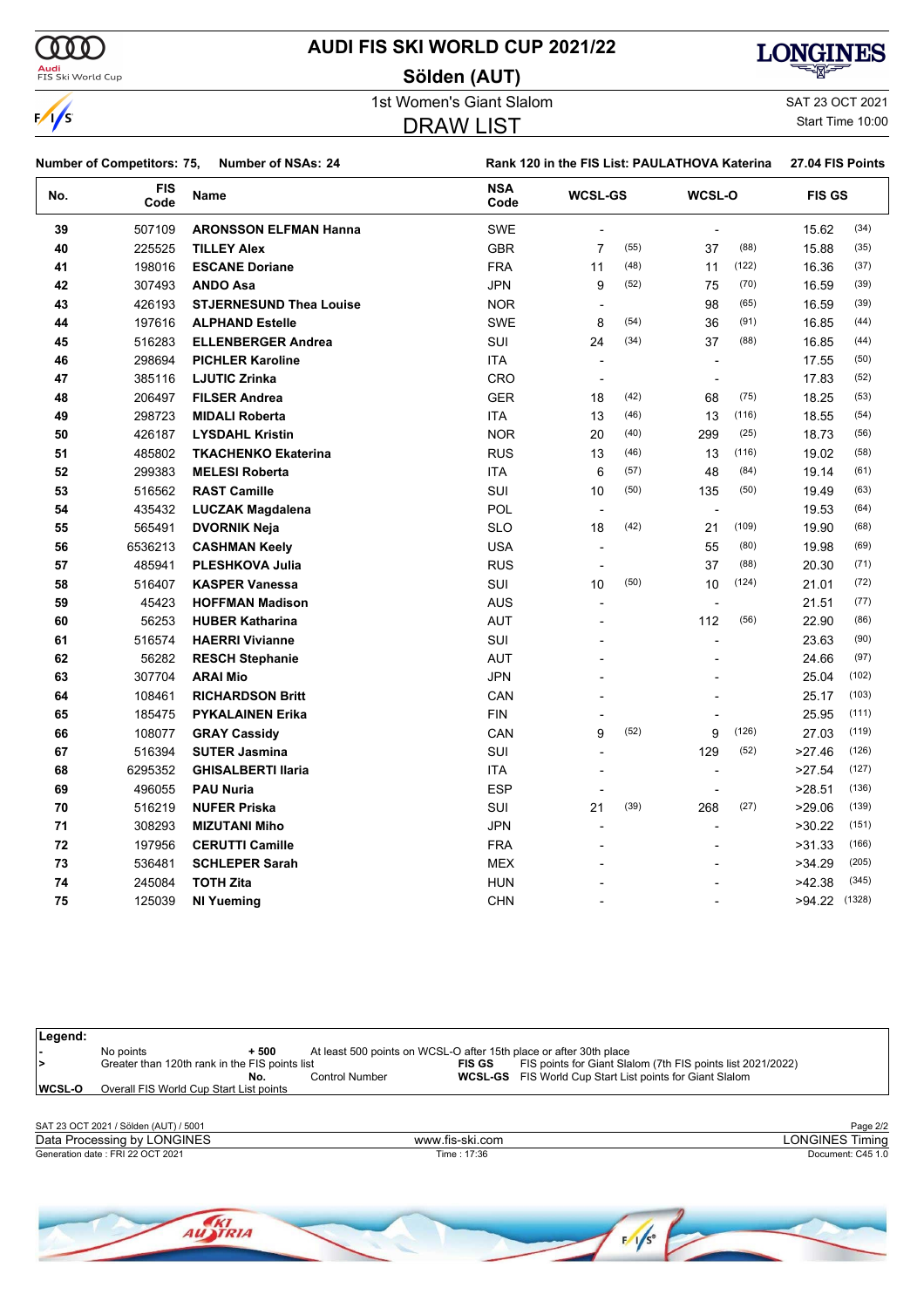# AUDI FIS SKI WORLD CUP 2021/22

## Sölden (AUT)

1st Women's Giant Slalom

SAT 23 OCT 2021

## DRAW LIST

Start Time 10:00

Number of Competitors: 75, Number of NSAs: 24

Rank 120 in the FIS List: PAULATHOVA Katerina 27.04 FIS Points

| No. | FIS Code | Name | NSA Code | WCSL-GS | | WCSL-O | | FIS GS | |
|---|---|---|---|---|---|---|---|---|---|
| 39 | 507109 | **ARONSSON ELFMAN Hanna** | SWE | - | | - | | 15.62 | (34) |
| 40 | 225525 | **TILLEY Alex** | GBR | 7 | (55) | 37 | (88) | 15.88 | (35) |
| 41 | 198016 | **ESCANE Doriane** | FRA | 11 | (48) | 11 | (122) | 16.36 | (37) |
| 42 | 307493 | **ANDO Asa** | JPN | 9 | (52) | 75 | (70) | 16.59 | (39) |
| 43 | 426193 | **STJERNESUND Thea Louise** | NOR | - | | 98 | (65) | 16.59 | (39) |
| 44 | 197616 | **ALPHAND Estelle** | SWE | 8 | (54) | 36 | (91) | 16.85 | (44) |
| 45 | 516283 | **ELLENBERGER Andrea** | SUI | 24 | (34) | 37 | (88) | 16.85 | (44) |
| 46 | 298694 | **PICHLER Karoline** | ITA | - | | - | | 17.55 | (50) |
| 47 | 385116 | **LJUTIC Zrinka** | CRO | - | | - | | 17.83 | (52) |
| 48 | 206497 | **FILSER Andrea** | GER | 18 | (42) | 68 | (75) | 18.25 | (53) |
| 49 | 298723 | **MIDALI Roberta** | ITA | 13 | (46) | 13 | (116) | 18.55 | (54) |
| 50 | 426187 | **LYSDAHL Kristin** | NOR | 20 | (40) | 299 | (25) | 18.73 | (56) |
| 51 | 485802 | **TKACHENKO Ekaterina** | RUS | 13 | (46) | 13 | (116) | 19.02 | (58) |
| 52 | 299383 | **MELESI Roberta** | ITA | 6 | (57) | 48 | (84) | 19.14 | (61) |
| 53 | 516562 | **RAST Camille** | SUI | 10 | (50) | 135 | (50) | 19.49 | (63) |
| 54 | 435432 | **LUCZAK Magdalena** | POL | - | | - | | 19.53 | (64) |
| 55 | 565491 | **DVORNIK Neja** | SLO | 18 | (42) | 21 | (109) | 19.90 | (68) |
| 56 | 6536213 | **CASHMAN Keely** | USA | - | | 55 | (80) | 19.98 | (69) |
| 57 | 485941 | **PLESHKOVA Julia** | RUS | - | | 37 | (88) | 20.30 | (71) |
| 58 | 516407 | **KASPER Vanessa** | SUI | 10 | (50) | 10 | (124) | 21.01 | (72) |
| 59 | 45423 | **HOFFMAN Madison** | AUS | - | | - | | 21.51 | (77) |
| 60 | 56253 | **HUBER Katharina** | AUT | - | | 112 | (56) | 22.90 | (86) |
| 61 | 516574 | **HAERRI Vivianne** | SUI | - | | - | | 23.63 | (90) |
| 62 | 56282 | **RESCH Stephanie** | AUT | - | | - | | 24.66 | (97) |
| 63 | 307704 | **ARAI Mio** | JPN | - | | - | | 25.04 | (102) |
| 64 | 108461 | **RICHARDSON Britt** | CAN | - | | - | | 25.17 | (103) |
| 65 | 185475 | **PYKALAINEN Erika** | FIN | - | | - | | 25.95 | (111) |
| 66 | 108077 | **GRAY Cassidy** | CAN | 9 | (52) | 9 | (126) | 27.03 | (119) |
| 67 | 516394 | **SUTER Jasmina** | SUI | - | | 129 | (52) | >27.46 | (126) |
| 68 | 6295352 | **GHISALBERTI Ilaria** | ITA | - | | - | | >27.54 | (127) |
| 69 | 496055 | **PAU Nuria** | ESP | - | | - | | >28.51 | (136) |
| 70 | 516219 | **NUFER Priska** | SUI | 21 | (39) | 268 | (27) | >29.06 | (139) |
| 71 | 308293 | **MIZUTANI Miho** | JPN | - | | - | | >30.22 | (151) |
| 72 | 197956 | **CERUTTI Camille** | FRA | - | | - | | >31.33 | (166) |
| 73 | 536481 | **SCHLEPER Sarah** | MEX | - | | - | | >34.29 | (205) |
| 74 | 245084 | **TOTH Zita** | HUN | - | | - | | >42.38 | (345) |
| 75 | 125039 | **NI Yueming** | CHN | - | | - | | >94.22 | (1328) |

**Legend:**

| | | | |
|---|---|---|---|
| - | No points | + 500 | At least 500 points on WCSL-O after 15th place or after 30th place |
| > | Greater than 120th rank in the FIS points list | FIS GS | FIS points for Giant Slalom (7th FIS points list 2021/2022) |
| WCSL-O | Overall FIS World Cup Start List points | No. | Control Number |
| | | WCSL-GS | FIS World Cup Start List points for Giant Slalom |

SAT 23 OCT 2021 / Sölden (AUT) / 5001

Data Processing by LONGINES — www.fis-ski.com — LONGINES Timing

Generation date : FRI 22 OCT 2021 — Time : 17:36 — Document: C45 1.0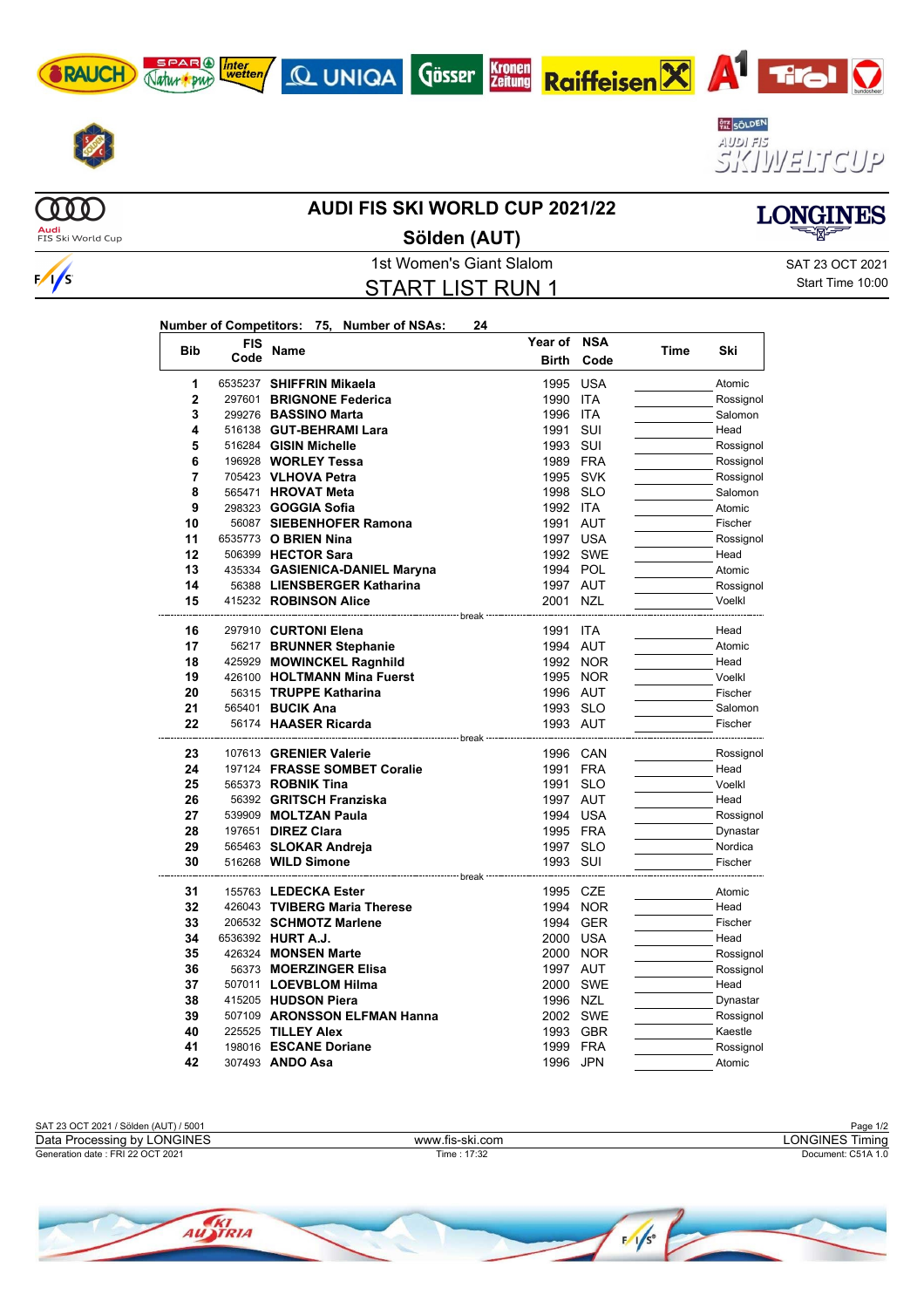# AUDI FIS SKI WORLD CUP 2021/22

## Sölden (AUT)

1st Women's Giant Slalom

## START LIST RUN 1

SAT 23 OCT 2021
Start Time 10:00

**Number of Competitors: 75, Number of NSAs: 24**

| Bib | FIS Code | Name | Year of Birth | NSA Code | Time | Ski |
|---|---|---|---|---|---|---|
| 1 | 6535237 | **SHIFFRIN Mikaela** | 1995 | USA | | Atomic |
| 2 | 297601 | **BRIGNONE Federica** | 1990 | ITA | | Rossignol |
| 3 | 299276 | **BASSINO Marta** | 1996 | ITA | | Salomon |
| 4 | 516138 | **GUT-BEHRAMI Lara** | 1991 | SUI | | Head |
| 5 | 516284 | **GISIN Michelle** | 1993 | SUI | | Rossignol |
| 6 | 196928 | **WORLEY Tessa** | 1989 | FRA | | Rossignol |
| 7 | 705423 | **VLHOVA Petra** | 1995 | SVK | | Rossignol |
| 8 | 565471 | **HROVAT Meta** | 1998 | SLO | | Salomon |
| 9 | 298323 | **GOGGIA Sofia** | 1992 | ITA | | Atomic |
| 10 | 56087 | **SIEBENHOFER Ramona** | 1991 | AUT | | Fischer |
| 11 | 6535773 | **O BRIEN Nina** | 1997 | USA | | Rossignol |
| 12 | 506399 | **HECTOR Sara** | 1992 | SWE | | Head |
| 13 | 435334 | **GASIENICA-DANIEL Maryna** | 1994 | POL | | Atomic |
| 14 | 56388 | **LIENSBERGER Katharina** | 1997 | AUT | | Rossignol |
| 15 | 415232 | **ROBINSON Alice** | 2001 | NZL | | Voelkl |
| | | break | | | | |
| 16 | 297910 | **CURTONI Elena** | 1991 | ITA | | Head |
| 17 | 56217 | **BRUNNER Stephanie** | 1994 | AUT | | Atomic |
| 18 | 425929 | **MOWINCKEL Ragnhild** | 1992 | NOR | | Head |
| 19 | 426100 | **HOLTMANN Mina Fuerst** | 1995 | NOR | | Voelkl |
| 20 | 56315 | **TRUPPE Katharina** | 1996 | AUT | | Fischer |
| 21 | 565401 | **BUCIK Ana** | 1993 | SLO | | Salomon |
| 22 | 56174 | **HAASER Ricarda** | 1993 | AUT | | Fischer |
| | | break | | | | |
| 23 | 107613 | **GRENIER Valerie** | 1996 | CAN | | Rossignol |
| 24 | 197124 | **FRASSE SOMBET Coralie** | 1991 | FRA | | Head |
| 25 | 565373 | **ROBNIK Tina** | 1991 | SLO | | Voelkl |
| 26 | 56392 | **GRITSCH Franziska** | 1997 | AUT | | Head |
| 27 | 539909 | **MOLTZAN Paula** | 1994 | USA | | Rossignol |
| 28 | 197651 | **DIREZ Clara** | 1995 | FRA | | Dynastar |
| 29 | 565463 | **SLOKAR Andreja** | 1997 | SLO | | Nordica |
| 30 | 516268 | **WILD Simone** | 1993 | SUI | | Fischer |
| | | break | | | | |
| 31 | 155763 | **LEDECKA Ester** | 1995 | CZE | | Atomic |
| 32 | 426043 | **TVIBERG Maria Therese** | 1994 | NOR | | Head |
| 33 | 206532 | **SCHMOTZ Marlene** | 1994 | GER | | Fischer |
| 34 | 6536392 | **HURT A.J.** | 2000 | USA | | Head |
| 35 | 426324 | **MONSEN Marte** | 2000 | NOR | | Rossignol |
| 36 | 56373 | **MOERZINGER Elisa** | 1997 | AUT | | Rossignol |
| 37 | 507011 | **LOEVBLOM Hilma** | 2000 | SWE | | Head |
| 38 | 415205 | **HUDSON Piera** | 1996 | NZL | | Dynastar |
| 39 | 507109 | **ARONSSON ELFMAN Hanna** | 2002 | SWE | | Rossignol |
| 40 | 225525 | **TILLEY Alex** | 1993 | GBR | | Kaestle |
| 41 | 198016 | **ESCANE Doriane** | 1999 | FRA | | Rossignol |
| 42 | 307493 | **ANDO Asa** | 1996 | JPN | | Atomic |

SAT 23 OCT 2021 / Sölden (AUT) / 5001
Data Processing by LONGINES — www.fis-ski.com — LONGINES Timing
Generation date : FRI 22 OCT 2021 — Time : 17:32 — Document: C51A 1.0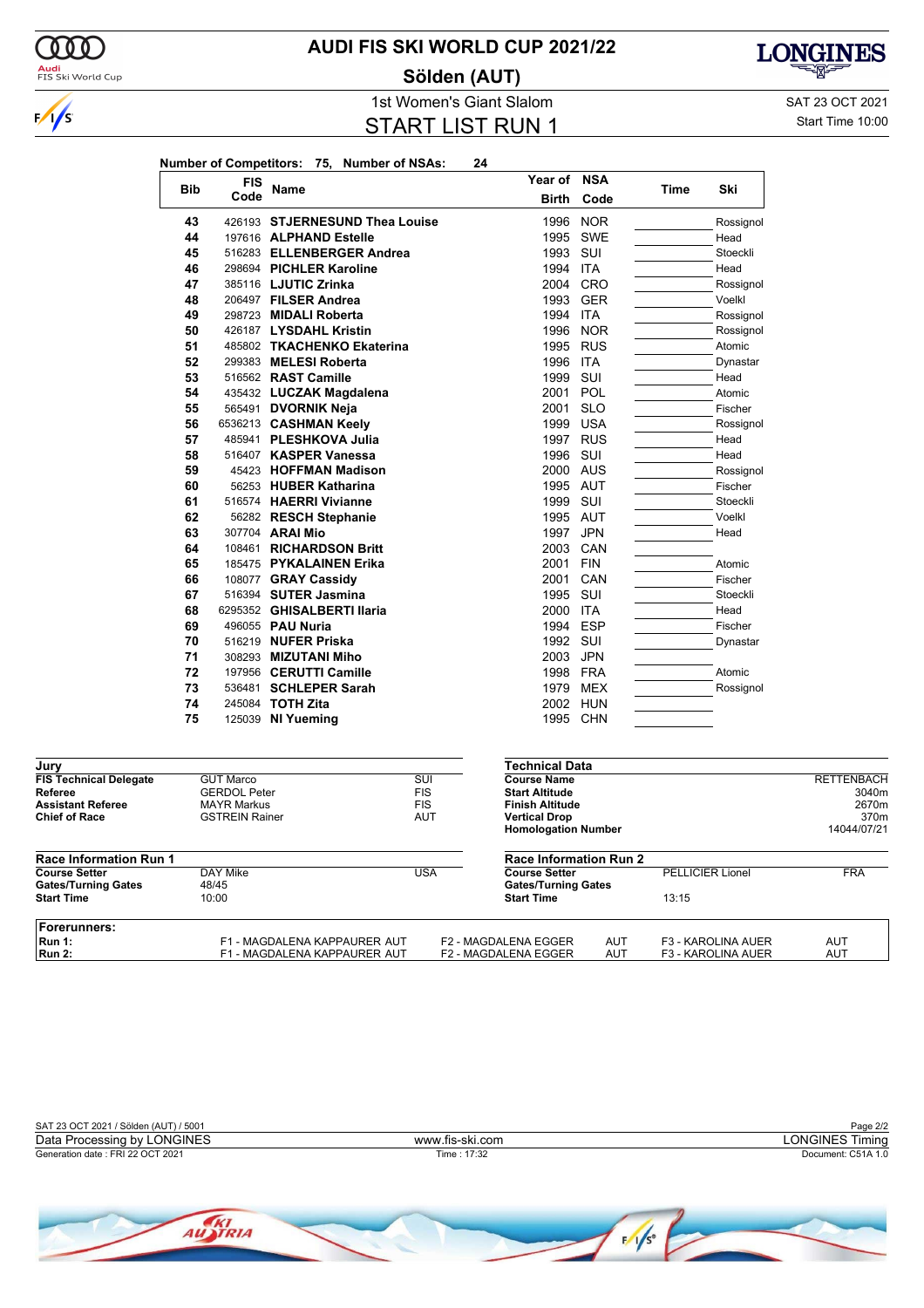# AUDI FIS SKI WORLD CUP 2021/22

## Sölden (AUT)

1st Women's Giant Slalom

SAT 23 OCT 2021

## START LIST RUN 1

Start Time 10:00

**Number of Competitors: 75, Number of NSAs: 24**

| Bib | FIS Code | Name | Year of Birth | NSA Code | Time | Ski |
|---|---|---|---|---|---|---|
| 43 | 426193 | STJERNESUND Thea Louise | 1996 | NOR | | Rossignol |
| 44 | 197616 | ALPHAND Estelle | 1995 | SWE | | Head |
| 45 | 516283 | ELLENBERGER Andrea | 1993 | SUI | | Stoeckli |
| 46 | 298694 | PICHLER Karoline | 1994 | ITA | | Head |
| 47 | 385116 | LJUTIC Zrinka | 2004 | CRO | | Rossignol |
| 48 | 206497 | FILSER Andrea | 1993 | GER | | Voelkl |
| 49 | 298723 | MIDALI Roberta | 1994 | ITA | | Rossignol |
| 50 | 426187 | LYSDAHL Kristin | 1996 | NOR | | Rossignol |
| 51 | 485802 | TKACHENKO Ekaterina | 1995 | RUS | | Atomic |
| 52 | 299383 | MELESI Roberta | 1996 | ITA | | Dynastar |
| 53 | 516562 | RAST Camille | 1999 | SUI | | Head |
| 54 | 435432 | LUCZAK Magdalena | 2001 | POL | | Atomic |
| 55 | 565491 | DVORNIK Neja | 2001 | SLO | | Fischer |
| 56 | 6536213 | CASHMAN Keely | 1999 | USA | | Rossignol |
| 57 | 485941 | PLESHKOVA Julia | 1997 | RUS | | Head |
| 58 | 516407 | KASPER Vanessa | 1996 | SUI | | Head |
| 59 | 45423 | HOFFMAN Madison | 2000 | AUS | | Rossignol |
| 60 | 56253 | HUBER Katharina | 1995 | AUT | | Fischer |
| 61 | 516574 | HAERRI Vivianne | 1999 | SUI | | Stoeckli |
| 62 | 56282 | RESCH Stephanie | 1995 | AUT | | Voelkl |
| 63 | 307704 | ARAI Mio | 1997 | JPN | | Head |
| 64 | 108461 | RICHARDSON Britt | 2003 | CAN | | |
| 65 | 185475 | PYKALAINEN Erika | 2001 | FIN | | Atomic |
| 66 | 108077 | GRAY Cassidy | 2001 | CAN | | Fischer |
| 67 | 516394 | SUTER Jasmina | 1995 | SUI | | Stoeckli |
| 68 | 6295352 | GHISALBERTI Ilaria | 2000 | ITA | | Head |
| 69 | 496055 | PAU Nuria | 1994 | ESP | | Fischer |
| 70 | 516219 | NUFER Priska | 1992 | SUI | | Dynastar |
| 71 | 308293 | MIZUTANI Miho | 2003 | JPN | | |
| 72 | 197956 | CERUTTI Camille | 1998 | FRA | | Atomic |
| 73 | 536481 | SCHLEPER Sarah | 1979 | MEX | | Rossignol |
| 74 | 245084 | TOTH Zita | 2002 | HUN | | |
| 75 | 125039 | NI Yueming | 1995 | CHN | | |

| Jury | | |
|---|---|---|
| FIS Technical Delegate | GUT Marco | SUI |
| Referee | GERDOL Peter | FIS |
| Assistant Referee | MAYR Markus | FIS |
| Chief of Race | GSTREIN Rainer | AUT |

| Technical Data | |
|---|---|
| Course Name | RETTENBACH |
| Start Altitude | 3040m |
| Finish Altitude | 2670m |
| Vertical Drop | 370m |
| Homologation Number | 14044/07/21 |

| Race Information Run 1 | | |
|---|---|---|
| Course Setter | DAY Mike | USA |
| Gates/Turning Gates | 48/45 | |
| Start Time | 10:00 | |

| Race Information Run 2 | | |
|---|---|---|
| Course Setter | PELLICIER Lionel | FRA |
| Gates/Turning Gates | | |
| Start Time | 13:15 | |

| Forerunners: | | | |
|---|---|---|---|
| Run 1: | F1 - MAGDALENA KAPPAURER AUT | F2 - MAGDALENA EGGER AUT | F3 - KAROLINA AUER AUT |
| Run 2: | F1 - MAGDALENA KAPPAURER AUT | F2 - MAGDALENA EGGER AUT | F3 - KAROLINA AUER AUT |

SAT 23 OCT 2021 / Sölden (AUT) / 5001

Data Processing by LONGINES — www.fis-ski.com — LONGINES Timing

Generation date : FRI 22 OCT 2021 — Time : 17:32 — Document: C51A 1.0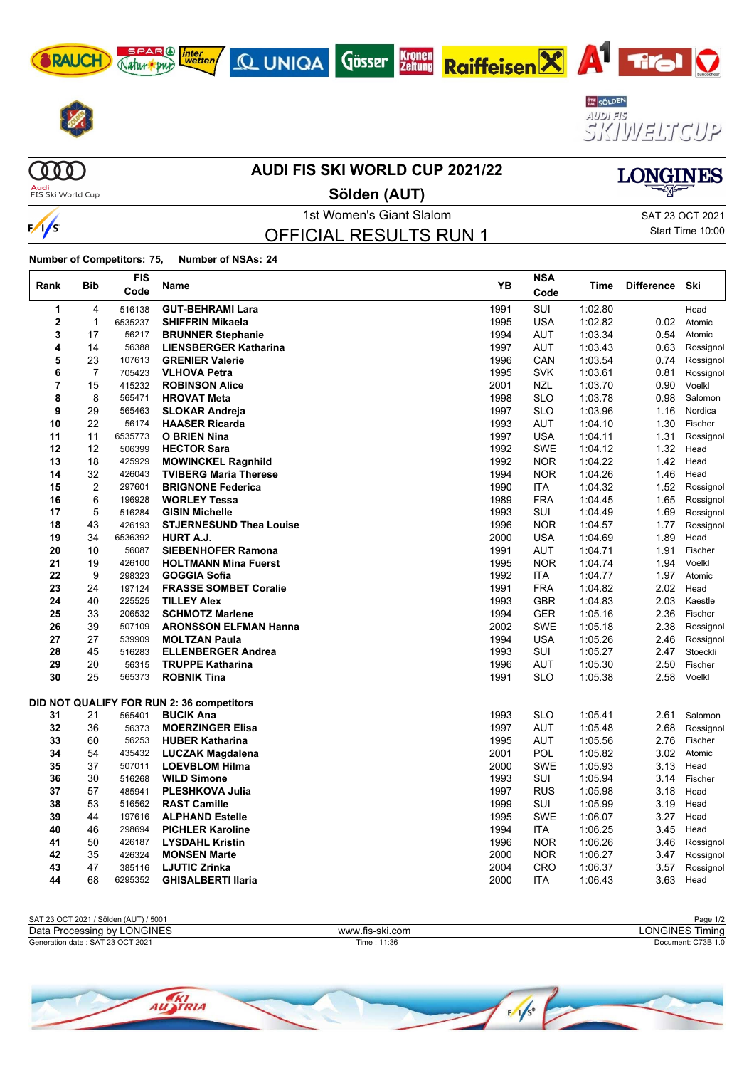# AUDI FIS SKI WORLD CUP 2021/22

## Sölden (AUT)

1st Women's Giant Slalom

SAT 23 OCT 2021

Start Time 10:00

## OFFICIAL RESULTS RUN 1

**Number of Competitors: 75, Number of NSAs: 24**

| Rank | Bib | FIS Code | Name | YB | NSA Code | Time | Difference | Ski |
|---|---|---|---|---|---|---|---|---|
| 1 | 4 | 516138 | **GUT-BEHRAMI Lara** | 1991 | SUI | 1:02.80 | | Head |
| 2 | 1 | 6535237 | **SHIFFRIN Mikaela** | 1995 | USA | 1:02.82 | 0.02 | Atomic |
| 3 | 17 | 56217 | **BRUNNER Stephanie** | 1994 | AUT | 1:03.34 | 0.54 | Atomic |
| 4 | 14 | 56388 | **LIENSBERGER Katharina** | 1997 | AUT | 1:03.43 | 0.63 | Rossignol |
| 5 | 23 | 107613 | **GRENIER Valerie** | 1996 | CAN | 1:03.54 | 0.74 | Rossignol |
| 6 | 7 | 705423 | **VLHOVA Petra** | 1995 | SVK | 1:03.61 | 0.81 | Rossignol |
| 7 | 15 | 415232 | **ROBINSON Alice** | 2001 | NZL | 1:03.70 | 0.90 | Voelkl |
| 8 | 8 | 565471 | **HROVAT Meta** | 1998 | SLO | 1:03.78 | 0.98 | Salomon |
| 9 | 29 | 565463 | **SLOKAR Andreja** | 1997 | SLO | 1:03.96 | 1.16 | Nordica |
| 10 | 22 | 56174 | **HAASER Ricarda** | 1993 | AUT | 1:04.10 | 1.30 | Fischer |
| 11 | 11 | 6535773 | **O BRIEN Nina** | 1997 | USA | 1:04.11 | 1.31 | Rossignol |
| 12 | 12 | 506399 | **HECTOR Sara** | 1992 | SWE | 1:04.12 | 1.32 | Head |
| 13 | 18 | 425929 | **MOWINCKEL Ragnhild** | 1992 | NOR | 1:04.22 | 1.42 | Head |
| 14 | 32 | 426043 | **TVIBERG Maria Therese** | 1994 | NOR | 1:04.26 | 1.46 | Head |
| 15 | 2 | 297601 | **BRIGNONE Federica** | 1990 | ITA | 1:04.32 | 1.52 | Rossignol |
| 16 | 6 | 196928 | **WORLEY Tessa** | 1989 | FRA | 1:04.45 | 1.65 | Rossignol |
| 17 | 5 | 516284 | **GISIN Michelle** | 1993 | SUI | 1:04.49 | 1.69 | Rossignol |
| 18 | 43 | 426193 | **STJERNESUND Thea Louise** | 1996 | NOR | 1:04.57 | 1.77 | Rossignol |
| 19 | 34 | 6536392 | **HURT A.J.** | 2000 | USA | 1:04.69 | 1.89 | Head |
| 20 | 10 | 56087 | **SIEBENHOFER Ramona** | 1991 | AUT | 1:04.71 | 1.91 | Fischer |
| 21 | 19 | 426100 | **HOLTMANN Mina Fuerst** | 1995 | NOR | 1:04.74 | 1.94 | Voelkl |
| 22 | 9 | 298323 | **GOGGIA Sofia** | 1992 | ITA | 1:04.77 | 1.97 | Atomic |
| 23 | 24 | 197124 | **FRASSE SOMBET Coralie** | 1991 | FRA | 1:04.82 | 2.02 | Head |
| 24 | 40 | 225525 | **TILLEY Alex** | 1993 | GBR | 1:04.83 | 2.03 | Kaestle |
| 25 | 33 | 206532 | **SCHMOTZ Marlene** | 1994 | GER | 1:05.16 | 2.36 | Fischer |
| 26 | 39 | 507109 | **ARONSSON ELFMAN Hanna** | 2002 | SWE | 1:05.18 | 2.38 | Rossignol |
| 27 | 27 | 539909 | **MOLTZAN Paula** | 1994 | USA | 1:05.26 | 2.46 | Rossignol |
| 28 | 45 | 516283 | **ELLENBERGER Andrea** | 1993 | SUI | 1:05.27 | 2.47 | Stoeckli |
| 29 | 20 | 56315 | **TRUPPE Katharina** | 1996 | AUT | 1:05.30 | 2.50 | Fischer |
| 30 | 25 | 565373 | **ROBNIK Tina** | 1991 | SLO | 1:05.38 | 2.58 | Voelkl |
| **DID NOT QUALIFY FOR RUN 2: 36 competitors** | | | | | | | | |
| 31 | 21 | 565401 | **BUCIK Ana** | 1993 | SLO | 1:05.41 | 2.61 | Salomon |
| 32 | 36 | 56373 | **MOERZINGER Elisa** | 1997 | AUT | 1:05.48 | 2.68 | Rossignol |
| 33 | 60 | 56253 | **HUBER Katharina** | 1995 | AUT | 1:05.56 | 2.76 | Fischer |
| 34 | 54 | 435432 | **LUCZAK Magdalena** | 2001 | POL | 1:05.82 | 3.02 | Atomic |
| 35 | 37 | 507011 | **LOEVBLOM Hilma** | 2000 | SWE | 1:05.93 | 3.13 | Head |
| 36 | 30 | 516268 | **WILD Simone** | 1993 | SUI | 1:05.94 | 3.14 | Fischer |
| 37 | 57 | 485941 | **PLESHKOVA Julia** | 1997 | RUS | 1:05.98 | 3.18 | Head |
| 38 | 53 | 516562 | **RAST Camille** | 1999 | SUI | 1:05.99 | 3.19 | Head |
| 39 | 44 | 197616 | **ALPHAND Estelle** | 1995 | SWE | 1:06.07 | 3.27 | Head |
| 40 | 46 | 298694 | **PICHLER Karoline** | 1994 | ITA | 1:06.25 | 3.45 | Head |
| 41 | 50 | 426187 | **LYSDAHL Kristin** | 1996 | NOR | 1:06.26 | 3.46 | Rossignol |
| 42 | 35 | 426324 | **MONSEN Marte** | 2000 | NOR | 1:06.27 | 3.47 | Rossignol |
| 43 | 47 | 385116 | **LJUTIC Zrinka** | 2004 | CRO | 1:06.37 | 3.57 | Rossignol |
| 44 | 68 | 6295352 | **GHISALBERTI Ilaria** | 2000 | ITA | 1:06.43 | 3.63 | Head |

SAT 23 OCT 2021 / Sölden (AUT) / 5001

Data Processing by LONGINES — www.fis-ski.com — LONGINES Timing

Generation date : SAT 23 OCT 2021 — Time : 11:36 — Document: C73B 1.0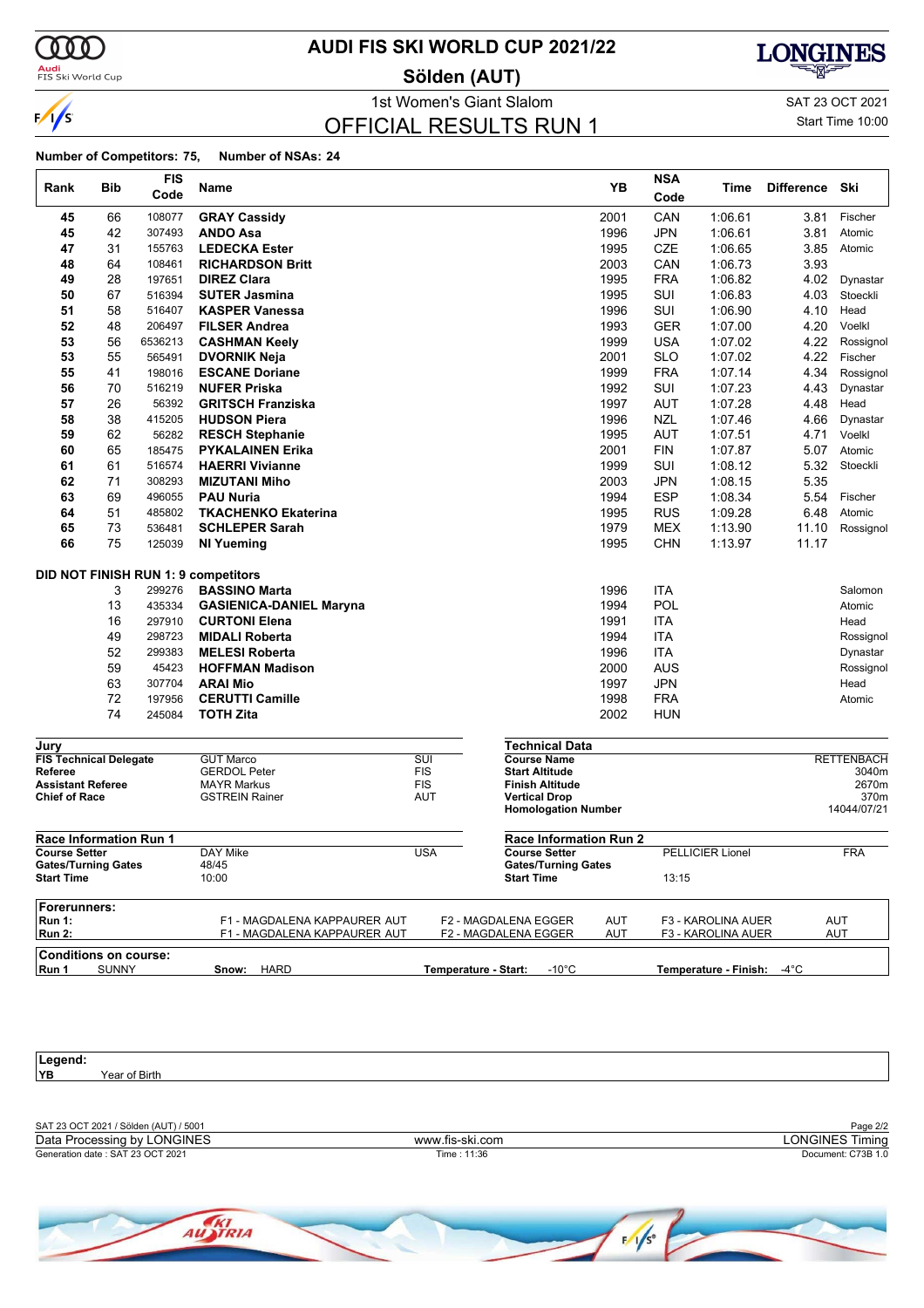# AUDI FIS SKI WORLD CUP 2021/22

## Sölden (AUT)

1st Women's Giant Slalom

SAT 23 OCT 2021

## OFFICIAL RESULTS RUN 1

Start Time 10:00

**Number of Competitors: 75, Number of NSAs: 24**

| Rank | Bib | FIS Code | Name | YB | NSA Code | Time | Difference | Ski |
|---|---|---|---|---|---|---|---|---|
| 45 | 66 | 108077 | **GRAY Cassidy** | 2001 | CAN | 1:06.61 | 3.81 | Fischer |
| 45 | 42 | 307493 | **ANDO Asa** | 1996 | JPN | 1:06.61 | 3.81 | Atomic |
| 47 | 31 | 155763 | **LEDECKA Ester** | 1995 | CZE | 1:06.65 | 3.85 | Atomic |
| 48 | 64 | 108461 | **RICHARDSON Britt** | 2003 | CAN | 1:06.73 | 3.93 | |
| 49 | 28 | 197651 | **DIREZ Clara** | 1995 | FRA | 1:06.82 | 4.02 | Dynastar |
| 50 | 67 | 516394 | **SUTER Jasmina** | 1995 | SUI | 1:06.83 | 4.03 | Stoeckli |
| 51 | 58 | 516407 | **KASPER Vanessa** | 1996 | SUI | 1:06.90 | 4.10 | Head |
| 52 | 48 | 206497 | **FILSER Andrea** | 1993 | GER | 1:07.00 | 4.20 | Voelkl |
| 53 | 56 | 6536213 | **CASHMAN Keely** | 1999 | USA | 1:07.02 | 4.22 | Rossignol |
| 53 | 55 | 565491 | **DVORNIK Neja** | 2001 | SLO | 1:07.02 | 4.22 | Fischer |
| 55 | 41 | 198016 | **ESCANE Doriane** | 1999 | FRA | 1:07.14 | 4.34 | Rossignol |
| 56 | 70 | 516219 | **NUFER Priska** | 1992 | SUI | 1:07.23 | 4.43 | Dynastar |
| 57 | 26 | 56392 | **GRITSCH Franziska** | 1997 | AUT | 1:07.28 | 4.48 | Head |
| 58 | 38 | 415205 | **HUDSON Piera** | 1996 | NZL | 1:07.46 | 4.66 | Dynastar |
| 59 | 62 | 56282 | **RESCH Stephanie** | 1995 | AUT | 1:07.51 | 4.71 | Voelkl |
| 60 | 65 | 185475 | **PYKALAINEN Erika** | 2001 | FIN | 1:07.87 | 5.07 | Atomic |
| 61 | 61 | 516574 | **HAERRI Vivianne** | 1999 | SUI | 1:08.12 | 5.32 | Stoeckli |
| 62 | 71 | 308293 | **MIZUTANI Miho** | 2003 | JPN | 1:08.15 | 5.35 | |
| 63 | 69 | 496055 | **PAU Nuria** | 1994 | ESP | 1:08.34 | 5.54 | Fischer |
| 64 | 51 | 485802 | **TKACHENKO Ekaterina** | 1995 | RUS | 1:09.28 | 6.48 | Atomic |
| 65 | 73 | 536481 | **SCHLEPER Sarah** | 1979 | MEX | 1:13.90 | 11.10 | Rossignol |
| 66 | 75 | 125039 | **NI Yueming** | 1995 | CHN | 1:13.97 | 11.17 | |

**DID NOT FINISH RUN 1: 9 competitors**

| Rank | Bib | FIS Code | Name | YB | NSA Code | Time | Difference | Ski |
|---|---|---|---|---|---|---|---|---|
| | 3 | 299276 | **BASSINO Marta** | 1996 | ITA | | | Salomon |
| | 13 | 435334 | **GASIENICA-DANIEL Maryna** | 1994 | POL | | | Atomic |
| | 16 | 297910 | **CURTONI Elena** | 1991 | ITA | | | Head |
| | 49 | 298723 | **MIDALI Roberta** | 1994 | ITA | | | Rossignol |
| | 52 | 299383 | **MELESI Roberta** | 1996 | ITA | | | Dynastar |
| | 59 | 45423 | **HOFFMAN Madison** | 2000 | AUS | | | Rossignol |
| | 63 | 307704 | **ARAI Mio** | 1997 | JPN | | | Head |
| | 72 | 197956 | **CERUTTI Camille** | 1998 | FRA | | | Atomic |
| | 74 | 245084 | **TOTH Zita** | 2002 | HUN | | | |

**Jury**

| | | |
|---|---|---|
| **FIS Technical Delegate** | GUT Marco | SUI |
| **Referee** | GERDOL Peter | FIS |
| **Assistant Referee** | MAYR Markus | FIS |
| **Chief of Race** | GSTREIN Rainer | AUT |

**Technical Data**

| | |
|---|---|
| **Course Name** | RETTENBACH |
| **Start Altitude** | 3040m |
| **Finish Altitude** | 2670m |
| **Vertical Drop** | 370m |
| **Homologation Number** | 14044/07/21 |

**Race Information Run 1**

| | | |
|---|---|---|
| **Course Setter** | DAY Mike | USA |
| **Gates/Turning Gates** | 48/45 | |
| **Start Time** | 10:00 | |

**Race Information Run 2**

| | | |
|---|---|---|
| **Course Setter** | PELLICIER Lionel | FRA |
| **Gates/Turning Gates** | | |
| **Start Time** | 13:15 | |

**Forerunners:**

| | | | | | | |
|---|---|---|---|---|---|---|
| **Run 1:** | F1 - MAGDALENA KAPPAURER AUT | F2 - MAGDALENA EGGER | AUT | F3 - KAROLINA AUER | AUT |
| **Run 2:** | F1 - MAGDALENA KAPPAURER AUT | F2 - MAGDALENA EGGER | AUT | F3 - KAROLINA AUER | AUT |

**Conditions on course:**

**Run 1** SUNNY **Snow:** HARD **Temperature - Start:** -10°C **Temperature - Finish:** -4°C

**Legend:**

**YB** Year of Birth

SAT 23 OCT 2021 / Sölden (AUT) / 5001

Data Processing by LONGINES — www.fis-ski.com — LONGINES Timing

Generation date : SAT 23 OCT 2021 — Time : 11:36 — Document: C73B 1.0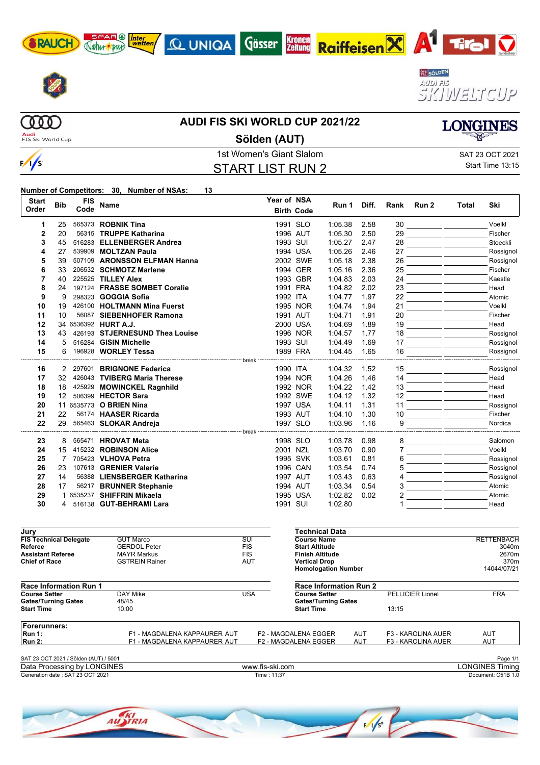# AUDI FIS SKI WORLD CUP 2021/22

## Sölden (AUT)

1st Women's Giant Slalom

SAT 23 OCT 2021

Start Time 13:15

## START LIST RUN 2

**Number of Competitors:** 30, **Number of NSAs:** 13

| Start Order | Bib | FIS Code | Name | Year of Birth | NSA Code | Run 1 | Diff. | Rank | Run 2 | Total | Ski |
|---|---|---|---|---|---|---|---|---|---|---|---|
| 1 | 25 | 565373 | **ROBNIK Tina** | 1991 | SLO | 1:05.38 | 2.58 | 30 | | | Voelkl |
| 2 | 20 | 56315 | **TRUPPE Katharina** | 1996 | AUT | 1:05.30 | 2.50 | 29 | | | Fischer |
| 3 | 45 | 516283 | **ELLENBERGER Andrea** | 1993 | SUI | 1:05.27 | 2.47 | 28 | | | Stoeckli |
| 4 | 27 | 539909 | **MOLTZAN Paula** | 1994 | USA | 1:05.26 | 2.46 | 27 | | | Rossignol |
| 5 | 39 | 507109 | **ARONSSON ELFMAN Hanna** | 2002 | SWE | 1:05.18 | 2.38 | 26 | | | Rossignol |
| 6 | 33 | 206532 | **SCHMOTZ Marlene** | 1994 | GER | 1:05.16 | 2.36 | 25 | | | Fischer |
| 7 | 40 | 225525 | **TILLEY Alex** | 1993 | GBR | 1:04.83 | 2.03 | 24 | | | Kaestle |
| 8 | 24 | 197124 | **FRASSE SOMBET Coralie** | 1991 | FRA | 1:04.82 | 2.02 | 23 | | | Head |
| 9 | 9 | 298323 | **GOGGIA Sofia** | 1992 | ITA | 1:04.77 | 1.97 | 22 | | | Atomic |
| 10 | 19 | 426100 | **HOLTMANN Mina Fuerst** | 1995 | NOR | 1:04.74 | 1.94 | 21 | | | Voelkl |
| 11 | 10 | 56087 | **SIEBENHOFER Ramona** | 1991 | AUT | 1:04.71 | 1.91 | 20 | | | Fischer |
| 12 | 34 | 6536392 | **HURT A.J.** | 2000 | USA | 1:04.69 | 1.89 | 19 | | | Head |
| 13 | 43 | 426193 | **STJERNESUND Thea Louise** | 1996 | NOR | 1:04.57 | 1.77 | 18 | | | Rossignol |
| 14 | 5 | 516284 | **GISIN Michelle** | 1993 | SUI | 1:04.49 | 1.69 | 17 | | | Rossignol |
| 15 | 6 | 196928 | **WORLEY Tessa** | 1989 | FRA | 1:04.45 | 1.65 | 16 | | | Rossignol |
| | | | break | | | | | | | | |
| 16 | 2 | 297601 | **BRIGNONE Federica** | 1990 | ITA | 1:04.32 | 1.52 | 15 | | | Rossignol |
| 17 | 32 | 426043 | **TVIBERG Maria Therese** | 1994 | NOR | 1:04.26 | 1.46 | 14 | | | Head |
| 18 | 18 | 425929 | **MOWINCKEL Ragnhild** | 1992 | NOR | 1:04.22 | 1.42 | 13 | | | Head |
| 19 | 12 | 506399 | **HECTOR Sara** | 1992 | SWE | 1:04.12 | 1.32 | 12 | | | Head |
| 20 | 11 | 6535773 | **O BRIEN Nina** | 1997 | USA | 1:04.11 | 1.31 | 11 | | | Rossignol |
| 21 | 22 | 56174 | **HAASER Ricarda** | 1993 | AUT | 1:04.10 | 1.30 | 10 | | | Fischer |
| 22 | 29 | 565463 | **SLOKAR Andreja** | 1997 | SLO | 1:03.96 | 1.16 | 9 | | | Nordica |
| | | | break | | | | | | | | |
| 23 | 8 | 565471 | **HROVAT Meta** | 1998 | SLO | 1:03.78 | 0.98 | 8 | | | Salomon |
| 24 | 15 | 415232 | **ROBINSON Alice** | 2001 | NZL | 1:03.70 | 0.90 | 7 | | | Voelkl |
| 25 | 7 | 705423 | **VLHOVA Petra** | 1995 | SVK | 1:03.61 | 0.81 | 6 | | | Rossignol |
| 26 | 23 | 107613 | **GRENIER Valerie** | 1996 | CAN | 1:03.54 | 0.74 | 5 | | | Rossignol |
| 27 | 14 | 56388 | **LIENSBERGER Katharina** | 1997 | AUT | 1:03.43 | 0.63 | 4 | | | Rossignol |
| 28 | 17 | 56217 | **BRUNNER Stephanie** | 1994 | AUT | 1:03.34 | 0.54 | 3 | | | Atomic |
| 29 | 1 | 6535237 | **SHIFFRIN Mikaela** | 1995 | USA | 1:02.82 | 0.02 | 2 | | | Atomic |
| 30 | 4 | 516138 | **GUT-BEHRAMI Lara** | 1991 | SUI | 1:02.80 | | 1 | | | Head |

### Jury

| | | |
|---|---|---|
| **FIS Technical Delegate** | GUT Marco | SUI |
| **Referee** | GERDOL Peter | FIS |
| **Assistant Referee** | MAYR Markus | FIS |
| **Chief of Race** | GSTREIN Rainer | AUT |

### Technical Data

| | |
|---|---|
| **Course Name** | RETTENBACH |
| **Start Altitude** | 3040m |
| **Finish Altitude** | 2670m |
| **Vertical Drop** | 370m |
| **Homologation Number** | 14044/07/21 |

### Race Information Run 1

| | | |
|---|---|---|
| **Course Setter** | DAY Mike | USA |
| **Gates/Turning Gates** | 48/45 | |
| **Start Time** | 10:00 | |

### Race Information Run 2

| | | |
|---|---|---|
| **Course Setter** | PELLICIER Lionel | FRA |
| **Gates/Turning Gates** | | |
| **Start Time** | 13:15 | |

### Forerunners:

| | | | | | | |
|---|---|---|---|---|---|---|
| **Run 1:** | F1 - MAGDALENA KAPPAURER AUT | F2 - MAGDALENA EGGER | AUT | F3 - KAROLINA AUER | AUT |
| **Run 2:** | F1 - MAGDALENA KAPPAURER AUT | F2 - MAGDALENA EGGER | AUT | F3 - KAROLINA AUER | AUT |

SAT 23 OCT 2021 / Sölden (AUT) / 5001

Data Processing by LONGINES — www.fis-ski.com — LONGINES Timing

Generation date : SAT 23 OCT 2021 — Time : 11:37 — Document: C51B 1.0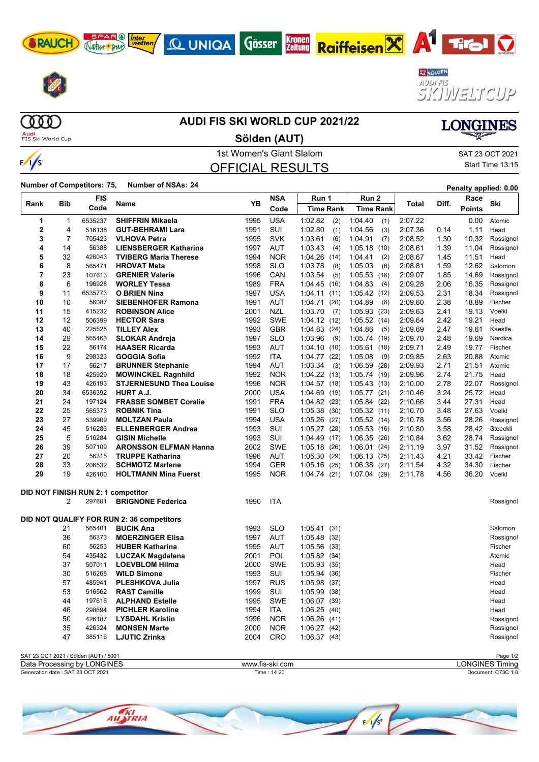# AUDI FIS SKI WORLD CUP 2021/22

## Sölden (AUT)

1st Women's Giant Slalom

SAT 23 OCT 2021

Start Time 13:15

## OFFICIAL RESULTS

**Number of Competitors: 75, Number of NSAs: 24**

**Penalty applied: 0.00**

| Rank | Bib | FIS Code | Name | YB | NSA Code | Run 1 Time | Rank | Run 2 Time | Rank | Total | Diff. | Race Points | Ski |
|---|---|---|---|---|---|---|---|---|---|---|---|---|---|
| 1 | 1 | 6535237 | SHIFFRIN Mikaela | 1995 | USA | 1:02.82 | (2) | 1:04.40 | (1) | 2:07.22 | | 0.00 | Atomic |
| 2 | 4 | 516138 | GUT-BEHRAMI Lara | 1991 | SUI | 1:02.80 | (1) | 1:04.56 | (3) | 2:07.36 | 0.14 | 1.11 | Head |
| 3 | 7 | 705423 | VLHOVA Petra | 1995 | SVK | 1:03.61 | (6) | 1:04.91 | (7) | 2:08.52 | 1.30 | 10.32 | Rossignol |
| 4 | 14 | 56388 | LIENSBERGER Katharina | 1997 | AUT | 1:03.43 | (4) | 1:05.18 | (10) | 2:08.61 | 1.39 | 11.04 | Rossignol |
| 5 | 32 | 426043 | TVIBERG Maria Therese | 1994 | NOR | 1:04.26 | (14) | 1:04.41 | (2) | 2:08.67 | 1.45 | 11.51 | Head |
| 6 | 8 | 565471 | HROVAT Meta | 1998 | SLO | 1:03.78 | (8) | 1:05.03 | (8) | 2:08.81 | 1.59 | 12.62 | Salomon |
| 7 | 23 | 107613 | GRENIER Valerie | 1996 | CAN | 1:03.54 | (5) | 1:05.53 | (16) | 2:09.07 | 1.85 | 14.69 | Rossignol |
| 8 | 6 | 196928 | WORLEY Tessa | 1989 | FRA | 1:04.45 | (16) | 1:04.83 | (4) | 2:09.28 | 2.06 | 16.35 | Rossignol |
| 9 | 11 | 6535773 | O BRIEN Nina | 1997 | USA | 1:04.11 | (11) | 1:05.42 | (12) | 2:09.53 | 2.31 | 18.34 | Rossignol |
| 10 | 10 | 56087 | SIEBENHOFER Ramona | 1991 | AUT | 1:04.71 | (20) | 1:04.89 | (6) | 2:09.60 | 2.38 | 18.89 | Fischer |
| 11 | 15 | 415232 | ROBINSON Alice | 2001 | NZL | 1:03.70 | (7) | 1:05.93 | (23) | 2:09.63 | 2.41 | 19.13 | Voelkl |
| 12 | 12 | 506399 | HECTOR Sara | 1992 | SWE | 1:04.12 | (12) | 1:05.52 | (14) | 2:09.64 | 2.42 | 19.21 | Head |
| 13 | 40 | 225525 | TILLEY Alex | 1993 | GBR | 1:04.83 | (24) | 1:04.86 | (5) | 2:09.69 | 2.47 | 19.61 | Kaestle |
| 14 | 29 | 565463 | SLOKAR Andreja | 1997 | SLO | 1:03.96 | (9) | 1:05.74 | (19) | 2:09.70 | 2.48 | 19.69 | Nordica |
| 15 | 22 | 56174 | HAASER Ricarda | 1993 | AUT | 1:04.10 | (10) | 1:05.61 | (18) | 2:09.71 | 2.49 | 19.77 | Fischer |
| 16 | 9 | 298323 | GOGGIA Sofia | 1992 | ITA | 1:04.77 | (22) | 1:05.08 | (9) | 2:09.85 | 2.63 | 20.88 | Atomic |
| 17 | 17 | 56217 | BRUNNER Stephanie | 1994 | AUT | 1:03.34 | (3) | 1:06.59 | (28) | 2:09.93 | 2.71 | 21.51 | Atomic |
| 18 | 18 | 425929 | MOWINCKEL Ragnhild | 1992 | NOR | 1:04.22 | (13) | 1:05.74 | (19) | 2:09.96 | 2.74 | 21.75 | Head |
| 19 | 43 | 426193 | STJERNESUND Thea Louise | 1996 | NOR | 1:04.57 | (18) | 1:05.43 | (13) | 2:10.00 | 2.78 | 22.07 | Rossignol |
| 20 | 34 | 6536392 | HURT A.J. | 2000 | USA | 1:04.69 | (19) | 1:05.77 | (21) | 2:10.46 | 3.24 | 25.72 | Head |
| 21 | 24 | 197124 | FRASSE SOMBET Coralie | 1991 | FRA | 1:04.82 | (23) | 1:05.84 | (22) | 2:10.66 | 3.44 | 27.31 | Head |
| 22 | 25 | 565373 | ROBNIK Tina | 1991 | SLO | 1:05.38 | (30) | 1:05.32 | (11) | 2:10.70 | 3.48 | 27.63 | Voelkl |
| 23 | 27 | 539909 | MOLTZAN Paula | 1994 | USA | 1:05.26 | (27) | 1:05.52 | (14) | 2:10.78 | 3.56 | 28.26 | Rossignol |
| 24 | 45 | 516283 | ELLENBERGER Andrea | 1993 | SUI | 1:05.27 | (28) | 1:05.53 | (16) | 2:10.80 | 3.58 | 28.42 | Stoeckli |
| 25 | 5 | 516284 | GISIN Michelle | 1993 | SUI | 1:04.49 | (17) | 1:06.35 | (26) | 2:10.84 | 3.62 | 28.74 | Rossignol |
| 26 | 39 | 507109 | ARONSSON ELFMAN Hanna | 2002 | SWE | 1:05.18 | (26) | 1:06.01 | (24) | 2:11.19 | 3.97 | 31.52 | Rossignol |
| 27 | 20 | 56315 | TRUPPE Katharina | 1996 | AUT | 1:05.30 | (29) | 1:06.13 | (25) | 2:11.43 | 4.21 | 33.42 | Fischer |
| 28 | 33 | 206532 | SCHMOTZ Marlene | 1994 | GER | 1:05.16 | (25) | 1:06.38 | (27) | 2:11.54 | 4.32 | 34.30 | Fischer |
| 29 | 19 | 426100 | HOLTMANN Mina Fuerst | 1995 | NOR | 1:04.74 | (21) | 1:07.04 | (29) | 2:11.78 | 4.56 | 36.20 | Voelkl |

**DID NOT FINISH RUN 2: 1 competitor**

| Rank | Bib | FIS Code | Name | YB | NSA Code | Run 1 Time | Rank | Run 2 Time | Rank | Total | Diff. | Race Points | Ski |
|---|---|---|---|---|---|---|---|---|---|---|---|---|---|
| | 2 | 297601 | BRIGNONE Federica | 1990 | ITA | | | | | | | | Rossignol |

**DID NOT QUALIFY FOR RUN 2: 36 competitors**

| Rank | Bib | FIS Code | Name | YB | NSA Code | Run 1 Time | Rank | Run 2 Time | Rank | Total | Diff. | Race Points | Ski |
|---|---|---|---|---|---|---|---|---|---|---|---|---|---|
| | 21 | 565401 | BUCIK Ana | 1993 | SLO | 1:05.41 | (31) | | | | | | Salomon |
| | 36 | 56373 | MOERZINGER Elisa | 1997 | AUT | 1:05.48 | (32) | | | | | | Rossignol |
| | 60 | 56253 | HUBER Katharina | 1995 | AUT | 1:05.56 | (33) | | | | | | Fischer |
| | 54 | 435432 | LUCZAK Magdalena | 2001 | POL | 1:05.82 | (34) | | | | | | Atomic |
| | 37 | 507011 | LOEVBLOM Hilma | 2000 | SWE | 1:05.93 | (35) | | | | | | Head |
| | 30 | 516268 | WILD Simone | 1993 | SUI | 1:05.94 | (36) | | | | | | Fischer |
| | 57 | 485941 | PLESHKOVA Julia | 1997 | RUS | 1:05.98 | (37) | | | | | | Head |
| | 53 | 516562 | RAST Camille | 1999 | SUI | 1:05.99 | (38) | | | | | | Head |
| | 44 | 197616 | ALPHAND Estelle | 1995 | SWE | 1:06.07 | (39) | | | | | | Head |
| | 46 | 298694 | PICHLER Karoline | 1994 | ITA | 1:06.25 | (40) | | | | | | Head |
| | 50 | 426187 | LYSDAHL Kristin | 1996 | NOR | 1:06.26 | (41) | | | | | | Rossignol |
| | 35 | 426324 | MONSEN Marte | 2000 | NOR | 1:06.27 | (42) | | | | | | Rossignol |
| | 47 | 385116 | LJUTIC Zrinka | 2004 | CRO | 1:06.37 | (43) | | | | | | Rossignol |

SAT 23 OCT 2021 / Sölden (AUT) / 5001

Data Processing by LONGINES — www.fis-ski.com — LONGINES Timing

Generation date : SAT 23 OCT 2021 — Time : 14:20 — Document: C73C 1.0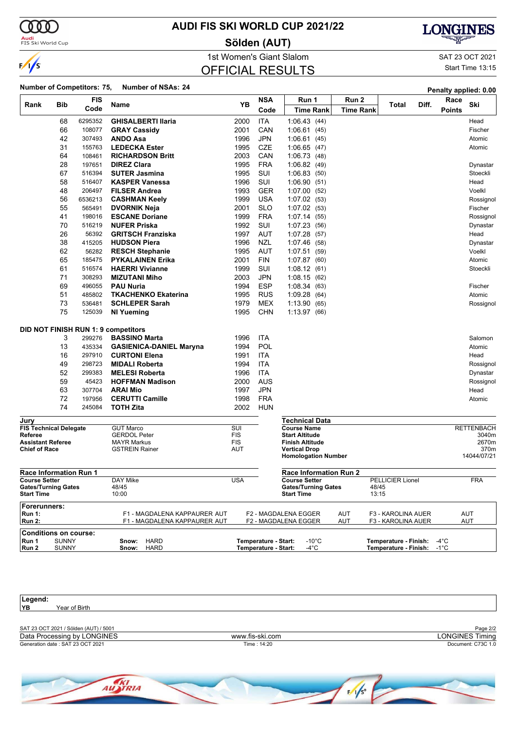# AUDI FIS SKI WORLD CUP 2021/22

## Sölden (AUT)

### 1st Women's Giant Slalom

SAT 23 OCT 2021

### OFFICIAL RESULTS

Start Time 13:15

**Number of Competitors: 75, Number of NSAs: 24**

Penalty applied: 0.00

| Rank | Bib | FIS Code | Name | YB | NSA Code | Run 1 Time Rank | Run 2 Time Rank | Total | Diff. | Race Points | Ski |
|---|---|---|---|---|---|---|---|---|---|---|---|
| | 68 | 6295352 | **GHISALBERTI Ilaria** | 2000 | ITA | 1:06.43 (44) | | | | | Head |
| | 66 | 108077 | **GRAY Cassidy** | 2001 | CAN | 1:06.61 (45) | | | | | Fischer |
| | 42 | 307493 | **ANDO Asa** | 1996 | JPN | 1:06.61 (45) | | | | | Atomic |
| | 31 | 155763 | **LEDECKA Ester** | 1995 | CZE | 1:06.65 (47) | | | | | Atomic |
| | 64 | 108461 | **RICHARDSON Britt** | 2003 | CAN | 1:06.73 (48) | | | | | |
| | 28 | 197651 | **DIREZ Clara** | 1995 | FRA | 1:06.82 (49) | | | | | Dynastar |
| | 67 | 516394 | **SUTER Jasmina** | 1995 | SUI | 1:06.83 (50) | | | | | Stoeckli |
| | 58 | 516407 | **KASPER Vanessa** | 1996 | SUI | 1:06.90 (51) | | | | | Head |
| | 48 | 206497 | **FILSER Andrea** | 1993 | GER | 1:07.00 (52) | | | | | Voelkl |
| | 56 | 6536213 | **CASHMAN Keely** | 1999 | USA | 1:07.02 (53) | | | | | Rossignol |
| | 55 | 565491 | **DVORNIK Neja** | 2001 | SLO | 1:07.02 (53) | | | | | Fischer |
| | 41 | 198016 | **ESCANE Doriane** | 1999 | FRA | 1:07.14 (55) | | | | | Rossignol |
| | 70 | 516219 | **NUFER Priska** | 1992 | SUI | 1:07.23 (56) | | | | | Dynastar |
| | 26 | 56392 | **GRITSCH Franziska** | 1997 | AUT | 1:07.28 (57) | | | | | Head |
| | 38 | 415205 | **HUDSON Piera** | 1996 | NZL | 1:07.46 (58) | | | | | Dynastar |
| | 62 | 56282 | **RESCH Stephanie** | 1995 | AUT | 1:07.51 (59) | | | | | Voelkl |
| | 65 | 185475 | **PYKALAINEN Erika** | 2001 | FIN | 1:07.87 (60) | | | | | Atomic |
| | 61 | 516574 | **HAERRI Vivianne** | 1999 | SUI | 1:08.12 (61) | | | | | Stoeckli |
| | 71 | 308293 | **MIZUTANI Miho** | 2003 | JPN | 1:08.15 (62) | | | | | |
| | 69 | 496055 | **PAU Nuria** | 1994 | ESP | 1:08.34 (63) | | | | | Fischer |
| | 51 | 485802 | **TKACHENKO Ekaterina** | 1995 | RUS | 1:09.28 (64) | | | | | Atomic |
| | 73 | 536481 | **SCHLEPER Sarah** | 1979 | MEX | 1:13.90 (65) | | | | | Rossignol |
| | 75 | 125039 | **NI Yueming** | 1995 | CHN | 1:13.97 (66) | | | | | |

**DID NOT FINISH RUN 1: 9 competitors**

| Bib | FIS Code | Name | YB | NSA Code | Ski |
|---|---|---|---|---|---|
| 3 | 299276 | **BASSINO Marta** | 1996 | ITA | Salomon |
| 13 | 435334 | **GASIENICA-DANIEL Maryna** | 1994 | POL | Atomic |
| 16 | 297910 | **CURTONI Elena** | 1991 | ITA | Head |
| 49 | 298723 | **MIDALI Roberta** | 1994 | ITA | Rossignol |
| 52 | 299383 | **MELESI Roberta** | 1996 | ITA | Dynastar |
| 59 | 45423 | **HOFFMAN Madison** | 2000 | AUS | Rossignol |
| 63 | 307704 | **ARAI Mio** | 1997 | JPN | Head |
| 72 | 197956 | **CERUTTI Camille** | 1998 | FRA | Atomic |
| 74 | 245084 | **TOTH Zita** | 2002 | HUN | |

**Jury**

| | | |
|---|---|---|
| **FIS Technical Delegate** | GUT Marco | SUI |
| **Referee** | GERDOL Peter | FIS |
| **Assistant Referee** | MAYR Markus | FIS |
| **Chief of Race** | GSTREIN Rainer | AUT |

**Technical Data**

| | |
|---|---|
| **Course Name** | RETTENBACH |
| **Start Altitude** | 3040m |
| **Finish Altitude** | 2670m |
| **Vertical Drop** | 370m |
| **Homologation Number** | 14044/07/21 |

**Race Information Run 1**

| | | |
|---|---|---|
| **Course Setter** | DAY Mike | USA |
| **Gates/Turning Gates** | 48/45 | |
| **Start Time** | 10:00 | |

**Race Information Run 2**

| | | |
|---|---|---|
| **Course Setter** | PELLICIER Lionel | FRA |
| **Gates/Turning Gates** | 48/45 | |
| **Start Time** | 13:15 | |

**Forerunners:**

| | | | |
|---|---|---|---|
| **Run 1:** | F1 - MAGDALENA KAPPAURER AUT | F2 - MAGDALENA EGGER AUT | F3 - KAROLINA AUER AUT |
| **Run 2:** | F1 - MAGDALENA KAPPAURER AUT | F2 - MAGDALENA EGGER AUT | F3 - KAROLINA AUER AUT |

**Conditions on course:**

| | | | | |
|---|---|---|---|---|
| **Run 1** | SUNNY | **Snow:** HARD | **Temperature - Start:** -10°C | **Temperature - Finish:** -4°C |
| **Run 2** | SUNNY | **Snow:** HARD | **Temperature - Start:** -4°C | **Temperature - Finish:** -1°C |

**Legend:**
**YB** Year of Birth

SAT 23 OCT 2021 / Sölden (AUT) / 5001
Data Processing by LONGINES — www.fis-ski.com — LONGINES Timing
Generation date : SAT 23 OCT 2021 — Time : 14:20 — Document: C73C 1.0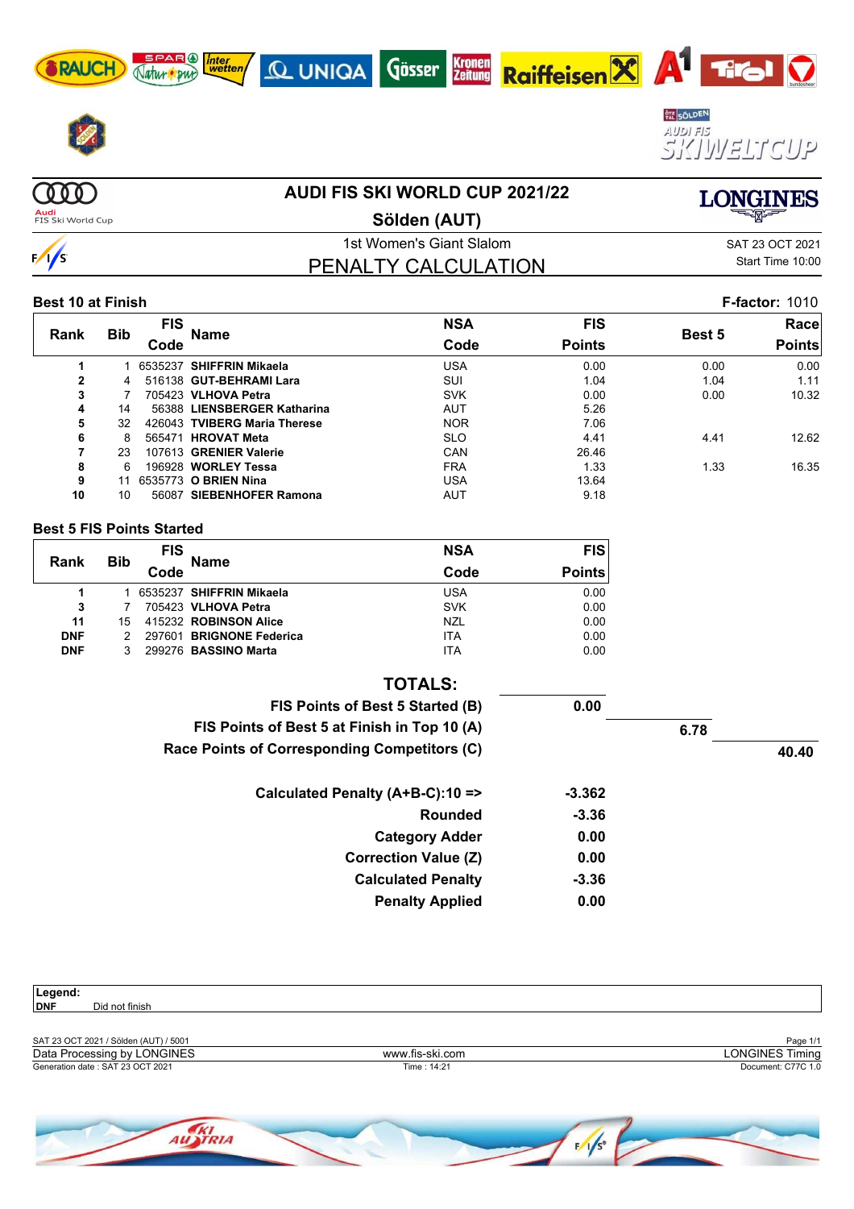# AUDI FIS SKI WORLD CUP 2021/22

## Sölden (AUT)

1st Women's Giant Slalom

SAT 23 OCT 2021

Start Time 10:00

## PENALTY CALCULATION

**Best 10 at Finish** — **F-factor:** 1010

| Rank | Bib | FIS Code | Name | NSA Code | FIS Points | Best 5 | Race Points |
|---|---|---|---|---|---|---|---|
| 1 | 1 | 6535237 | **SHIFFRIN Mikaela** | USA | 0.00 | 0.00 | 0.00 |
| 2 | 4 | 516138 | **GUT-BEHRAMI Lara** | SUI | 1.04 | 1.04 | 1.11 |
| 3 | 7 | 705423 | **VLHOVA Petra** | SVK | 0.00 | 0.00 | 10.32 |
| 4 | 14 | 56388 | **LIENSBERGER Katharina** | AUT | 5.26 | | |
| 5 | 32 | 426043 | **TVIBERG Maria Therese** | NOR | 7.06 | | |
| 6 | 8 | 565471 | **HROVAT Meta** | SLO | 4.41 | 4.41 | 12.62 |
| 7 | 23 | 107613 | **GRENIER Valerie** | CAN | 26.46 | | |
| 8 | 6 | 196928 | **WORLEY Tessa** | FRA | 1.33 | 1.33 | 16.35 |
| 9 | 11 | 6535773 | **O BRIEN Nina** | USA | 13.64 | | |
| 10 | 10 | 56087 | **SIEBENHOFER Ramona** | AUT | 9.18 | | |

**Best 5 FIS Points Started**

| Rank | Bib | FIS Code | Name | NSA Code | FIS Points |
|---|---|---|---|---|---|
| 1 | 1 | 6535237 | **SHIFFRIN Mikaela** | USA | 0.00 |
| 3 | 7 | 705423 | **VLHOVA Petra** | SVK | 0.00 |
| 11 | 15 | 415232 | **ROBINSON Alice** | NZL | 0.00 |
| DNF | 2 | 297601 | **BRIGNONE Federica** | ITA | 0.00 |
| DNF | 3 | 299276 | **BASSINO Marta** | ITA | 0.00 |

**TOTALS:**

| | | | |
|---|---|---|---|
| **FIS Points of Best 5 Started (B)** | **0.00** | | |
| **FIS Points of Best 5 at Finish in Top 10 (A)** | | **6.78** | |
| **Race Points of Corresponding Competitors (C)** | | | **40.40** |

| | |
|---|---|
| **Calculated Penalty (A+B-C):10 =>** | **-3.362** |
| **Rounded** | **-3.36** |
| **Category Adder** | **0.00** |
| **Correction Value (Z)** | **0.00** |
| **Calculated Penalty** | **-3.36** |
| **Penalty Applied** | **0.00** |

**Legend:**
DNF — Did not finish

SAT 23 OCT 2021 / Sölden (AUT) / 5001

Data Processing by LONGINES — www.fis-ski.com — LONGINES Timing

Generation date : SAT 23 OCT 2021 — Time : 14:21 — Document: C77C 1.0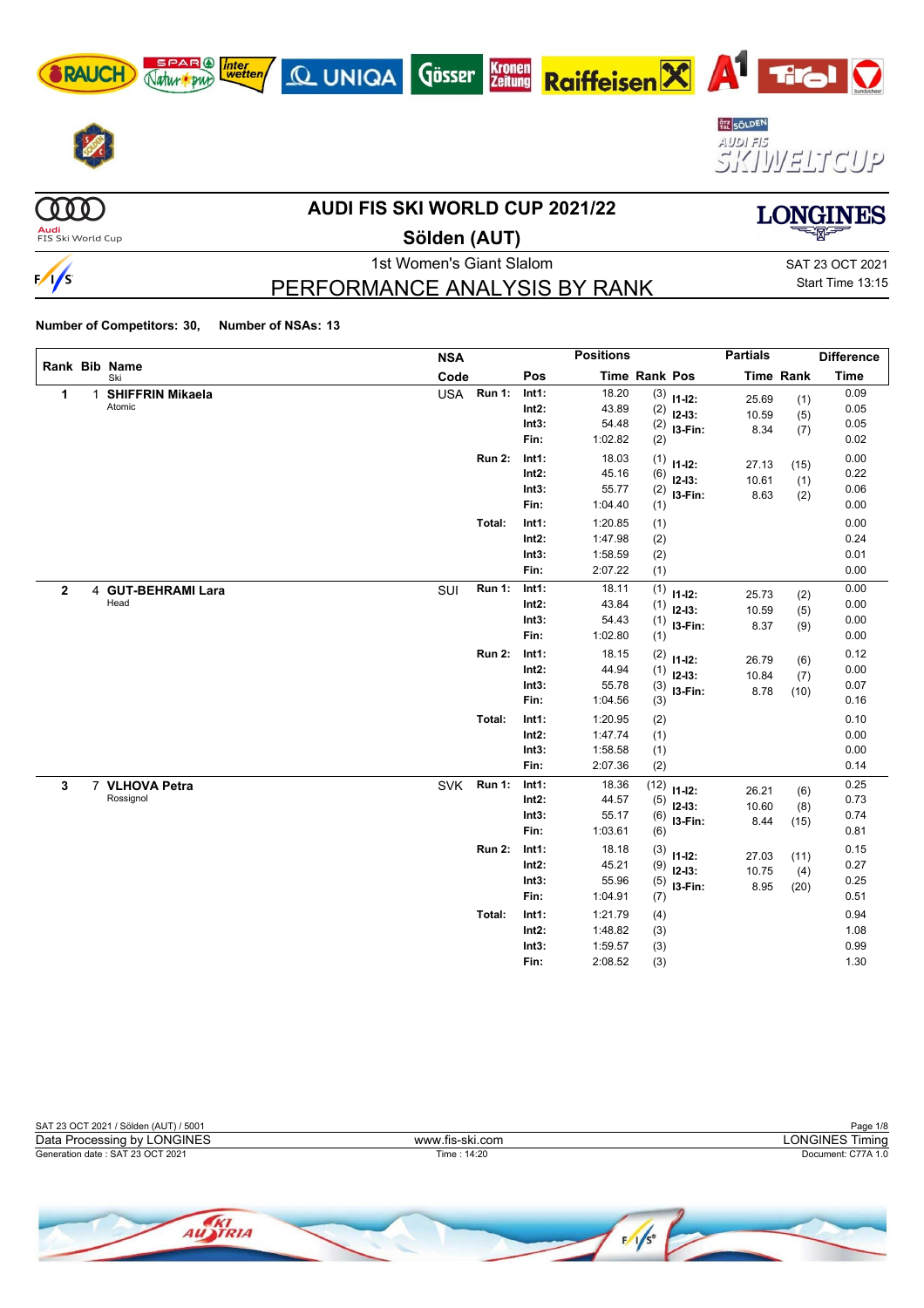# AUDI FIS SKI WORLD CUP 2021/22

## Sölden (AUT)

1st Women's Giant Slalom

SAT 23 OCT 2021
Start Time 13:15

## PERFORMANCE ANALYSIS BY RANK

**Number of Competitors: 30, Number of NSAs: 13**

| Rank | Bib | Name / Ski | NSA Code | | Pos | Time | Rank | Pos | Partials Time | Partials Rank | Difference Time |
|---|---|---|---|---|---|---|---|---|---|---|---|
| 1 | 1 | **SHIFFRIN Mikaela** Atomic | USA | Run 1: | Int1: | 18.20 | (3) | I1-I2: | 25.69 | (1) | 0.09 |
| | | | | | Int2: | 43.89 | (2) | I2-I3: | 10.59 | (5) | 0.05 |
| | | | | | Int3: | 54.48 | (2) | I3-Fin: | 8.34 | (7) | 0.05 |
| | | | | | Fin: | 1:02.82 | (2) | | | | 0.02 |
| | | | | Run 2: | Int1: | 18.03 | (1) | I1-I2: | 27.13 | (15) | 0.00 |
| | | | | | Int2: | 45.16 | (6) | I2-I3: | 10.61 | (1) | 0.22 |
| | | | | | Int3: | 55.77 | (2) | I3-Fin: | 8.63 | (2) | 0.06 |
| | | | | | Fin: | 1:04.40 | (1) | | | | 0.00 |
| | | | | Total: | Int1: | 1:20.85 | (1) | | | | 0.00 |
| | | | | | Int2: | 1:47.98 | (2) | | | | 0.24 |
| | | | | | Int3: | 1:58.59 | (2) | | | | 0.01 |
| | | | | | Fin: | 2:07.22 | (1) | | | | 0.00 |
| 2 | 4 | **GUT-BEHRAMI Lara** Head | SUI | Run 1: | Int1: | 18.11 | (1) | I1-I2: | 25.73 | (2) | 0.00 |
| | | | | | Int2: | 43.84 | (1) | I2-I3: | 10.59 | (5) | 0.00 |
| | | | | | Int3: | 54.43 | (1) | I3-Fin: | 8.37 | (9) | 0.00 |
| | | | | | Fin: | 1:02.80 | (1) | | | | 0.00 |
| | | | | Run 2: | Int1: | 18.15 | (2) | I1-I2: | 26.79 | (6) | 0.12 |
| | | | | | Int2: | 44.94 | (1) | I2-I3: | 10.84 | (7) | 0.00 |
| | | | | | Int3: | 55.78 | (3) | I3-Fin: | 8.78 | (10) | 0.07 |
| | | | | | Fin: | 1:04.56 | (3) | | | | 0.16 |
| | | | | Total: | Int1: | 1:20.95 | (2) | | | | 0.10 |
| | | | | | Int2: | 1:47.74 | (1) | | | | 0.00 |
| | | | | | Int3: | 1:58.58 | (1) | | | | 0.00 |
| | | | | | Fin: | 2:07.36 | (2) | | | | 0.14 |
| 3 | 7 | **VLHOVA Petra** Rossignol | SVK | Run 1: | Int1: | 18.36 | (12) | I1-I2: | 26.21 | (6) | 0.25 |
| | | | | | Int2: | 44.57 | (5) | I2-I3: | 10.60 | (8) | 0.73 |
| | | | | | Int3: | 55.17 | (6) | I3-Fin: | 8.44 | (15) | 0.74 |
| | | | | | Fin: | 1:03.61 | (6) | | | | 0.81 |
| | | | | Run 2: | Int1: | 18.18 | (3) | I1-I2: | 27.03 | (11) | 0.15 |
| | | | | | Int2: | 45.21 | (9) | I2-I3: | 10.75 | (4) | 0.27 |
| | | | | | Int3: | 55.96 | (5) | I3-Fin: | 8.95 | (20) | 0.25 |
| | | | | | Fin: | 1:04.91 | (7) | | | | 0.51 |
| | | | | Total: | Int1: | 1:21.79 | (4) | | | | 0.94 |
| | | | | | Int2: | 1:48.82 | (3) | | | | 1.08 |
| | | | | | Int3: | 1:59.57 | (3) | | | | 0.99 |
| | | | | | Fin: | 2:08.52 | (3) | | | | 1.30 |

SAT 23 OCT 2021 / Sölden (AUT) / 5001
Data Processing by LONGINES — www.fis-ski.com — LONGINES Timing
Generation date : SAT 23 OCT 2021 — Time : 14:20 — Document: C77A 1.0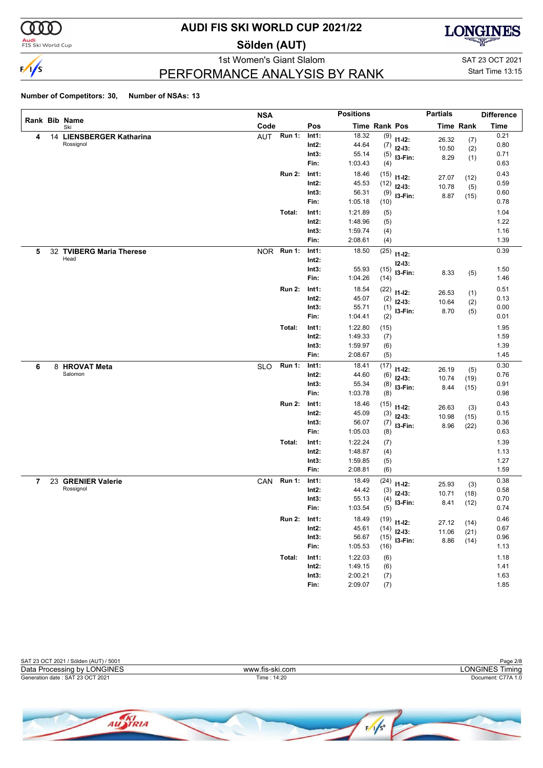# AUDI FIS SKI WORLD CUP 2021/22

## Sölden (AUT)

1st Women's Giant Slalom

SAT 23 OCT 2021

Start Time 13:15

## PERFORMANCE ANALYSIS BY RANK

**Number of Competitors: 30, Number of NSAs: 13**

| Rank | Bib | Name / Ski | NSA Code | | Pos | Time | Rank | Pos | Partials Time | Partials Rank | Difference Time |
|---|---|---|---|---|---|---|---|---|---|---|---|
| 4 | 14 | **LIENSBERGER Katharina** Rossignol | AUT | Run 1: | Int1: | 18.32 | (9) | I1-I2: | 26.32 | (7) | 0.21 |
| | | | | | Int2: | 44.64 | (7) | I2-I3: | 10.50 | (2) | 0.80 |
| | | | | | Int3: | 55.14 | (5) | I3-Fin: | 8.29 | (1) | 0.71 |
| | | | | | Fin: | 1:03.43 | (4) | | | | 0.63 |
| | | | | Run 2: | Int1: | 18.46 | (15) | I1-I2: | 27.07 | (12) | 0.43 |
| | | | | | Int2: | 45.53 | (12) | I2-I3: | 10.78 | (5) | 0.59 |
| | | | | | Int3: | 56.31 | (9) | I3-Fin: | 8.87 | (15) | 0.60 |
| | | | | | Fin: | 1:05.18 | (10) | | | | 0.78 |
| | | | | Total: | Int1: | 1:21.89 | (5) | | | | 1.04 |
| | | | | | Int2: | 1:48.96 | (5) | | | | 1.22 |
| | | | | | Int3: | 1:59.74 | (4) | | | | 1.16 |
| | | | | | Fin: | 2:08.61 | (4) | | | | 1.39 |
| 5 | 32 | **TVIBERG Maria Therese** Head | NOR | Run 1: | Int1: | 18.50 | (25) | I1-I2: | | | 0.39 |
| | | | | | Int2: | | | I2-I3: | | | |
| | | | | | Int3: | 55.93 | (15) | I3-Fin: | 8.33 | (5) | 1.50 |
| | | | | | Fin: | 1:04.26 | (14) | | | | 1.46 |
| | | | | Run 2: | Int1: | 18.54 | (22) | I1-I2: | 26.53 | (1) | 0.51 |
| | | | | | Int2: | 45.07 | (2) | I2-I3: | 10.64 | (2) | 0.13 |
| | | | | | Int3: | 55.71 | (1) | I3-Fin: | 8.70 | (5) | 0.00 |
| | | | | | Fin: | 1:04.41 | (2) | | | | 0.01 |
| | | | | Total: | Int1: | 1:22.80 | (15) | | | | 1.95 |
| | | | | | Int2: | 1:49.33 | (7) | | | | 1.59 |
| | | | | | Int3: | 1:59.97 | (6) | | | | 1.39 |
| | | | | | Fin: | 2:08.67 | (5) | | | | 1.45 |
| 6 | 8 | **HROVAT Meta** Salomon | SLO | Run 1: | Int1: | 18.41 | (17) | I1-I2: | 26.19 | (5) | 0.30 |
| | | | | | Int2: | 44.60 | (6) | I2-I3: | 10.74 | (19) | 0.76 |
| | | | | | Int3: | 55.34 | (8) | I3-Fin: | 8.44 | (15) | 0.91 |
| | | | | | Fin: | 1:03.78 | (8) | | | | 0.98 |
| | | | | Run 2: | Int1: | 18.46 | (15) | I1-I2: | 26.63 | (3) | 0.43 |
| | | | | | Int2: | 45.09 | (3) | I2-I3: | 10.98 | (15) | 0.15 |
| | | | | | Int3: | 56.07 | (7) | I3-Fin: | 8.96 | (22) | 0.36 |
| | | | | | Fin: | 1:05.03 | (8) | | | | 0.63 |
| | | | | Total: | Int1: | 1:22.24 | (7) | | | | 1.39 |
| | | | | | Int2: | 1:48.87 | (4) | | | | 1.13 |
| | | | | | Int3: | 1:59.85 | (5) | | | | 1.27 |
| | | | | | Fin: | 2:08.81 | (6) | | | | 1.59 |
| 7 | 23 | **GRENIER Valerie** Rossignol | CAN | Run 1: | Int1: | 18.49 | (24) | I1-I2: | 25.93 | (3) | 0.38 |
| | | | | | Int2: | 44.42 | (3) | I2-I3: | 10.71 | (18) | 0.58 |
| | | | | | Int3: | 55.13 | (4) | I3-Fin: | 8.41 | (12) | 0.70 |
| | | | | | Fin: | 1:03.54 | (5) | | | | 0.74 |
| | | | | Run 2: | Int1: | 18.49 | (19) | I1-I2: | 27.12 | (14) | 0.46 |
| | | | | | Int2: | 45.61 | (14) | I2-I3: | 11.06 | (21) | 0.67 |
| | | | | | Int3: | 56.67 | (15) | I3-Fin: | 8.86 | (14) | 0.96 |
| | | | | | Fin: | 1:05.53 | (16) | | | | 1.13 |
| | | | | Total: | Int1: | 1:22.03 | (6) | | | | 1.18 |
| | | | | | Int2: | 1:49.15 | (6) | | | | 1.41 |
| | | | | | Int3: | 2:00.21 | (7) | | | | 1.63 |
| | | | | | Fin: | 2:09.07 | (7) | | | | 1.85 |

SAT 23 OCT 2021 / Sölden (AUT) / 5001

Data Processing by LONGINES — www.fis-ski.com — LONGINES Timing

Generation date : SAT 23 OCT 2021 — Time : 14:20 — Document: C77A 1.0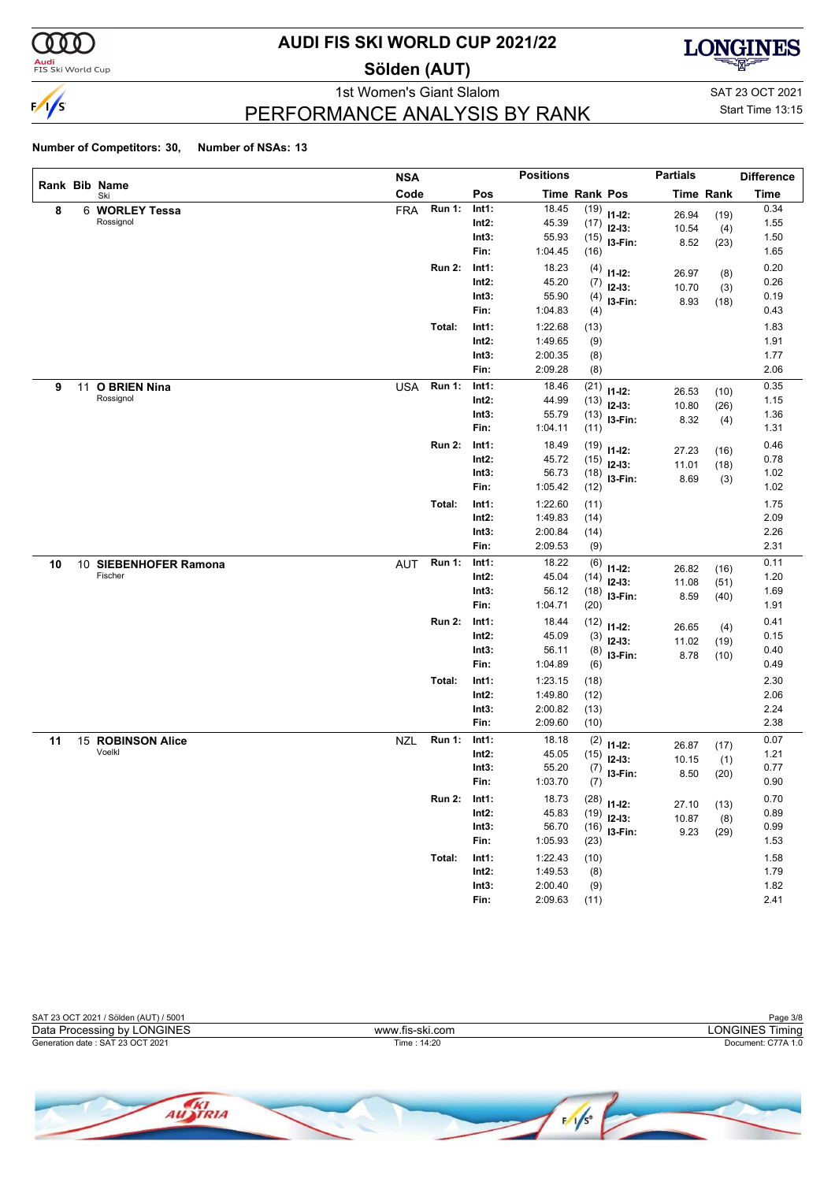# AUDI FIS SKI WORLD CUP 2021/22

## Sölden (AUT)

1st Women's Giant Slalom

SAT 23 OCT 2021

Start Time 13:15

## PERFORMANCE ANALYSIS BY RANK

**Number of Competitors: 30, Number of NSAs: 13**

| Rank | Bib | Name / Ski | NSA Code | | Pos | Time | Rank | Pos | Partials | Time | Rank | Difference Time |
|---|---|---|---|---|---|---|---|---|---|---|---|---|
| 8 | 6 | **WORLEY Tessa** Rossignol | FRA | Run 1: | Int1: | 18.45 | (19) | | I1-I2: | 26.94 | (19) | 0.34 |
| | | | | | Int2: | 45.39 | (17) | | I2-I3: | 10.54 | (4) | 1.55 |
| | | | | | Int3: | 55.93 | (15) | | I3-Fin: | 8.52 | (23) | 1.50 |
| | | | | | Fin: | 1:04.45 | (16) | | | | | 1.65 |
| | | | | Run 2: | Int1: | 18.23 | (4) | | I1-I2: | 26.97 | (8) | 0.20 |
| | | | | | Int2: | 45.20 | (7) | | I2-I3: | 10.70 | (3) | 0.26 |
| | | | | | Int3: | 55.90 | (4) | | I3-Fin: | 8.93 | (18) | 0.19 |
| | | | | | Fin: | 1:04.83 | (4) | | | | | 0.43 |
| | | | | Total: | Int1: | 1:22.68 | (13) | | | | | 1.83 |
| | | | | | Int2: | 1:49.65 | (9) | | | | | 1.91 |
| | | | | | Int3: | 2:00.35 | (8) | | | | | 1.77 |
| | | | | | Fin: | 2:09.28 | (8) | | | | | 2.06 |
| 9 | 11 | **O BRIEN Nina** Rossignol | USA | Run 1: | Int1: | 18.46 | (21) | | I1-I2: | 26.53 | (10) | 0.35 |
| | | | | | Int2: | 44.99 | (13) | | I2-I3: | 10.80 | (26) | 1.15 |
| | | | | | Int3: | 55.79 | (13) | | I3-Fin: | 8.32 | (4) | 1.36 |
| | | | | | Fin: | 1:04.11 | (11) | | | | | 1.31 |
| | | | | Run 2: | Int1: | 18.49 | (19) | | I1-I2: | 27.23 | (16) | 0.46 |
| | | | | | Int2: | 45.72 | (15) | | I2-I3: | 11.01 | (18) | 0.78 |
| | | | | | Int3: | 56.73 | (18) | | I3-Fin: | 8.69 | (3) | 1.02 |
| | | | | | Fin: | 1:05.42 | (12) | | | | | 1.02 |
| | | | | Total: | Int1: | 1:22.60 | (11) | | | | | 1.75 |
| | | | | | Int2: | 1:49.83 | (14) | | | | | 2.09 |
| | | | | | Int3: | 2:00.84 | (14) | | | | | 2.26 |
| | | | | | Fin: | 2:09.53 | (9) | | | | | 2.31 |
| 10 | 10 | **SIEBENHOFER Ramona** Fischer | AUT | Run 1: | Int1: | 18.22 | (6) | | I1-I2: | 26.82 | (16) | 0.11 |
| | | | | | Int2: | 45.04 | (14) | | I2-I3: | 11.08 | (51) | 1.20 |
| | | | | | Int3: | 56.12 | (18) | | I3-Fin: | 8.59 | (40) | 1.69 |
| | | | | | Fin: | 1:04.71 | (20) | | | | | 1.91 |
| | | | | Run 2: | Int1: | 18.44 | (12) | | I1-I2: | 26.65 | (4) | 0.41 |
| | | | | | Int2: | 45.09 | (3) | | I2-I3: | 11.02 | (19) | 0.15 |
| | | | | | Int3: | 56.11 | (8) | | I3-Fin: | 8.78 | (10) | 0.40 |
| | | | | | Fin: | 1:04.89 | (6) | | | | | 0.49 |
| | | | | Total: | Int1: | 1:23.15 | (18) | | | | | 2.30 |
| | | | | | Int2: | 1:49.80 | (12) | | | | | 2.06 |
| | | | | | Int3: | 2:00.82 | (13) | | | | | 2.24 |
| | | | | | Fin: | 2:09.60 | (10) | | | | | 2.38 |
| 11 | 15 | **ROBINSON Alice** Voelkl | NZL | Run 1: | Int1: | 18.18 | (2) | | I1-I2: | 26.87 | (17) | 0.07 |
| | | | | | Int2: | 45.05 | (15) | | I2-I3: | 10.15 | (1) | 1.21 |
| | | | | | Int3: | 55.20 | (7) | | I3-Fin: | 8.50 | (20) | 0.77 |
| | | | | | Fin: | 1:03.70 | (7) | | | | | 0.90 |
| | | | | Run 2: | Int1: | 18.73 | (28) | | I1-I2: | 27.10 | (13) | 0.70 |
| | | | | | Int2: | 45.83 | (19) | | I2-I3: | 10.87 | (8) | 0.89 |
| | | | | | Int3: | 56.70 | (16) | | I3-Fin: | 9.23 | (29) | 0.99 |
| | | | | | Fin: | 1:05.93 | (23) | | | | | 1.53 |
| | | | | Total: | Int1: | 1:22.43 | (10) | | | | | 1.58 |
| | | | | | Int2: | 1:49.53 | (8) | | | | | 1.79 |
| | | | | | Int3: | 2:00.40 | (9) | | | | | 1.82 |
| | | | | | Fin: | 2:09.63 | (11) | | | | | 2.41 |

SAT 23 OCT 2021 / Sölden (AUT) / 5001

Data Processing by LONGINES — www.fis-ski.com — LONGINES Timing

Generation date : SAT 23 OCT 2021 — Time : 14:20 — Document: C77A 1.0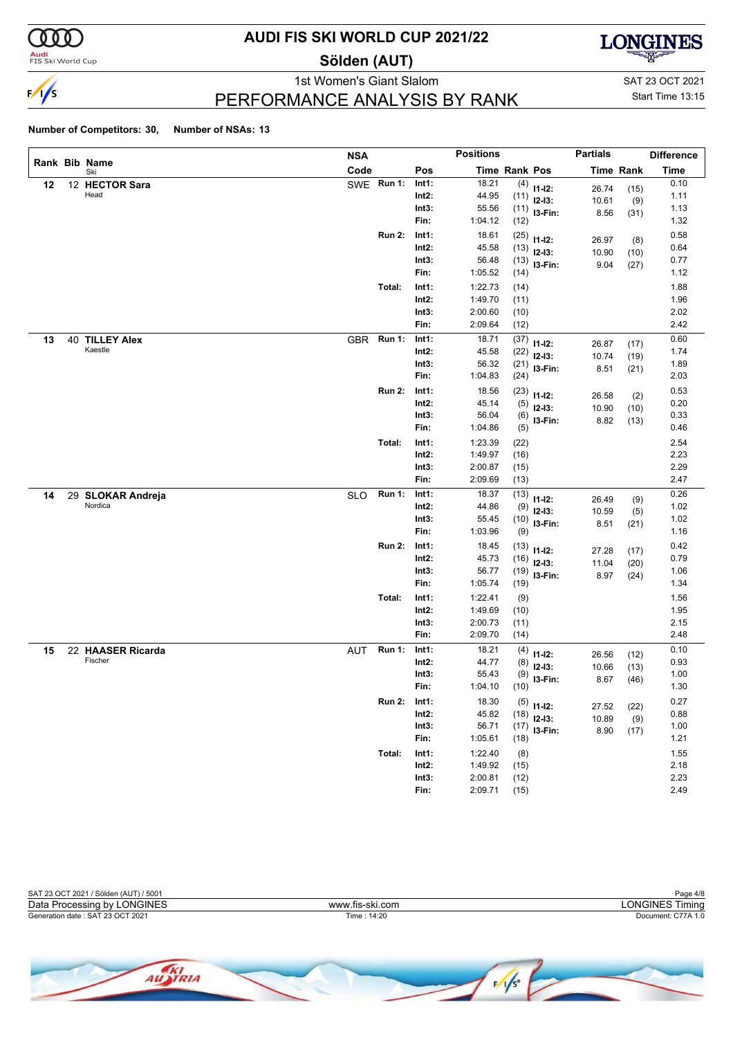# AUDI FIS SKI WORLD CUP 2021/22

## Sölden (AUT)

1st Women's Giant Slalom

SAT 23 OCT 2021

# PERFORMANCE ANALYSIS BY RANK

Start Time 13:15

**Number of Competitors: 30, Number of NSAs: 13**

| Rank | Bib | Name / Ski | NSA Code | | Pos | Time | Rank | Partials Pos | Partials Time | Partials Rank | Difference Time |
|---|---|---|---|---|---|---|---|---|---|---|---|
| 12 | 12 | **HECTOR Sara** | SWE | Run 1: | Int1: | 18.21 | (4) | I1-I2: | 26.74 | (15) | 0.10 |
| | | Head | | | Int2: | 44.95 | (11) | I2-I3: | 10.61 | (9) | 1.11 |
| | | | | | Int3: | 55.56 | (11) | I3-Fin: | 8.56 | (31) | 1.13 |
| | | | | | Fin: | 1:04.12 | (12) | | | | 1.32 |
| | | | | Run 2: | Int1: | 18.61 | (25) | I1-I2: | 26.97 | (8) | 0.58 |
| | | | | | Int2: | 45.58 | (13) | I2-I3: | 10.90 | (10) | 0.64 |
| | | | | | Int3: | 56.48 | (13) | I3-Fin: | 9.04 | (27) | 0.77 |
| | | | | | Fin: | 1:05.52 | (14) | | | | 1.12 |
| | | | | Total: | Int1: | 1:22.73 | (14) | | | | 1.88 |
| | | | | | Int2: | 1:49.70 | (11) | | | | 1.96 |
| | | | | | Int3: | 2:00.60 | (10) | | | | 2.02 |
| | | | | | Fin: | 2:09.64 | (12) | | | | 2.42 |
| 13 | 40 | **TILLEY Alex** | GBR | Run 1: | Int1: | 18.71 | (37) | I1-I2: | 26.87 | (17) | 0.60 |
| | | Kaestle | | | Int2: | 45.58 | (22) | I2-I3: | 10.74 | (19) | 1.74 |
| | | | | | Int3: | 56.32 | (21) | I3-Fin: | 8.51 | (21) | 1.89 |
| | | | | | Fin: | 1:04.83 | (24) | | | | 2.03 |
| | | | | Run 2: | Int1: | 18.56 | (23) | I1-I2: | 26.58 | (2) | 0.53 |
| | | | | | Int2: | 45.14 | (5) | I2-I3: | 10.90 | (10) | 0.20 |
| | | | | | Int3: | 56.04 | (6) | I3-Fin: | 8.82 | (13) | 0.33 |
| | | | | | Fin: | 1:04.86 | (5) | | | | 0.46 |
| | | | | Total: | Int1: | 1:23.39 | (22) | | | | 2.54 |
| | | | | | Int2: | 1:49.97 | (16) | | | | 2.23 |
| | | | | | Int3: | 2:00.87 | (15) | | | | 2.29 |
| | | | | | Fin: | 2:09.69 | (13) | | | | 2.47 |
| 14 | 29 | **SLOKAR Andreja** | SLO | Run 1: | Int1: | 18.37 | (13) | I1-I2: | 26.49 | (9) | 0.26 |
| | | Nordica | | | Int2: | 44.86 | (9) | I2-I3: | 10.59 | (5) | 1.02 |
| | | | | | Int3: | 55.45 | (10) | I3-Fin: | 8.51 | (21) | 1.02 |
| | | | | | Fin: | 1:03.96 | (9) | | | | 1.16 |
| | | | | Run 2: | Int1: | 18.45 | (13) | I1-I2: | 27.28 | (17) | 0.42 |
| | | | | | Int2: | 45.73 | (16) | I2-I3: | 11.04 | (20) | 0.79 |
| | | | | | Int3: | 56.77 | (19) | I3-Fin: | 8.97 | (24) | 1.06 |
| | | | | | Fin: | 1:05.74 | (19) | | | | 1.34 |
| | | | | Total: | Int1: | 1:22.41 | (9) | | | | 1.56 |
| | | | | | Int2: | 1:49.69 | (10) | | | | 1.95 |
| | | | | | Int3: | 2:00.73 | (11) | | | | 2.15 |
| | | | | | Fin: | 2:09.70 | (14) | | | | 2.48 |
| 15 | 22 | **HAASER Ricarda** | AUT | Run 1: | Int1: | 18.21 | (4) | I1-I2: | 26.56 | (12) | 0.10 |
| | | Fischer | | | Int2: | 44.77 | (8) | I2-I3: | 10.66 | (13) | 0.93 |
| | | | | | Int3: | 55.43 | (9) | I3-Fin: | 8.67 | (46) | 1.00 |
| | | | | | Fin: | 1:04.10 | (10) | | | | 1.30 |
| | | | | Run 2: | Int1: | 18.30 | (5) | I1-I2: | 27.52 | (22) | 0.27 |
| | | | | | Int2: | 45.82 | (18) | I2-I3: | 10.89 | (9) | 0.88 |
| | | | | | Int3: | 56.71 | (17) | I3-Fin: | 8.90 | (17) | 1.00 |
| | | | | | Fin: | 1:05.61 | (18) | | | | 1.21 |
| | | | | Total: | Int1: | 1:22.40 | (8) | | | | 1.55 |
| | | | | | Int2: | 1:49.92 | (15) | | | | 2.18 |
| | | | | | Int3: | 2:00.81 | (12) | | | | 2.23 |
| | | | | | Fin: | 2:09.71 | (15) | | | | 2.49 |

SAT 23 OCT 2021 / Sölden (AUT) / 5001

Data Processing by LONGINES — www.fis-ski.com — LONGINES Timing

Generation date : SAT 23 OCT 2021 — Time : 14:20 — Document: C77A 1.0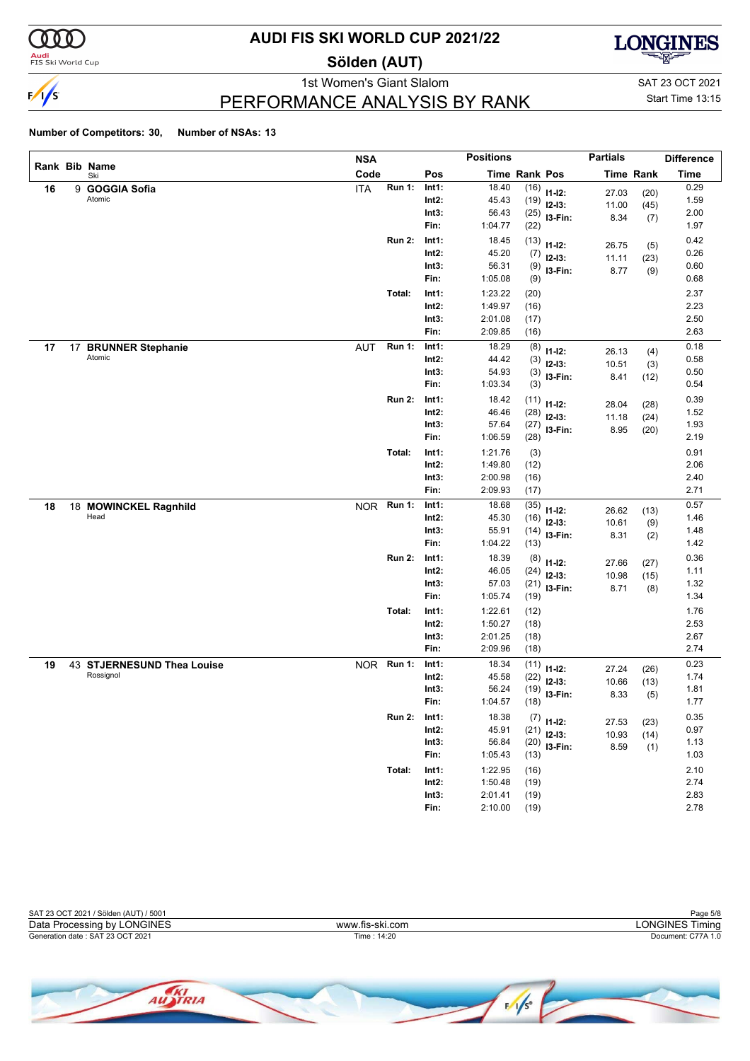# AUDI FIS SKI WORLD CUP 2021/22

## Sölden (AUT)

1st Women's Giant Slalom

SAT 23 OCT 2021

Start Time 13:15

## PERFORMANCE ANALYSIS BY RANK

**Number of Competitors: 30, Number of NSAs: 13**

| Rank | Bib | Name / Ski | NSA Code | | Pos | Time | Rank | Pos | Partial Time | Partial Rank | Difference Time |
|---|---|---|---|---|---|---|---|---|---|---|---|
| 16 | 9 | **GOGGIA Sofia** | ITA | Run 1: | Int1: | 18.40 | (16) | I1-I2: | 27.03 | (20) | 0.29 |
| | | Atomic | | | Int2: | 45.43 | (19) | I2-I3: | 11.00 | (45) | 1.59 |
| | | | | | Int3: | 56.43 | (25) | I3-Fin: | 8.34 | (7) | 2.00 |
| | | | | | Fin: | 1:04.77 | (22) | | | | 1.97 |
| | | | | Run 2: | Int1: | 18.45 | (13) | I1-I2: | 26.75 | (5) | 0.42 |
| | | | | | Int2: | 45.20 | (7) | I2-I3: | 11.11 | (23) | 0.26 |
| | | | | | Int3: | 56.31 | (9) | I3-Fin: | 8.77 | (9) | 0.60 |
| | | | | | Fin: | 1:05.08 | (9) | | | | 0.68 |
| | | | | Total: | Int1: | 1:23.22 | (20) | | | | 2.37 |
| | | | | | Int2: | 1:49.97 | (16) | | | | 2.23 |
| | | | | | Int3: | 2:01.08 | (17) | | | | 2.50 |
| | | | | | Fin: | 2:09.85 | (16) | | | | 2.63 |
| 17 | 17 | **BRUNNER Stephanie** | AUT | Run 1: | Int1: | 18.29 | (8) | I1-I2: | 26.13 | (4) | 0.18 |
| | | Atomic | | | Int2: | 44.42 | (3) | I2-I3: | 10.51 | (3) | 0.58 |
| | | | | | Int3: | 54.93 | (3) | I3-Fin: | 8.41 | (12) | 0.50 |
| | | | | | Fin: | 1:03.34 | (3) | | | | 0.54 |
| | | | | Run 2: | Int1: | 18.42 | (11) | I1-I2: | 28.04 | (28) | 0.39 |
| | | | | | Int2: | 46.46 | (28) | I2-I3: | 11.18 | (24) | 1.52 |
| | | | | | Int3: | 57.64 | (27) | I3-Fin: | 8.95 | (20) | 1.93 |
| | | | | | Fin: | 1:06.59 | (28) | | | | 2.19 |
| | | | | Total: | Int1: | 1:21.76 | (3) | | | | 0.91 |
| | | | | | Int2: | 1:49.80 | (12) | | | | 2.06 |
| | | | | | Int3: | 2:00.98 | (16) | | | | 2.40 |
| | | | | | Fin: | 2:09.93 | (17) | | | | 2.71 |
| 18 | 18 | **MOWINCKEL Ragnhild** | NOR | Run 1: | Int1: | 18.68 | (35) | I1-I2: | 26.62 | (13) | 0.57 |
| | | Head | | | Int2: | 45.30 | (16) | I2-I3: | 10.61 | (9) | 1.46 |
| | | | | | Int3: | 55.91 | (14) | I3-Fin: | 8.31 | (2) | 1.48 |
| | | | | | Fin: | 1:04.22 | (13) | | | | 1.42 |
| | | | | Run 2: | Int1: | 18.39 | (8) | I1-I2: | 27.66 | (27) | 0.36 |
| | | | | | Int2: | 46.05 | (24) | I2-I3: | 10.98 | (15) | 1.11 |
| | | | | | Int3: | 57.03 | (21) | I3-Fin: | 8.71 | (8) | 1.32 |
| | | | | | Fin: | 1:05.74 | (19) | | | | 1.34 |
| | | | | Total: | Int1: | 1:22.61 | (12) | | | | 1.76 |
| | | | | | Int2: | 1:50.27 | (18) | | | | 2.53 |
| | | | | | Int3: | 2:01.25 | (18) | | | | 2.67 |
| | | | | | Fin: | 2:09.96 | (18) | | | | 2.74 |
| 19 | 43 | **STJERNESUND Thea Louise** | NOR | Run 1: | Int1: | 18.34 | (11) | I1-I2: | 27.24 | (26) | 0.23 |
| | | Rossignol | | | Int2: | 45.58 | (22) | I2-I3: | 10.66 | (13) | 1.74 |
| | | | | | Int3: | 56.24 | (19) | I3-Fin: | 8.33 | (5) | 1.81 |
| | | | | | Fin: | 1:04.57 | (18) | | | | 1.77 |
| | | | | Run 2: | Int1: | 18.38 | (7) | I1-I2: | 27.53 | (23) | 0.35 |
| | | | | | Int2: | 45.91 | (21) | I2-I3: | 10.93 | (14) | 0.97 |
| | | | | | Int3: | 56.84 | (20) | I3-Fin: | 8.59 | (1) | 1.13 |
| | | | | | Fin: | 1:05.43 | (13) | | | | 1.03 |
| | | | | Total: | Int1: | 1:22.95 | (16) | | | | 2.10 |
| | | | | | Int2: | 1:50.48 | (19) | | | | 2.74 |
| | | | | | Int3: | 2:01.41 | (19) | | | | 2.83 |
| | | | | | Fin: | 2:10.00 | (19) | | | | 2.78 |

SAT 23 OCT 2021 / Sölden (AUT) / 5001

Data Processing by LONGINES — www.fis-ski.com — LONGINES Timing

Generation date : SAT 23 OCT 2021 — Time : 14:20 — Document: C77A 1.0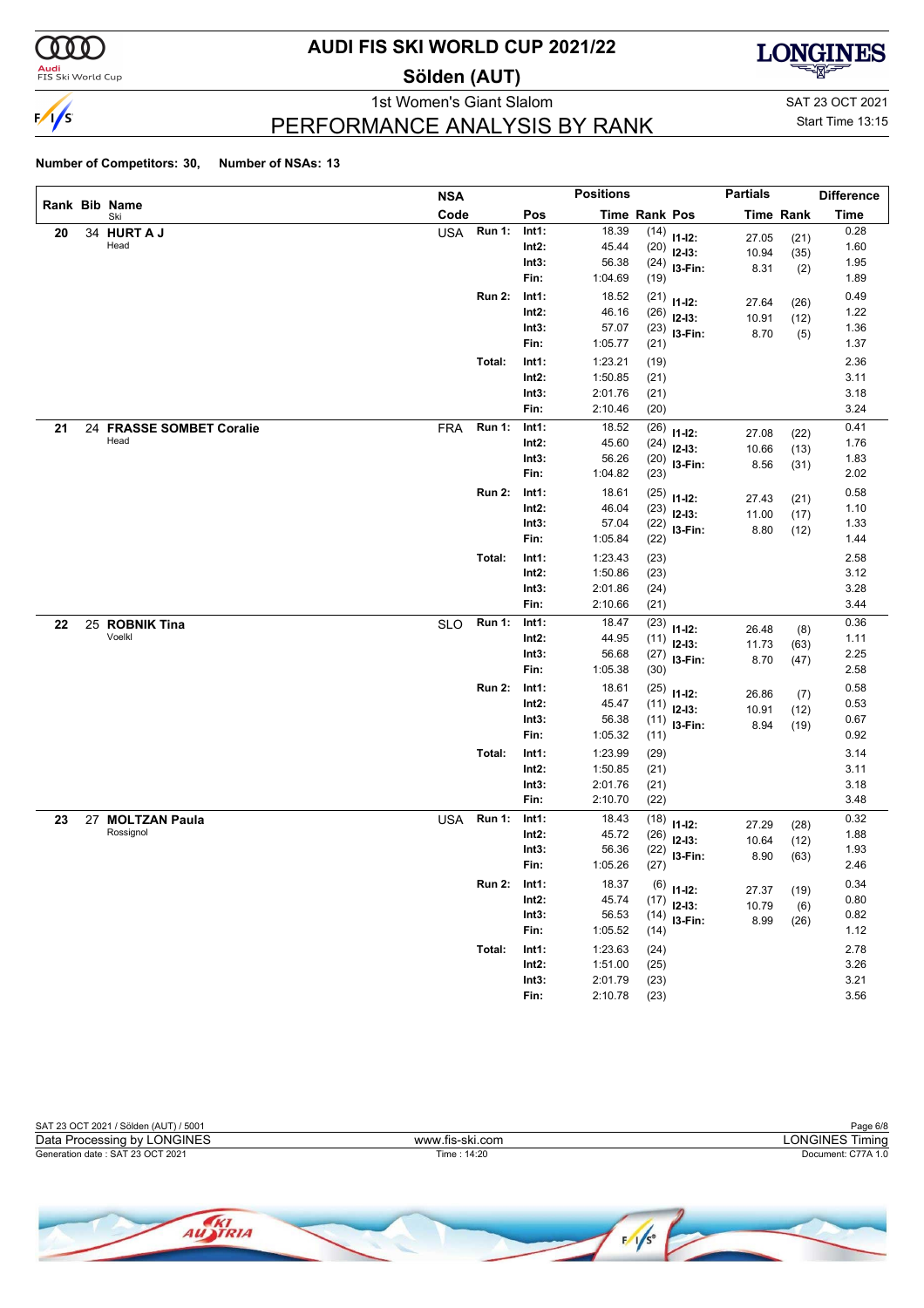# AUDI FIS SKI WORLD CUP 2021/22

## Sölden (AUT)

1st Women's Giant Slalom

SAT 23 OCT 2021

## PERFORMANCE ANALYSIS BY RANK

Start Time 13:15

**Number of Competitors: 30, Number of NSAs: 13**

| Rank | Bib | Name / Ski | NSA Code | Run | Pos | Time | Rank | Pos (Partials) | Partial Time | Partial Rank | Difference Time |
|---|---|---|---|---|---|---|---|---|---|---|---|
| 20 | 34 | **HURT A J** | USA | Run 1: | Int1: | 18.39 | (14) | I1-I2: | 27.05 | (21) | 0.28 |
| | | Head | | | Int2: | 45.44 | (20) | I2-I3: | 10.94 | (35) | 1.60 |
| | | | | | Int3: | 56.38 | (24) | I3-Fin: | 8.31 | (2) | 1.95 |
| | | | | | Fin: | 1:04.69 | (19) | | | | 1.89 |
| | | | | Run 2: | Int1: | 18.52 | (21) | I1-I2: | 27.64 | (26) | 0.49 |
| | | | | | Int2: | 46.16 | (26) | I2-I3: | 10.91 | (12) | 1.22 |
| | | | | | Int3: | 57.07 | (23) | I3-Fin: | 8.70 | (5) | 1.36 |
| | | | | | Fin: | 1:05.77 | (21) | | | | 1.37 |
| | | | | Total: | Int1: | 1:23.21 | (19) | | | | 2.36 |
| | | | | | Int2: | 1:50.85 | (21) | | | | 3.11 |
| | | | | | Int3: | 2:01.76 | (21) | | | | 3.18 |
| | | | | | Fin: | 2:10.46 | (20) | | | | 3.24 |
| 21 | 24 | **FRASSE SOMBET Coralie** | FRA | Run 1: | Int1: | 18.52 | (26) | I1-I2: | 27.08 | (22) | 0.41 |
| | | Head | | | Int2: | 45.60 | (24) | I2-I3: | 10.66 | (13) | 1.76 |
| | | | | | Int3: | 56.26 | (20) | I3-Fin: | 8.56 | (31) | 1.83 |
| | | | | | Fin: | 1:04.82 | (23) | | | | 2.02 |
| | | | | Run 2: | Int1: | 18.61 | (25) | I1-I2: | 27.43 | (21) | 0.58 |
| | | | | | Int2: | 46.04 | (23) | I2-I3: | 11.00 | (17) | 1.10 |
| | | | | | Int3: | 57.04 | (22) | I3-Fin: | 8.80 | (12) | 1.33 |
| | | | | | Fin: | 1:05.84 | (22) | | | | 1.44 |
| | | | | Total: | Int1: | 1:23.43 | (23) | | | | 2.58 |
| | | | | | Int2: | 1:50.86 | (23) | | | | 3.12 |
| | | | | | Int3: | 2:01.86 | (24) | | | | 3.28 |
| | | | | | Fin: | 2:10.66 | (21) | | | | 3.44 |
| 22 | 25 | **ROBNIK Tina** | SLO | Run 1: | Int1: | 18.47 | (23) | I1-I2: | 26.48 | (8) | 0.36 |
| | | Voelkl | | | Int2: | 44.95 | (11) | I2-I3: | 11.73 | (63) | 1.11 |
| | | | | | Int3: | 56.68 | (27) | I3-Fin: | 8.70 | (47) | 2.25 |
| | | | | | Fin: | 1:05.38 | (30) | | | | 2.58 |
| | | | | Run 2: | Int1: | 18.61 | (25) | I1-I2: | 26.86 | (7) | 0.58 |
| | | | | | Int2: | 45.47 | (11) | I2-I3: | 10.91 | (12) | 0.53 |
| | | | | | Int3: | 56.38 | (11) | I3-Fin: | 8.94 | (19) | 0.67 |
| | | | | | Fin: | 1:05.32 | (11) | | | | 0.92 |
| | | | | Total: | Int1: | 1:23.99 | (29) | | | | 3.14 |
| | | | | | Int2: | 1:50.85 | (21) | | | | 3.11 |
| | | | | | Int3: | 2:01.76 | (21) | | | | 3.18 |
| | | | | | Fin: | 2:10.70 | (22) | | | | 3.48 |
| 23 | 27 | **MOLTZAN Paula** | USA | Run 1: | Int1: | 18.43 | (18) | I1-I2: | 27.29 | (28) | 0.32 |
| | | Rossignol | | | Int2: | 45.72 | (26) | I2-I3: | 10.64 | (12) | 1.88 |
| | | | | | Int3: | 56.36 | (22) | I3-Fin: | 8.90 | (63) | 1.93 |
| | | | | | Fin: | 1:05.26 | (27) | | | | 2.46 |
| | | | | Run 2: | Int1: | 18.37 | (6) | I1-I2: | 27.37 | (19) | 0.34 |
| | | | | | Int2: | 45.74 | (17) | I2-I3: | 10.79 | (6) | 0.80 |
| | | | | | Int3: | 56.53 | (14) | I3-Fin: | 8.99 | (26) | 0.82 |
| | | | | | Fin: | 1:05.52 | (14) | | | | 1.12 |
| | | | | Total: | Int1: | 1:23.63 | (24) | | | | 2.78 |
| | | | | | Int2: | 1:51.00 | (25) | | | | 3.26 |
| | | | | | Int3: | 2:01.79 | (23) | | | | 3.21 |
| | | | | | Fin: | 2:10.78 | (23) | | | | 3.56 |

SAT 23 OCT 2021 / Sölden (AUT) / 5001

Data Processing by LONGINES — www.fis-ski.com — LONGINES Timing

Generation date : SAT 23 OCT 2021 — Time : 14:20 — Document: C77A 1.0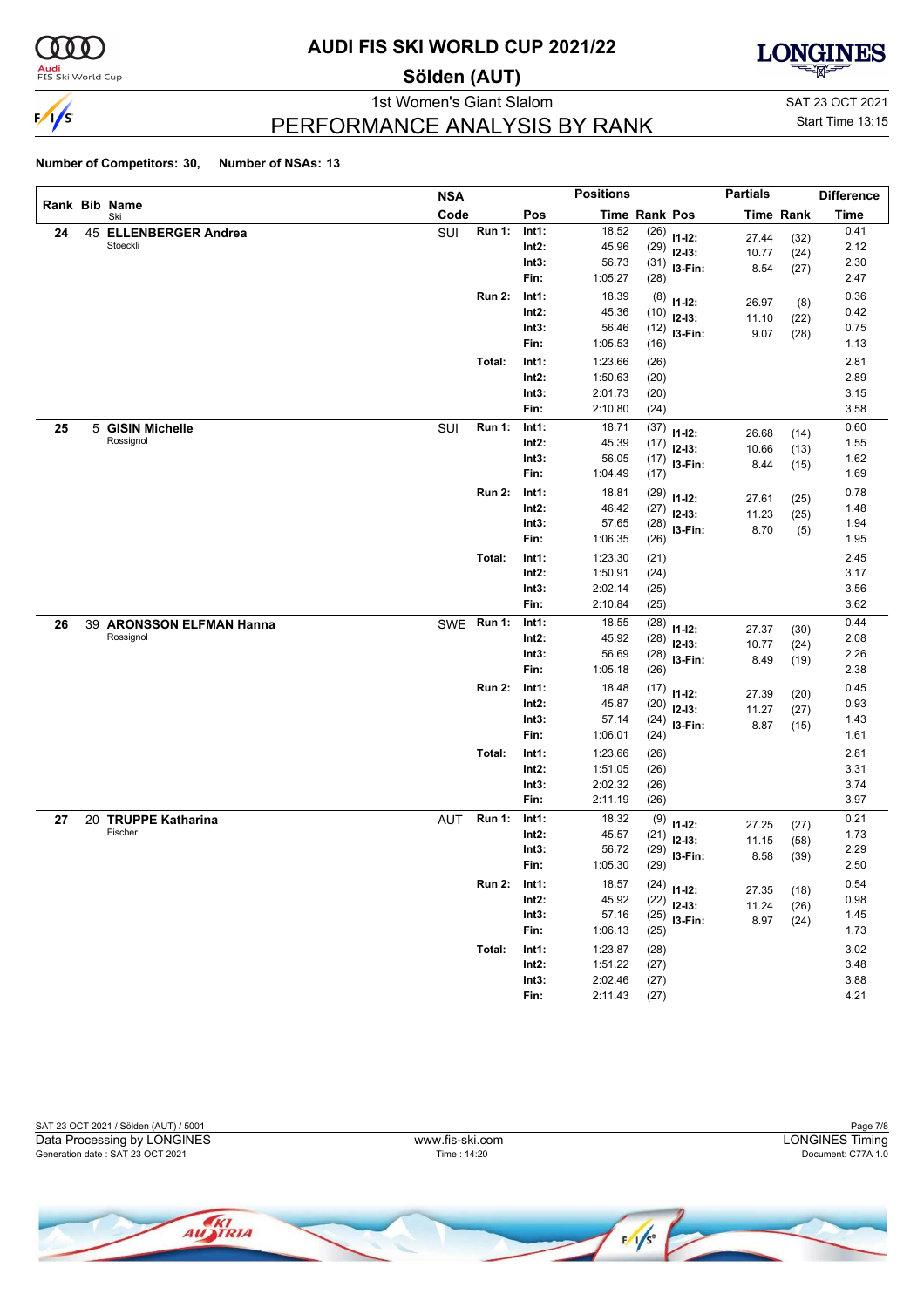# AUDI FIS SKI WORLD CUP 2021/22

## Sölden (AUT)

1st Women's Giant Slalom

SAT 23 OCT 2021

Start Time 13:15

## PERFORMANCE ANALYSIS BY RANK

**Number of Competitors: 30, Number of NSAs: 13**

| Rank | Bib | Name / Ski | NSA Code | | Pos | Time | Rank | Pos | Partials Time | Partials Rank | Difference Time |
|---|---|---|---|---|---|---|---|---|---|---|---|
| 24 | 45 | **ELLENBERGER Andrea** | SUI | Run 1: | Int1: | 18.52 | (26) | I1-I2: | 27.44 | (32) | 0.41 |
| | | Stoeckli | | | Int2: | 45.96 | (29) | I2-I3: | 10.77 | (24) | 2.12 |
| | | | | | Int3: | 56.73 | (31) | I3-Fin: | 8.54 | (27) | 2.30 |
| | | | | | Fin: | 1:05.27 | (28) | | | | 2.47 |
| | | | | Run 2: | Int1: | 18.39 | (8) | I1-I2: | 26.97 | (8) | 0.36 |
| | | | | | Int2: | 45.36 | (10) | I2-I3: | 11.10 | (22) | 0.42 |
| | | | | | Int3: | 56.46 | (12) | I3-Fin: | 9.07 | (28) | 0.75 |
| | | | | | Fin: | 1:05.53 | (16) | | | | 1.13 |
| | | | | Total: | Int1: | 1:23.66 | (26) | | | | 2.81 |
| | | | | | Int2: | 1:50.63 | (20) | | | | 2.89 |
| | | | | | Int3: | 2:01.73 | (20) | | | | 3.15 |
| | | | | | Fin: | 2:10.80 | (24) | | | | 3.58 |
| 25 | 5 | **GISIN Michelle** | SUI | Run 1: | Int1: | 18.71 | (37) | I1-I2: | 26.68 | (14) | 0.60 |
| | | Rossignol | | | Int2: | 45.39 | (17) | I2-I3: | 10.66 | (13) | 1.55 |
| | | | | | Int3: | 56.05 | (17) | I3-Fin: | 8.44 | (15) | 1.62 |
| | | | | | Fin: | 1:04.49 | (17) | | | | 1.69 |
| | | | | Run 2: | Int1: | 18.81 | (29) | I1-I2: | 27.61 | (25) | 0.78 |
| | | | | | Int2: | 46.42 | (27) | I2-I3: | 11.23 | (25) | 1.48 |
| | | | | | Int3: | 57.65 | (28) | I3-Fin: | 8.70 | (5) | 1.94 |
| | | | | | Fin: | 1:06.35 | (26) | | | | 1.95 |
| | | | | Total: | Int1: | 1:23.30 | (21) | | | | 2.45 |
| | | | | | Int2: | 1:50.91 | (24) | | | | 3.17 |
| | | | | | Int3: | 2:02.14 | (25) | | | | 3.56 |
| | | | | | Fin: | 2:10.84 | (25) | | | | 3.62 |
| 26 | 39 | **ARONSSON ELFMAN Hanna** | SWE | Run 1: | Int1: | 18.55 | (28) | I1-I2: | 27.37 | (30) | 0.44 |
| | | Rossignol | | | Int2: | 45.92 | (28) | I2-I3: | 10.77 | (24) | 2.08 |
| | | | | | Int3: | 56.69 | (28) | I3-Fin: | 8.49 | (19) | 2.26 |
| | | | | | Fin: | 1:05.18 | (26) | | | | 2.38 |
| | | | | Run 2: | Int1: | 18.48 | (17) | I1-I2: | 27.39 | (20) | 0.45 |
| | | | | | Int2: | 45.87 | (20) | I2-I3: | 11.27 | (27) | 0.93 |
| | | | | | Int3: | 57.14 | (24) | I3-Fin: | 8.87 | (15) | 1.43 |
| | | | | | Fin: | 1:06.01 | (24) | | | | 1.61 |
| | | | | Total: | Int1: | 1:23.66 | (26) | | | | 2.81 |
| | | | | | Int2: | 1:51.05 | (26) | | | | 3.31 |
| | | | | | Int3: | 2:02.32 | (26) | | | | 3.74 |
| | | | | | Fin: | 2:11.19 | (26) | | | | 3.97 |
| 27 | 20 | **TRUPPE Katharina** | AUT | Run 1: | Int1: | 18.32 | (9) | I1-I2: | 27.25 | (27) | 0.21 |
| | | Fischer | | | Int2: | 45.57 | (21) | I2-I3: | 11.15 | (58) | 1.73 |
| | | | | | Int3: | 56.72 | (29) | I3-Fin: | 8.58 | (39) | 2.29 |
| | | | | | Fin: | 1:05.30 | (29) | | | | 2.50 |
| | | | | Run 2: | Int1: | 18.57 | (24) | I1-I2: | 27.35 | (18) | 0.54 |
| | | | | | Int2: | 45.92 | (22) | I2-I3: | 11.24 | (26) | 0.98 |
| | | | | | Int3: | 57.16 | (25) | I3-Fin: | 8.97 | (24) | 1.45 |
| | | | | | Fin: | 1:06.13 | (25) | | | | 1.73 |
| | | | | Total: | Int1: | 1:23.87 | (28) | | | | 3.02 |
| | | | | | Int2: | 1:51.22 | (27) | | | | 3.48 |
| | | | | | Int3: | 2:02.46 | (27) | | | | 3.88 |
| | | | | | Fin: | 2:11.43 | (27) | | | | 4.21 |

SAT 23 OCT 2021 / Sölden (AUT) / 5001

Data Processing by LONGINES — www.fis-ski.com — LONGINES Timing

Generation date : SAT 23 OCT 2021 — Time : 14:20 — Document: C77A 1.0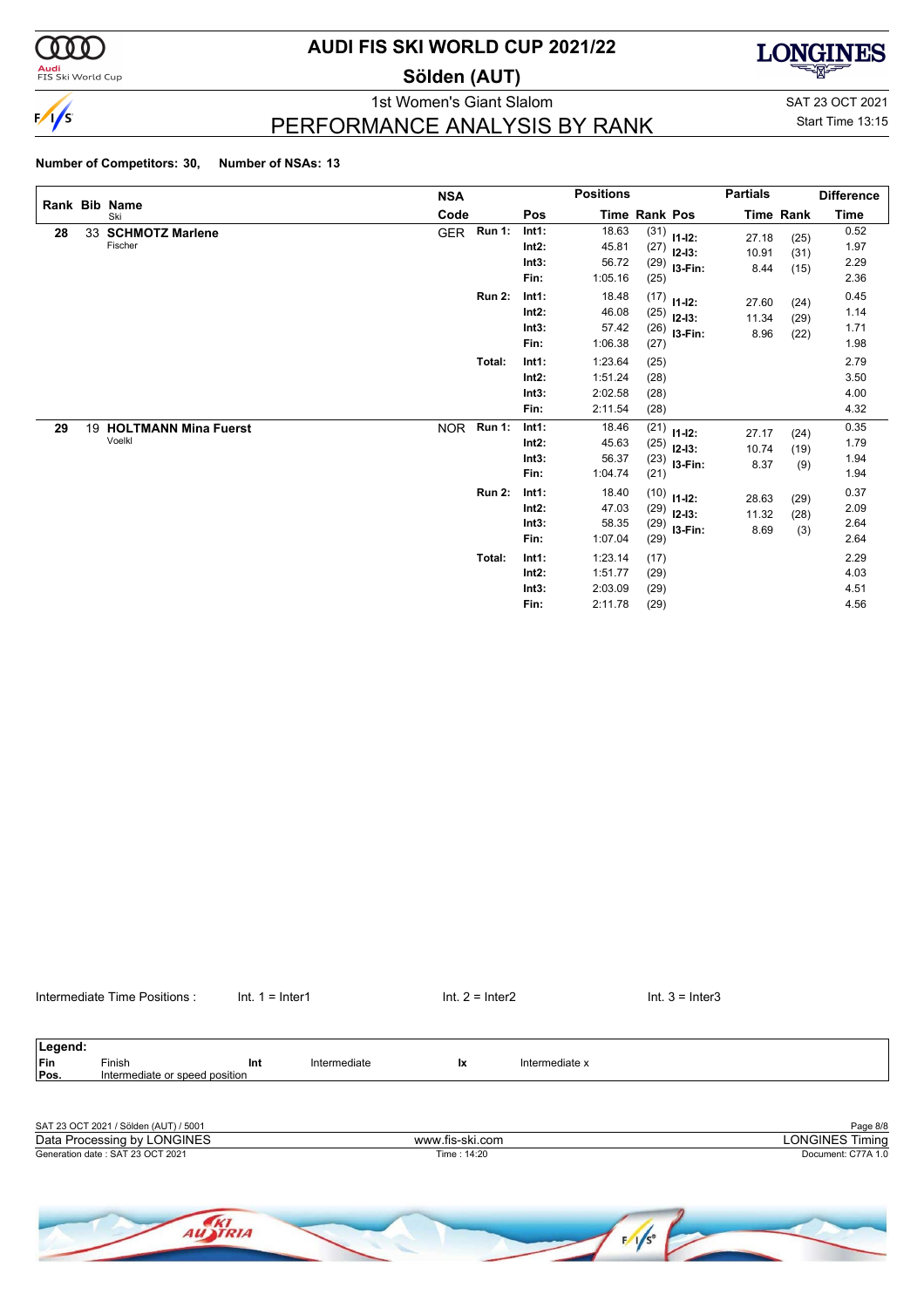# AUDI FIS SKI WORLD CUP 2021/22

## Sölden (AUT)

1st Women's Giant Slalom

SAT 23 OCT 2021

Start Time 13:15

## PERFORMANCE ANALYSIS BY RANK

**Number of Competitors: 30, Number of NSAs: 13**

| Rank | Bib | Name / Ski | NSA Code | | Pos | Time | Rank | Pos | Partials Time | Partials Rank | Difference Time |
|---|---|---|---|---|---|---|---|---|---|---|---|
| 28 | 33 | **SCHMOTZ Marlene** Fischer | GER | Run 1: | Int1: | 18.63 | (31) | I1-I2: | 27.18 | (25) | 0.52 |
| | | | | | Int2: | 45.81 | (27) | I2-I3: | 10.91 | (31) | 1.97 |
| | | | | | Int3: | 56.72 | (29) | I3-Fin: | 8.44 | (15) | 2.29 |
| | | | | | Fin: | 1:05.16 | (25) | | | | 2.36 |
| | | | | Run 2: | Int1: | 18.48 | (17) | I1-I2: | 27.60 | (24) | 0.45 |
| | | | | | Int2: | 46.08 | (25) | I2-I3: | 11.34 | (29) | 1.14 |
| | | | | | Int3: | 57.42 | (26) | I3-Fin: | 8.96 | (22) | 1.71 |
| | | | | | Fin: | 1:06.38 | (27) | | | | 1.98 |
| | | | | Total: | Int1: | 1:23.64 | (25) | | | | 2.79 |
| | | | | | Int2: | 1:51.24 | (28) | | | | 3.50 |
| | | | | | Int3: | 2:02.58 | (28) | | | | 4.00 |
| | | | | | Fin: | 2:11.54 | (28) | | | | 4.32 |
| 29 | 19 | **HOLTMANN Mina Fuerst** Voelkl | NOR | Run 1: | Int1: | 18.46 | (21) | I1-I2: | 27.17 | (24) | 0.35 |
| | | | | | Int2: | 45.63 | (25) | I2-I3: | 10.74 | (19) | 1.79 |
| | | | | | Int3: | 56.37 | (23) | I3-Fin: | 8.37 | (9) | 1.94 |
| | | | | | Fin: | 1:04.74 | (21) | | | | 1.94 |
| | | | | Run 2: | Int1: | 18.40 | (10) | I1-I2: | 28.63 | (29) | 0.37 |
| | | | | | Int2: | 47.03 | (29) | I2-I3: | 11.32 | (28) | 2.09 |
| | | | | | Int3: | 58.35 | (29) | I3-Fin: | 8.69 | (3) | 2.64 |
| | | | | | Fin: | 1:07.04 | (29) | | | | 2.64 |
| | | | | Total: | Int1: | 1:23.14 | (17) | | | | 2.29 |
| | | | | | Int2: | 1:51.77 | (29) | | | | 4.03 |
| | | | | | Int3: | 2:03.09 | (29) | | | | 4.51 |
| | | | | | Fin: | 2:11.78 | (29) | | | | 4.56 |

Intermediate Time Positions : Int. 1 = Inter1 Int. 2 = Inter2 Int. 3 = Inter3

**Legend:**

| | | | | | |
|---|---|---|---|---|---|
| **Fin** | Finish | **Int** | Intermediate | **Ix** | Intermediate x |
| **Pos.** | Intermediate or speed position | | | | |

SAT 23 OCT 2021 / Sölden (AUT) / 5001

Data Processing by LONGINES — www.fis-ski.com — LONGINES Timing

Generation date : SAT 23 OCT 2021 — Time : 14:20 — Document: C77A 1.0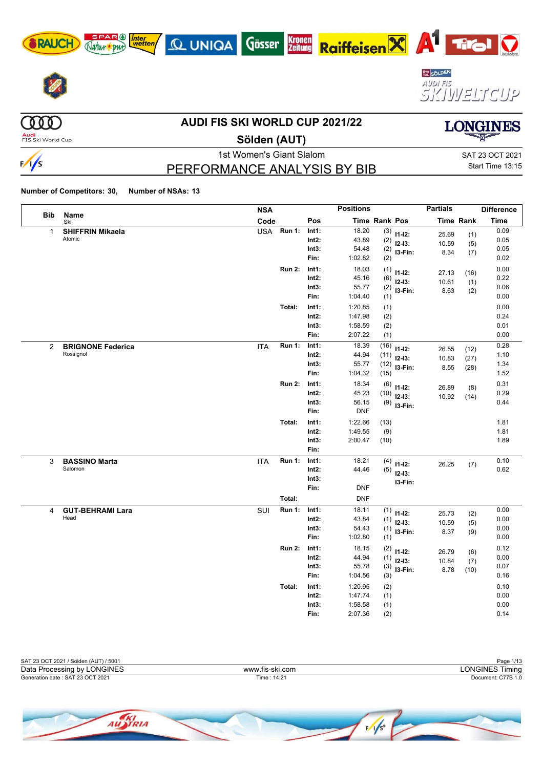# AUDI FIS SKI WORLD CUP 2021/22

## Sölden (AUT)

1st Women's Giant Slalom

SAT 23 OCT 2021
Start Time 13:15

## PERFORMANCE ANALYSIS BY BIB

**Number of Competitors: 30, Number of NSAs: 13**

| Bib | Name / Ski | NSA Code | | Pos | Time | Rank | Pos | Partials Time | Partials Rank | Difference Time |
|---|---|---|---|---|---|---|---|---|---|---|
| 1 | **SHIFFRIN Mikaela** Atomic | USA | Run 1: | Int1: | 18.20 | (3) | I1-I2: | 25.69 | (1) | 0.09 |
| | | | | Int2: | 43.89 | (2) | I2-I3: | 10.59 | (5) | 0.05 |
| | | | | Int3: | 54.48 | (2) | I3-Fin: | 8.34 | (7) | 0.05 |
| | | | | Fin: | 1:02.82 | (2) | | | | 0.02 |
| | | | Run 2: | Int1: | 18.03 | (1) | I1-I2: | 27.13 | (16) | 0.00 |
| | | | | Int2: | 45.16 | (6) | I2-I3: | 10.61 | (1) | 0.22 |
| | | | | Int3: | 55.77 | (2) | I3-Fin: | 8.63 | (2) | 0.06 |
| | | | | Fin: | 1:04.40 | (1) | | | | 0.00 |
| | | | Total: | Int1: | 1:20.85 | (1) | | | | 0.00 |
| | | | | Int2: | 1:47.98 | (2) | | | | 0.24 |
| | | | | Int3: | 1:58.59 | (2) | | | | 0.01 |
| | | | | Fin: | 2:07.22 | (1) | | | | 0.00 |
| 2 | **BRIGNONE Federica** Rossignol | ITA | Run 1: | Int1: | 18.39 | (16) | I1-I2: | 26.55 | (12) | 0.28 |
| | | | | Int2: | 44.94 | (11) | I2-I3: | 10.83 | (27) | 1.10 |
| | | | | Int3: | 55.77 | (12) | I3-Fin: | 8.55 | (28) | 1.34 |
| | | | | Fin: | 1:04.32 | (15) | | | | 1.52 |
| | | | Run 2: | Int1: | 18.34 | (6) | I1-I2: | 26.89 | (8) | 0.31 |
| | | | | Int2: | 45.23 | (10) | I2-I3: | 10.92 | (14) | 0.29 |
| | | | | Int3: | 56.15 | (9) | I3-Fin: | | | 0.44 |
| | | | | Fin: | DNF | | | | | |
| | | | Total: | Int1: | 1:22.66 | (13) | | | | 1.81 |
| | | | | Int2: | 1:49.55 | (9) | | | | 1.81 |
| | | | | Int3: | 2:00.47 | (10) | | | | 1.89 |
| | | | | Fin: | | | | | | |
| 3 | **BASSINO Marta** Salomon | ITA | Run 1: | Int1: | 18.21 | (4) | I1-I2: | 26.25 | (7) | 0.10 |
| | | | | Int2: | 44.46 | (5) | I2-I3: | | | 0.62 |
| | | | | Int3: | | | I3-Fin: | | | |
| | | | | Fin: | DNF | | | | | |
| | | | Total: | | DNF | | | | | |
| 4 | **GUT-BEHRAMI Lara** Head | SUI | Run 1: | Int1: | 18.11 | (1) | I1-I2: | 25.73 | (2) | 0.00 |
| | | | | Int2: | 43.84 | (1) | I2-I3: | 10.59 | (5) | 0.00 |
| | | | | Int3: | 54.43 | (1) | I3-Fin: | 8.37 | (9) | 0.00 |
| | | | | Fin: | 1:02.80 | (1) | | | | 0.00 |
| | | | Run 2: | Int1: | 18.15 | (2) | I1-I2: | 26.79 | (6) | 0.12 |
| | | | | Int2: | 44.94 | (1) | I2-I3: | 10.84 | (7) | 0.00 |
| | | | | Int3: | 55.78 | (3) | I3-Fin: | 8.78 | (10) | 0.07 |
| | | | | Fin: | 1:04.56 | (3) | | | | 0.16 |
| | | | Total: | Int1: | 1:20.95 | (2) | | | | 0.10 |
| | | | | Int2: | 1:47.74 | (1) | | | | 0.00 |
| | | | | Int3: | 1:58.58 | (1) | | | | 0.00 |
| | | | | Fin: | 2:07.36 | (2) | | | | 0.14 |

SAT 23 OCT 2021 / Sölden (AUT) / 5001
Data Processing by LONGINES — www.fis-ski.com — LONGINES Timing
Generation date : SAT 23 OCT 2021 — Time : 14:21 — Document: C77B 1.0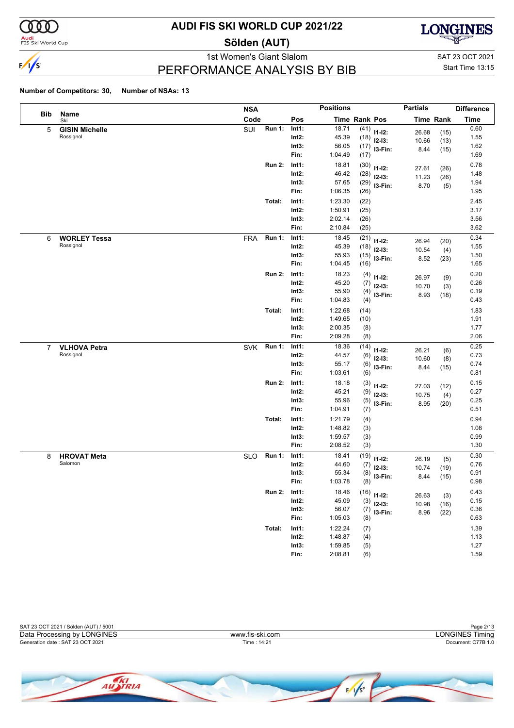# AUDI FIS SKI WORLD CUP 2021/22

## Sölden (AUT)

1st Women's Giant Slalom

SAT 23 OCT 2021

Start Time 13:15

## PERFORMANCE ANALYSIS BY BIB

**Number of Competitors: 30, Number of NSAs: 13**

| Bib | Name / Ski | NSA Code | | Pos | Time | Rank | Partials Pos | Partials Time | Partials Rank | Difference Time |
|---|---|---|---|---|---|---|---|---|---|---|
| 5 | **GISIN Michelle** Rossignol | SUI | **Run 1:** | **Int1:** | 18.71 | (41) | **I1-I2:** | 26.68 | (15) | 0.60 |
| | | | | **Int2:** | 45.39 | (18) | **I2-I3:** | 10.66 | (13) | 1.55 |
| | | | | **Int3:** | 56.05 | (17) | **I3-Fin:** | 8.44 | (15) | 1.62 |
| | | | | **Fin:** | 1:04.49 | (17) | | | | 1.69 |
| | | | **Run 2:** | **Int1:** | 18.81 | (30) | **I1-I2:** | 27.61 | (26) | 0.78 |
| | | | | **Int2:** | 46.42 | (28) | **I2-I3:** | 11.23 | (26) | 1.48 |
| | | | | **Int3:** | 57.65 | (29) | **I3-Fin:** | 8.70 | (5) | 1.94 |
| | | | | **Fin:** | 1:06.35 | (26) | | | | 1.95 |
| | | | **Total:** | **Int1:** | 1:23.30 | (22) | | | | 2.45 |
| | | | | **Int2:** | 1:50.91 | (25) | | | | 3.17 |
| | | | | **Int3:** | 2:02.14 | (26) | | | | 3.56 |
| | | | | **Fin:** | 2:10.84 | (25) | | | | 3.62 |
| 6 | **WORLEY Tessa** Rossignol | FRA | **Run 1:** | **Int1:** | 18.45 | (21) | **I1-I2:** | 26.94 | (20) | 0.34 |
| | | | | **Int2:** | 45.39 | (18) | **I2-I3:** | 10.54 | (4) | 1.55 |
| | | | | **Int3:** | 55.93 | (15) | **I3-Fin:** | 8.52 | (23) | 1.50 |
| | | | | **Fin:** | 1:04.45 | (16) | | | | 1.65 |
| | | | **Run 2:** | **Int1:** | 18.23 | (4) | **I1-I2:** | 26.97 | (9) | 0.20 |
| | | | | **Int2:** | 45.20 | (7) | **I2-I3:** | 10.70 | (3) | 0.26 |
| | | | | **Int3:** | 55.90 | (4) | **I3-Fin:** | 8.93 | (18) | 0.19 |
| | | | | **Fin:** | 1:04.83 | (4) | | | | 0.43 |
| | | | **Total:** | **Int1:** | 1:22.68 | (14) | | | | 1.83 |
| | | | | **Int2:** | 1:49.65 | (10) | | | | 1.91 |
| | | | | **Int3:** | 2:00.35 | (8) | | | | 1.77 |
| | | | | **Fin:** | 2:09.28 | (8) | | | | 2.06 |
| 7 | **VLHOVA Petra** Rossignol | SVK | **Run 1:** | **Int1:** | 18.36 | (14) | **I1-I2:** | 26.21 | (6) | 0.25 |
| | | | | **Int2:** | 44.57 | (6) | **I2-I3:** | 10.60 | (8) | 0.73 |
| | | | | **Int3:** | 55.17 | (6) | **I3-Fin:** | 8.44 | (15) | 0.74 |
| | | | | **Fin:** | 1:03.61 | (6) | | | | 0.81 |
| | | | **Run 2:** | **Int1:** | 18.18 | (3) | **I1-I2:** | 27.03 | (12) | 0.15 |
| | | | | **Int2:** | 45.21 | (9) | **I2-I3:** | 10.75 | (4) | 0.27 |
| | | | | **Int3:** | 55.96 | (5) | **I3-Fin:** | 8.95 | (20) | 0.25 |
| | | | | **Fin:** | 1:04.91 | (7) | | | | 0.51 |
| | | | **Total:** | **Int1:** | 1:21.79 | (4) | | | | 0.94 |
| | | | | **Int2:** | 1:48.82 | (3) | | | | 1.08 |
| | | | | **Int3:** | 1:59.57 | (3) | | | | 0.99 |
| | | | | **Fin:** | 2:08.52 | (3) | | | | 1.30 |
| 8 | **HROVAT Meta** Salomon | SLO | **Run 1:** | **Int1:** | 18.41 | (19) | **I1-I2:** | 26.19 | (5) | 0.30 |
| | | | | **Int2:** | 44.60 | (7) | **I2-I3:** | 10.74 | (19) | 0.76 |
| | | | | **Int3:** | 55.34 | (8) | **I3-Fin:** | 8.44 | (15) | 0.91 |
| | | | | **Fin:** | 1:03.78 | (8) | | | | 0.98 |
| | | | **Run 2:** | **Int1:** | 18.46 | (16) | **I1-I2:** | 26.63 | (3) | 0.43 |
| | | | | **Int2:** | 45.09 | (3) | **I2-I3:** | 10.98 | (16) | 0.15 |
| | | | | **Int3:** | 56.07 | (7) | **I3-Fin:** | 8.96 | (22) | 0.36 |
| | | | | **Fin:** | 1:05.03 | (8) | | | | 0.63 |
| | | | **Total:** | **Int1:** | 1:22.24 | (7) | | | | 1.39 |
| | | | | **Int2:** | 1:48.87 | (4) | | | | 1.13 |
| | | | | **Int3:** | 1:59.85 | (5) | | | | 1.27 |
| | | | | **Fin:** | 2:08.81 | (6) | | | | 1.59 |

SAT 23 OCT 2021 / Sölden (AUT) / 5001

Data Processing by LONGINES — www.fis-ski.com — LONGINES Timing

Generation date : SAT 23 OCT 2021 — Time : 14:21 — Document: C77B 1.0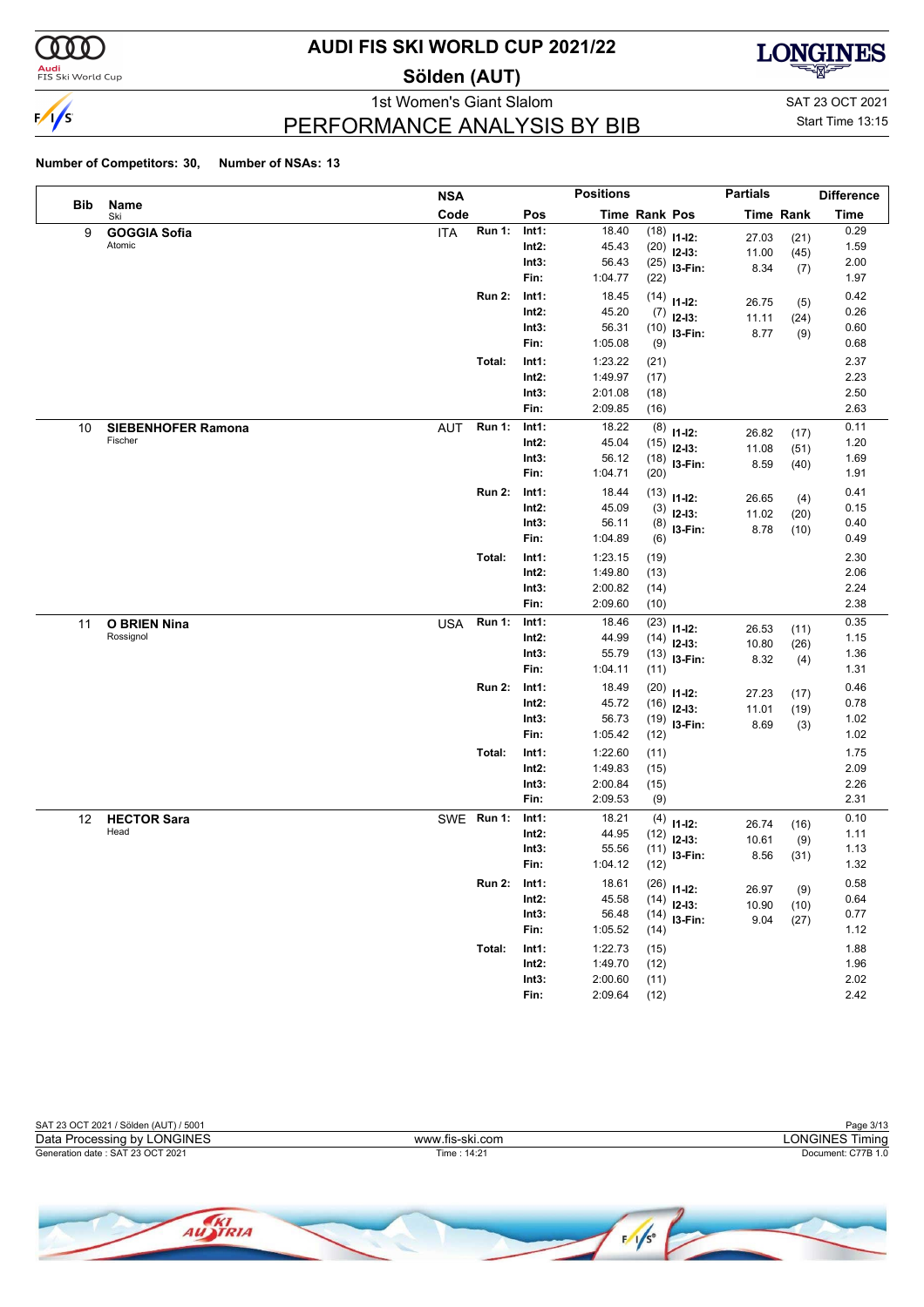# AUDI FIS SKI WORLD CUP 2021/22

## Sölden (AUT)

1st Women's Giant Slalom

SAT 23 OCT 2021

Start Time 13:15

## PERFORMANCE ANALYSIS BY BIB

**Number of Competitors: 30, Number of NSAs: 13**

| Bib | Name / Ski | NSA Code | | Pos | Time | Rank | Pos | Partials Time | Partials Rank | Difference Time |
|---|---|---|---|---|---|---|---|---|---|---|
| 9 | **GOGGIA Sofia** Atomic | ITA | Run 1: | Int1: | 18.40 | (18) | I1-I2: | 27.03 | (21) | 0.29 |
| | | | | Int2: | 45.43 | (20) | I2-I3: | 11.00 | (45) | 1.59 |
| | | | | Int3: | 56.43 | (25) | I3-Fin: | 8.34 | (7) | 2.00 |
| | | | | Fin: | 1:04.77 | (22) | | | | 1.97 |
| | | | Run 2: | Int1: | 18.45 | (14) | I1-I2: | 26.75 | (5) | 0.42 |
| | | | | Int2: | 45.20 | (7) | I2-I3: | 11.11 | (24) | 0.26 |
| | | | | Int3: | 56.31 | (10) | I3-Fin: | 8.77 | (9) | 0.60 |
| | | | | Fin: | 1:05.08 | (9) | | | | 0.68 |
| | | | Total: | Int1: | 1:23.22 | (21) | | | | 2.37 |
| | | | | Int2: | 1:49.97 | (17) | | | | 2.23 |
| | | | | Int3: | 2:01.08 | (18) | | | | 2.50 |
| | | | | Fin: | 2:09.85 | (16) | | | | 2.63 |
| 10 | **SIEBENHOFER Ramona** Fischer | AUT | Run 1: | Int1: | 18.22 | (8) | I1-I2: | 26.82 | (17) | 0.11 |
| | | | | Int2: | 45.04 | (15) | I2-I3: | 11.08 | (51) | 1.20 |
| | | | | Int3: | 56.12 | (18) | I3-Fin: | 8.59 | (40) | 1.69 |
| | | | | Fin: | 1:04.71 | (20) | | | | 1.91 |
| | | | Run 2: | Int1: | 18.44 | (13) | I1-I2: | 26.65 | (4) | 0.41 |
| | | | | Int2: | 45.09 | (3) | I2-I3: | 11.02 | (20) | 0.15 |
| | | | | Int3: | 56.11 | (8) | I3-Fin: | 8.78 | (10) | 0.40 |
| | | | | Fin: | 1:04.89 | (6) | | | | 0.49 |
| | | | Total: | Int1: | 1:23.15 | (19) | | | | 2.30 |
| | | | | Int2: | 1:49.80 | (13) | | | | 2.06 |
| | | | | Int3: | 2:00.82 | (14) | | | | 2.24 |
| | | | | Fin: | 2:09.60 | (10) | | | | 2.38 |
| 11 | **O BRIEN Nina** Rossignol | USA | Run 1: | Int1: | 18.46 | (23) | I1-I2: | 26.53 | (11) | 0.35 |
| | | | | Int2: | 44.99 | (14) | I2-I3: | 10.80 | (26) | 1.15 |
| | | | | Int3: | 55.79 | (13) | I3-Fin: | 8.32 | (4) | 1.36 |
| | | | | Fin: | 1:04.11 | (11) | | | | 1.31 |
| | | | Run 2: | Int1: | 18.49 | (20) | I1-I2: | 27.23 | (17) | 0.46 |
| | | | | Int2: | 45.72 | (16) | I2-I3: | 11.01 | (19) | 0.78 |
| | | | | Int3: | 56.73 | (19) | I3-Fin: | 8.69 | (3) | 1.02 |
| | | | | Fin: | 1:05.42 | (12) | | | | 1.02 |
| | | | Total: | Int1: | 1:22.60 | (11) | | | | 1.75 |
| | | | | Int2: | 1:49.83 | (15) | | | | 2.09 |
| | | | | Int3: | 2:00.84 | (15) | | | | 2.26 |
| | | | | Fin: | 2:09.53 | (9) | | | | 2.31 |
| 12 | **HECTOR Sara** Head | SWE | Run 1: | Int1: | 18.21 | (4) | I1-I2: | 26.74 | (16) | 0.10 |
| | | | | Int2: | 44.95 | (12) | I2-I3: | 10.61 | (9) | 1.11 |
| | | | | Int3: | 55.56 | (11) | I3-Fin: | 8.56 | (31) | 1.13 |
| | | | | Fin: | 1:04.12 | (12) | | | | 1.32 |
| | | | Run 2: | Int1: | 18.61 | (26) | I1-I2: | 26.97 | (9) | 0.58 |
| | | | | Int2: | 45.58 | (14) | I2-I3: | 10.90 | (10) | 0.64 |
| | | | | Int3: | 56.48 | (14) | I3-Fin: | 9.04 | (27) | 0.77 |
| | | | | Fin: | 1:05.52 | (14) | | | | 1.12 |
| | | | Total: | Int1: | 1:22.73 | (15) | | | | 1.88 |
| | | | | Int2: | 1:49.70 | (12) | | | | 1.96 |
| | | | | Int3: | 2:00.60 | (11) | | | | 2.02 |
| | | | | Fin: | 2:09.64 | (12) | | | | 2.42 |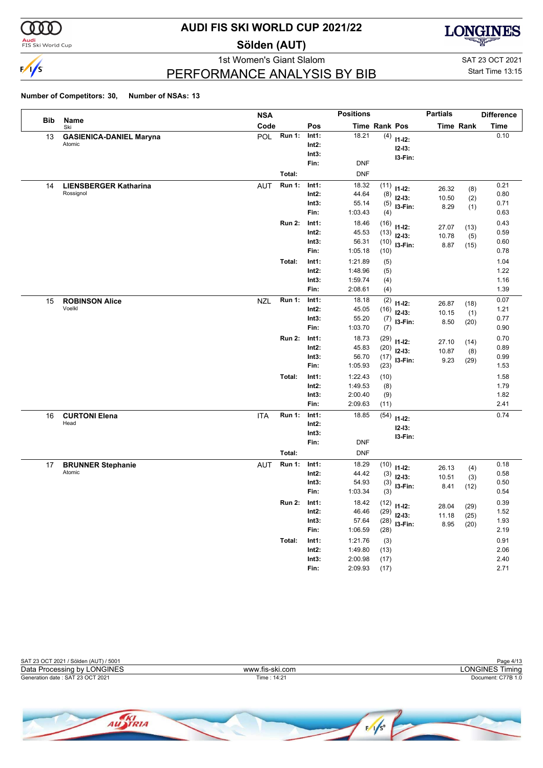# AUDI FIS SKI WORLD CUP 2021/22

## Sölden (AUT)

1st Women's Giant Slalom

SAT 23 OCT 2021

Start Time 13:15

## PERFORMANCE ANALYSIS BY BIB

**Number of Competitors: 30, Number of NSAs: 13**

| Bib | Name / Ski | NSA Code | Run | Pos | Time | Rank | Partials Pos | Partials Time | Partials Rank | Difference Time |
|---|---|---|---|---|---|---|---|---|---|---|
| 13 | **GASIENICA-DANIEL Maryna** | POL | Run 1: | Int1: | 18.21 | (4) | I1-I2: | | | 0.10 |
| | Atomic | | | Int2: | | | I2-I3: | | | |
| | | | | Int3: | | | I3-Fin: | | | |
| | | | | Fin: | DNF | | | | | |
| | | | Total: | | DNF | | | | | |
| 14 | **LIENSBERGER Katharina** | AUT | Run 1: | Int1: | 18.32 | (11) | I1-I2: | 26.32 | (8) | 0.21 |
| | Rossignol | | | Int2: | 44.64 | (8) | I2-I3: | 10.50 | (2) | 0.80 |
| | | | | Int3: | 55.14 | (5) | I3-Fin: | 8.29 | (1) | 0.71 |
| | | | | Fin: | 1:03.43 | (4) | | | | 0.63 |
| | | | Run 2: | Int1: | 18.46 | (16) | I1-I2: | 27.07 | (13) | 0.43 |
| | | | | Int2: | 45.53 | (13) | I2-I3: | 10.78 | (5) | 0.59 |
| | | | | Int3: | 56.31 | (10) | I3-Fin: | 8.87 | (15) | 0.60 |
| | | | | Fin: | 1:05.18 | (10) | | | | 0.78 |
| | | | Total: | Int1: | 1:21.89 | (5) | | | | 1.04 |
| | | | | Int2: | 1:48.96 | (5) | | | | 1.22 |
| | | | | Int3: | 1:59.74 | (4) | | | | 1.16 |
| | | | | Fin: | 2:08.61 | (4) | | | | 1.39 |
| 15 | **ROBINSON Alice** | NZL | Run 1: | Int1: | 18.18 | (2) | I1-I2: | 26.87 | (18) | 0.07 |
| | Voelkl | | | Int2: | 45.05 | (16) | I2-I3: | 10.15 | (1) | 1.21 |
| | | | | Int3: | 55.20 | (7) | I3-Fin: | 8.50 | (20) | 0.77 |
| | | | | Fin: | 1:03.70 | (7) | | | | 0.90 |
| | | | Run 2: | Int1: | 18.73 | (29) | I1-I2: | 27.10 | (14) | 0.70 |
| | | | | Int2: | 45.83 | (20) | I2-I3: | 10.87 | (8) | 0.89 |
| | | | | Int3: | 56.70 | (17) | I3-Fin: | 9.23 | (29) | 0.99 |
| | | | | Fin: | 1:05.93 | (23) | | | | 1.53 |
| | | | Total: | Int1: | 1:22.43 | (10) | | | | 1.58 |
| | | | | Int2: | 1:49.53 | (8) | | | | 1.79 |
| | | | | Int3: | 2:00.40 | (9) | | | | 1.82 |
| | | | | Fin: | 2:09.63 | (11) | | | | 2.41 |
| 16 | **CURTONI Elena** | ITA | Run 1: | Int1: | 18.85 | (54) | I1-I2: | | | 0.74 |
| | Head | | | Int2: | | | I2-I3: | | | |
| | | | | Int3: | | | I3-Fin: | | | |
| | | | | Fin: | DNF | | | | | |
| | | | Total: | | DNF | | | | | |
| 17 | **BRUNNER Stephanie** | AUT | Run 1: | Int1: | 18.29 | (10) | I1-I2: | 26.13 | (4) | 0.18 |
| | Atomic | | | Int2: | 44.42 | (3) | I2-I3: | 10.51 | (3) | 0.58 |
| | | | | Int3: | 54.93 | (3) | I3-Fin: | 8.41 | (12) | 0.50 |
| | | | | Fin: | 1:03.34 | (3) | | | | 0.54 |
| | | | Run 2: | Int1: | 18.42 | (12) | I1-I2: | 28.04 | (29) | 0.39 |
| | | | | Int2: | 46.46 | (29) | I2-I3: | 11.18 | (25) | 1.52 |
| | | | | Int3: | 57.64 | (28) | I3-Fin: | 8.95 | (20) | 1.93 |
| | | | | Fin: | 1:06.59 | (28) | | | | 2.19 |
| | | | Total: | Int1: | 1:21.76 | (3) | | | | 0.91 |
| | | | | Int2: | 1:49.80 | (13) | | | | 2.06 |
| | | | | Int3: | 2:00.98 | (17) | | | | 2.40 |
| | | | | Fin: | 2:09.93 | (17) | | | | 2.71 |

SAT 23 OCT 2021 / Sölden (AUT) / 5001

Data Processing by LONGINES — www.fis-ski.com — LONGINES Timing

Generation date : SAT 23 OCT 2021 — Time : 14:21 — Document: C77B 1.0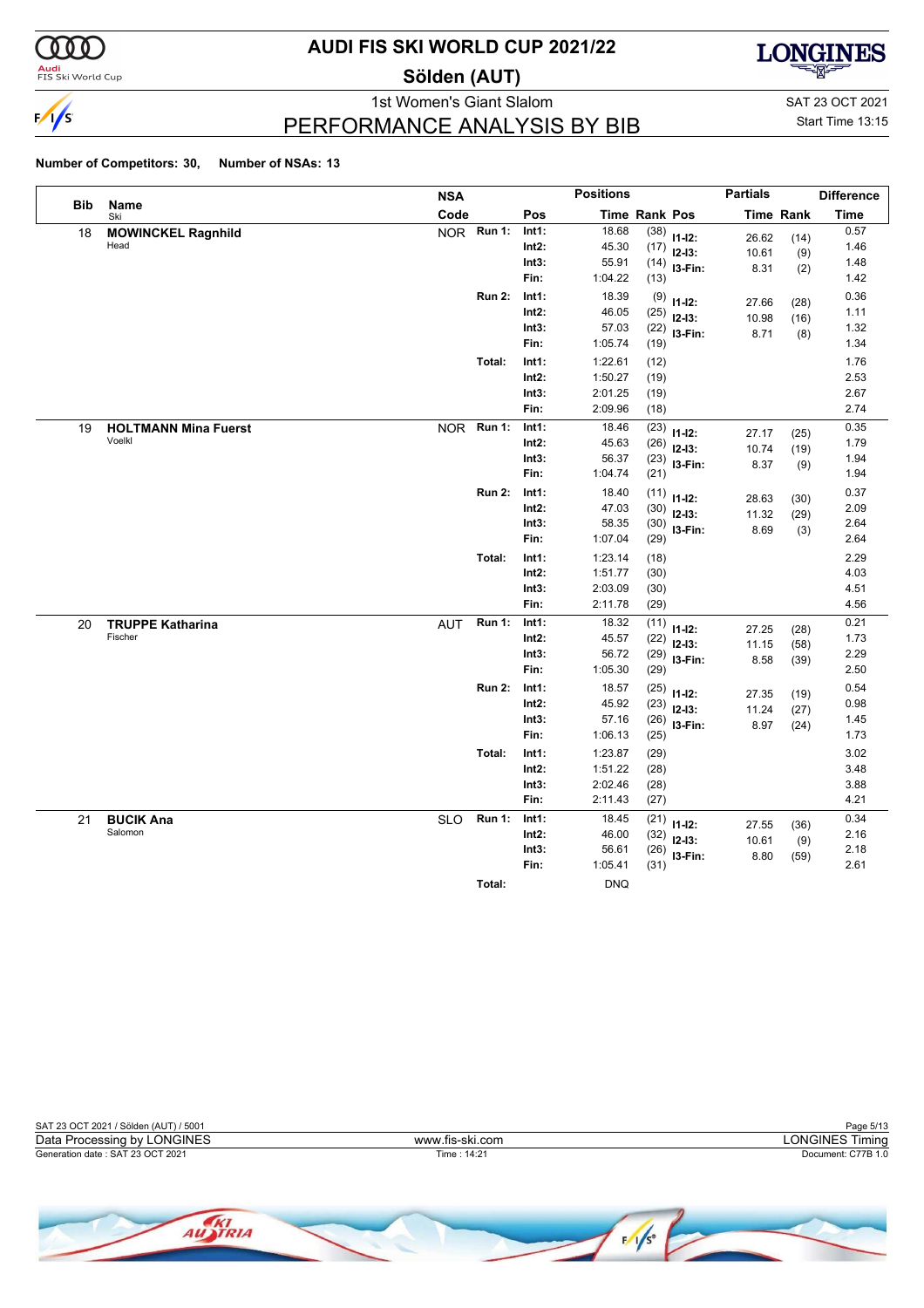# AUDI FIS SKI WORLD CUP 2021/22

## Sölden (AUT)

1st Women's Giant Slalom

SAT 23 OCT 2021

Start Time 13:15

## PERFORMANCE ANALYSIS BY BIB

**Number of Competitors: 30, Number of NSAs: 13**

| Bib | Name | NSA Code | | Pos | Time | Rank | Pos | Partials Time | Rank | Difference Time |
|---|---|---|---|---|---|---|---|---|---|---|
| 18 | **MOWINCKEL Ragnhild** Head | NOR | **Run 1:** | **Int1:** | 18.68 | (38) | **I1-I2:** | 26.62 | (14) | 0.57 |
| | | | | **Int2:** | 45.30 | (17) | **I2-I3:** | 10.61 | (9) | 1.46 |
| | | | | **Int3:** | 55.91 | (14) | **I3-Fin:** | 8.31 | (2) | 1.48 |
| | | | | **Fin:** | 1:04.22 | (13) | | | | 1.42 |
| | | | **Run 2:** | **Int1:** | 18.39 | (9) | **I1-I2:** | 27.66 | (28) | 0.36 |
| | | | | **Int2:** | 46.05 | (25) | **I2-I3:** | 10.98 | (16) | 1.11 |
| | | | | **Int3:** | 57.03 | (22) | **I3-Fin:** | 8.71 | (8) | 1.32 |
| | | | | **Fin:** | 1:05.74 | (19) | | | | 1.34 |
| | | | **Total:** | **Int1:** | 1:22.61 | (12) | | | | 1.76 |
| | | | | **Int2:** | 1:50.27 | (19) | | | | 2.53 |
| | | | | **Int3:** | 2:01.25 | (19) | | | | 2.67 |
| | | | | **Fin:** | 2:09.96 | (18) | | | | 2.74 |
| 19 | **HOLTMANN Mina Fuerst** Voelkl | NOR | **Run 1:** | **Int1:** | 18.46 | (23) | **I1-I2:** | 27.17 | (25) | 0.35 |
| | | | | **Int2:** | 45.63 | (26) | **I2-I3:** | 10.74 | (19) | 1.79 |
| | | | | **Int3:** | 56.37 | (23) | **I3-Fin:** | 8.37 | (9) | 1.94 |
| | | | | **Fin:** | 1:04.74 | (21) | | | | 1.94 |
| | | | **Run 2:** | **Int1:** | 18.40 | (11) | **I1-I2:** | 28.63 | (30) | 0.37 |
| | | | | **Int2:** | 47.03 | (30) | **I2-I3:** | 11.32 | (29) | 2.09 |
| | | | | **Int3:** | 58.35 | (30) | **I3-Fin:** | 8.69 | (3) | 2.64 |
| | | | | **Fin:** | 1:07.04 | (29) | | | | 2.64 |
| | | | **Total:** | **Int1:** | 1:23.14 | (18) | | | | 2.29 |
| | | | | **Int2:** | 1:51.77 | (30) | | | | 4.03 |
| | | | | **Int3:** | 2:03.09 | (30) | | | | 4.51 |
| | | | | **Fin:** | 2:11.78 | (29) | | | | 4.56 |
| 20 | **TRUPPE Katharina** Fischer | AUT | **Run 1:** | **Int1:** | 18.32 | (11) | **I1-I2:** | 27.25 | (28) | 0.21 |
| | | | | **Int2:** | 45.57 | (22) | **I2-I3:** | 11.15 | (58) | 1.73 |
| | | | | **Int3:** | 56.72 | (29) | **I3-Fin:** | 8.58 | (39) | 2.29 |
| | | | | **Fin:** | 1:05.30 | (29) | | | | 2.50 |
| | | | **Run 2:** | **Int1:** | 18.57 | (25) | **I1-I2:** | 27.35 | (19) | 0.54 |
| | | | | **Int2:** | 45.92 | (23) | **I2-I3:** | 11.24 | (27) | 0.98 |
| | | | | **Int3:** | 57.16 | (26) | **I3-Fin:** | 8.97 | (24) | 1.45 |
| | | | | **Fin:** | 1:06.13 | (25) | | | | 1.73 |
| | | | **Total:** | **Int1:** | 1:23.87 | (29) | | | | 3.02 |
| | | | | **Int2:** | 1:51.22 | (28) | | | | 3.48 |
| | | | | **Int3:** | 2:02.46 | (28) | | | | 3.88 |
| | | | | **Fin:** | 2:11.43 | (27) | | | | 4.21 |
| 21 | **BUCIK Ana** Salomon | SLO | **Run 1:** | **Int1:** | 18.45 | (21) | **I1-I2:** | 27.55 | (36) | 0.34 |
| | | | | **Int2:** | 46.00 | (32) | **I2-I3:** | 10.61 | (9) | 2.16 |
| | | | | **Int3:** | 56.61 | (26) | **I3-Fin:** | 8.80 | (59) | 2.18 |
| | | | | **Fin:** | 1:05.41 | (31) | | | | 2.61 |
| | | | **Total:** | | DNQ | | | | | |

SAT 23 OCT 2021 / Sölden (AUT) / 5001

Data Processing by LONGINES — www.fis-ski.com — LONGINES Timing

Generation date : SAT 23 OCT 2021 — Time : 14:21 — Document: C77B 1.0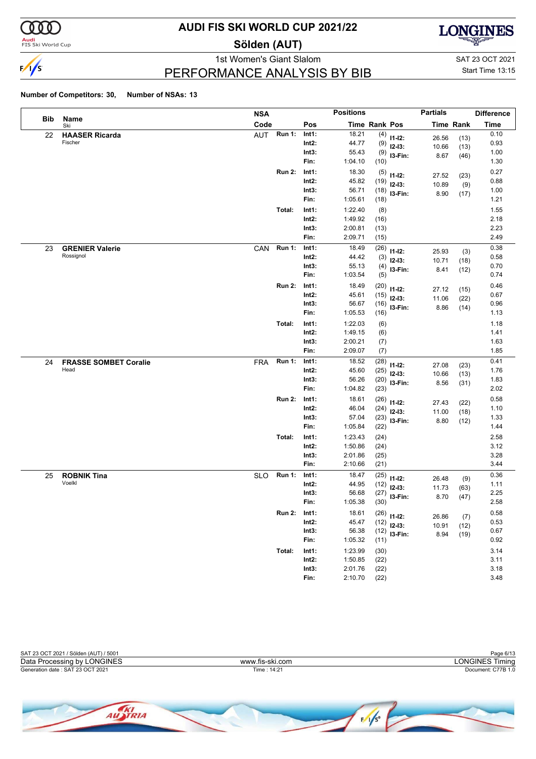# AUDI FIS SKI WORLD CUP 2021/22

## Sölden (AUT)

1st Women's Giant Slalom

SAT 23 OCT 2021

Start Time 13:15

## PERFORMANCE ANALYSIS BY BIB

**Number of Competitors: 30, Number of NSAs: 13**

| Bib | Name / Ski | NSA Code | Run | Pos | Positions Time | Rank | Pos | Partials Time | Rank | Difference Time |
|---|---|---|---|---|---|---|---|---|---|---|
| 22 | **HAASER Ricarda** Fischer | AUT | Run 1: | Int1: | 18.21 | (4) | I1-I2: | 26.56 | (13) | 0.10 |
| | | | | Int2: | 44.77 | (9) | I2-I3: | 10.66 | (13) | 0.93 |
| | | | | Int3: | 55.43 | (9) | I3-Fin: | 8.67 | (46) | 1.00 |
| | | | | Fin: | 1:04.10 | (10) | | | | 1.30 |
| | | | Run 2: | Int1: | 18.30 | (5) | I1-I2: | 27.52 | (23) | 0.27 |
| | | | | Int2: | 45.82 | (19) | I2-I3: | 10.89 | (9) | 0.88 |
| | | | | Int3: | 56.71 | (18) | I3-Fin: | 8.90 | (17) | 1.00 |
| | | | | Fin: | 1:05.61 | (18) | | | | 1.21 |
| | | | Total: | Int1: | 1:22.40 | (8) | | | | 1.55 |
| | | | | Int2: | 1:49.92 | (16) | | | | 2.18 |
| | | | | Int3: | 2:00.81 | (13) | | | | 2.23 |
| | | | | Fin: | 2:09.71 | (15) | | | | 2.49 |
| 23 | **GRENIER Valerie** Rossignol | CAN | Run 1: | Int1: | 18.49 | (26) | I1-I2: | 25.93 | (3) | 0.38 |
| | | | | Int2: | 44.42 | (3) | I2-I3: | 10.71 | (18) | 0.58 |
| | | | | Int3: | 55.13 | (4) | I3-Fin: | 8.41 | (12) | 0.70 |
| | | | | Fin: | 1:03.54 | (5) | | | | 0.74 |
| | | | Run 2: | Int1: | 18.49 | (20) | I1-I2: | 27.12 | (15) | 0.46 |
| | | | | Int2: | 45.61 | (15) | I2-I3: | 11.06 | (22) | 0.67 |
| | | | | Int3: | 56.67 | (16) | I3-Fin: | 8.86 | (14) | 0.96 |
| | | | | Fin: | 1:05.53 | (16) | | | | 1.13 |
| | | | Total: | Int1: | 1:22.03 | (6) | | | | 1.18 |
| | | | | Int2: | 1:49.15 | (6) | | | | 1.41 |
| | | | | Int3: | 2:00.21 | (7) | | | | 1.63 |
| | | | | Fin: | 2:09.07 | (7) | | | | 1.85 |
| 24 | **FRASSE SOMBET Coralie** Head | FRA | Run 1: | Int1: | 18.52 | (28) | I1-I2: | 27.08 | (23) | 0.41 |
| | | | | Int2: | 45.60 | (25) | I2-I3: | 10.66 | (13) | 1.76 |
| | | | | Int3: | 56.26 | (20) | I3-Fin: | 8.56 | (31) | 1.83 |
| | | | | Fin: | 1:04.82 | (23) | | | | 2.02 |
| | | | Run 2: | Int1: | 18.61 | (26) | I1-I2: | 27.43 | (22) | 0.58 |
| | | | | Int2: | 46.04 | (24) | I2-I3: | 11.00 | (18) | 1.10 |
| | | | | Int3: | 57.04 | (23) | I3-Fin: | 8.80 | (12) | 1.33 |
| | | | | Fin: | 1:05.84 | (22) | | | | 1.44 |
| | | | Total: | Int1: | 1:23.43 | (24) | | | | 2.58 |
| | | | | Int2: | 1:50.86 | (24) | | | | 3.12 |
| | | | | Int3: | 2:01.86 | (25) | | | | 3.28 |
| | | | | Fin: | 2:10.66 | (21) | | | | 3.44 |
| 25 | **ROBNIK Tina** Voelkl | SLO | Run 1: | Int1: | 18.47 | (25) | I1-I2: | 26.48 | (9) | 0.36 |
| | | | | Int2: | 44.95 | (12) | I2-I3: | 11.73 | (63) | 1.11 |
| | | | | Int3: | 56.68 | (27) | I3-Fin: | 8.70 | (47) | 2.25 |
| | | | | Fin: | 1:05.38 | (30) | | | | 2.58 |
| | | | Run 2: | Int1: | 18.61 | (26) | I1-I2: | 26.86 | (7) | 0.58 |
| | | | | Int2: | 45.47 | (12) | I2-I3: | 10.91 | (12) | 0.53 |
| | | | | Int3: | 56.38 | (12) | I3-Fin: | 8.94 | (19) | 0.67 |
| | | | | Fin: | 1:05.32 | (11) | | | | 0.92 |
| | | | Total: | Int1: | 1:23.99 | (30) | | | | 3.14 |
| | | | | Int2: | 1:50.85 | (22) | | | | 3.11 |
| | | | | Int3: | 2:01.76 | (22) | | | | 3.18 |
| | | | | Fin: | 2:10.70 | (22) | | | | 3.48 |

SAT 23 OCT 2021 / Sölden (AUT) / 5001

Data Processing by LONGINES — www.fis-ski.com — LONGINES Timing

Generation date : SAT 23 OCT 2021 — Time : 14:21 — Document: C77B 1.0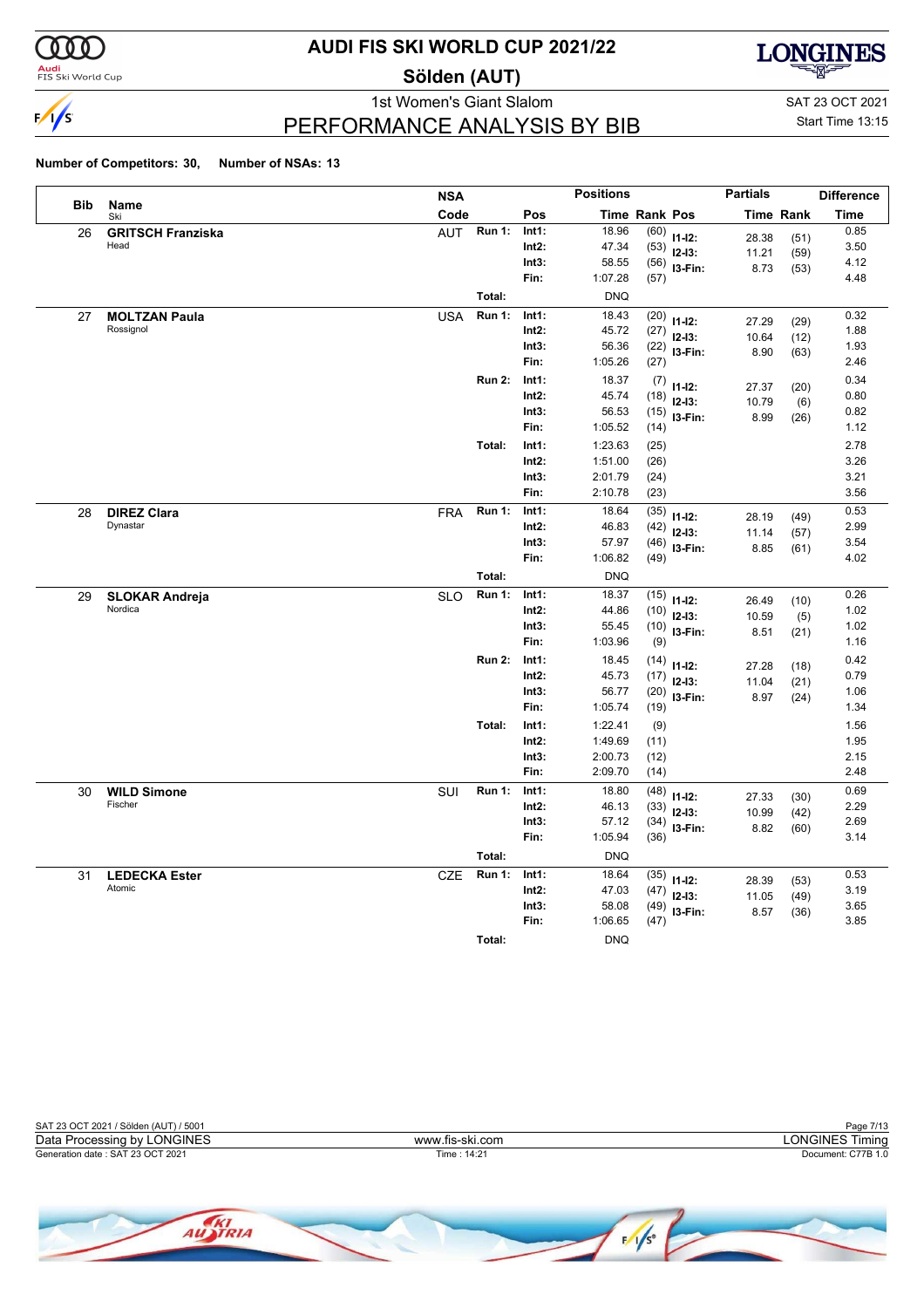# AUDI FIS SKI WORLD CUP 2021/22

**Sölden (AUT)**

1st Women's Giant Slalom

SAT 23 OCT 2021

Start Time 13:15

## PERFORMANCE ANALYSIS BY BIB

**Number of Competitors: 30, Number of NSAs: 13**

| Bib | Name / Ski | NSA Code | | Pos | Time | Rank | Pos | Partials Time | Partials Rank | Difference Time |
|---|---|---|---|---|---|---|---|---|---|---|
| 26 | **GRITSCH Franziska** Head | AUT | Run 1: | Int1: | 18.96 | (60) | I1-I2: | 28.38 | (51) | 0.85 |
| | | | | Int2: | 47.34 | (53) | I2-I3: | 11.21 | (59) | 3.50 |
| | | | | Int3: | 58.55 | (56) | I3-Fin: | 8.73 | (53) | 4.12 |
| | | | | Fin: | 1:07.28 | (57) | | | | 4.48 |
| | | | Total: | | DNQ | | | | | |
| 27 | **MOLTZAN Paula** Rossignol | USA | Run 1: | Int1: | 18.43 | (20) | I1-I2: | 27.29 | (29) | 0.32 |
| | | | | Int2: | 45.72 | (27) | I2-I3: | 10.64 | (12) | 1.88 |
| | | | | Int3: | 56.36 | (22) | I3-Fin: | 8.90 | (63) | 1.93 |
| | | | | Fin: | 1:05.26 | (27) | | | | 2.46 |
| | | | Run 2: | Int1: | 18.37 | (7) | I1-I2: | 27.37 | (20) | 0.34 |
| | | | | Int2: | 45.74 | (18) | I2-I3: | 10.79 | (6) | 0.80 |
| | | | | Int3: | 56.53 | (15) | I3-Fin: | 8.99 | (26) | 0.82 |
| | | | | Fin: | 1:05.52 | (14) | | | | 1.12 |
| | | | Total: | Int1: | 1:23.63 | (25) | | | | 2.78 |
| | | | | Int2: | 1:51.00 | (26) | | | | 3.26 |
| | | | | Int3: | 2:01.79 | (24) | | | | 3.21 |
| | | | | Fin: | 2:10.78 | (23) | | | | 3.56 |
| 28 | **DIREZ Clara** Dynastar | FRA | Run 1: | Int1: | 18.64 | (35) | I1-I2: | 28.19 | (49) | 0.53 |
| | | | | Int2: | 46.83 | (42) | I2-I3: | 11.14 | (57) | 2.99 |
| | | | | Int3: | 57.97 | (46) | I3-Fin: | 8.85 | (61) | 3.54 |
| | | | | Fin: | 1:06.82 | (49) | | | | 4.02 |
| | | | Total: | | DNQ | | | | | |
| 29 | **SLOKAR Andreja** Nordica | SLO | Run 1: | Int1: | 18.37 | (15) | I1-I2: | 26.49 | (10) | 0.26 |
| | | | | Int2: | 44.86 | (10) | I2-I3: | 10.59 | (5) | 1.02 |
| | | | | Int3: | 55.45 | (10) | I3-Fin: | 8.51 | (21) | 1.02 |
| | | | | Fin: | 1:03.96 | (9) | | | | 1.16 |
| | | | Run 2: | Int1: | 18.45 | (14) | I1-I2: | 27.28 | (18) | 0.42 |
| | | | | Int2: | 45.73 | (17) | I2-I3: | 11.04 | (21) | 0.79 |
| | | | | Int3: | 56.77 | (20) | I3-Fin: | 8.97 | (24) | 1.06 |
| | | | | Fin: | 1:05.74 | (19) | | | | 1.34 |
| | | | Total: | Int1: | 1:22.41 | (9) | | | | 1.56 |
| | | | | Int2: | 1:49.69 | (11) | | | | 1.95 |
| | | | | Int3: | 2:00.73 | (12) | | | | 2.15 |
| | | | | Fin: | 2:09.70 | (14) | | | | 2.48 |
| 30 | **WILD Simone** Fischer | SUI | Run 1: | Int1: | 18.80 | (48) | I1-I2: | 27.33 | (30) | 0.69 |
| | | | | Int2: | 46.13 | (33) | I2-I3: | 10.99 | (42) | 2.29 |
| | | | | Int3: | 57.12 | (34) | I3-Fin: | 8.82 | (60) | 2.69 |
| | | | | Fin: | 1:05.94 | (36) | | | | 3.14 |
| | | | Total: | | DNQ | | | | | |
| 31 | **LEDECKA Ester** Atomic | CZE | Run 1: | Int1: | 18.64 | (35) | I1-I2: | 28.39 | (53) | 0.53 |
| | | | | Int2: | 47.03 | (47) | I2-I3: | 11.05 | (49) | 3.19 |
| | | | | Int3: | 58.08 | (49) | I3-Fin: | 8.57 | (36) | 3.65 |
| | | | | Fin: | 1:06.65 | (47) | | | | 3.85 |
| | | | Total: | | DNQ | | | | | |

SAT 23 OCT 2021 / Sölden (AUT) / 5001

Data Processing by LONGINES — www.fis-ski.com — LONGINES Timing

Generation date : SAT 23 OCT 2021 — Time : 14:21 — Document: C77B 1.0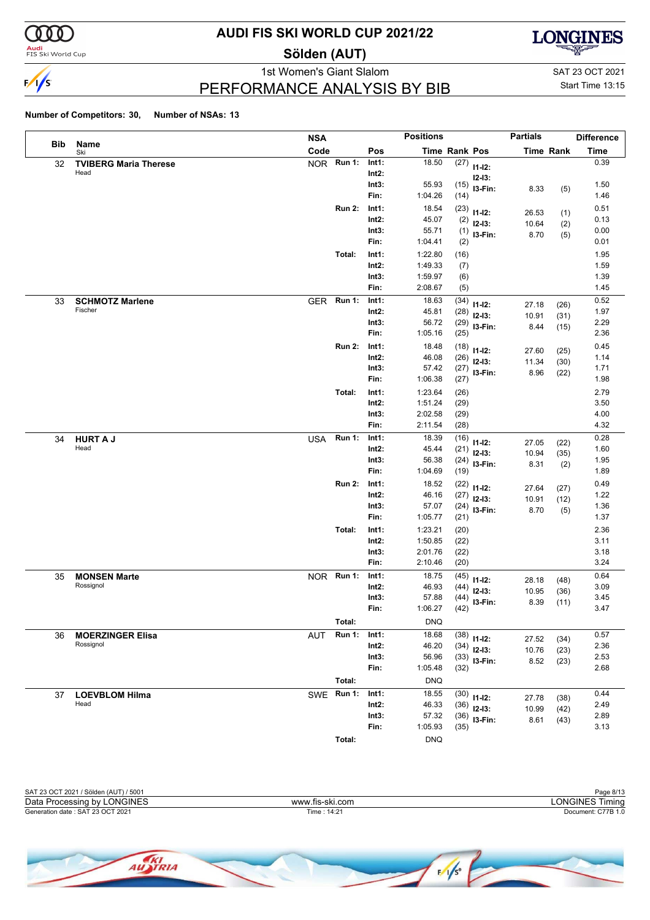# AUDI FIS SKI WORLD CUP 2021/22

## Sölden (AUT)

1st Women's Giant Slalom

SAT 23 OCT 2021

Start Time 13:15

## PERFORMANCE ANALYSIS BY BIB

**Number of Competitors: 30, Number of NSAs: 13**

| Bib | Name / Ski | NSA Code | Run | Pos | Time | Rank | Pos | Partials Time | Partials Rank | Difference Time |
|---|---|---|---|---|---|---|---|---|---|---|
| 32 | **TVIBERG Maria Therese** | NOR | Run 1: | Int1: | 18.50 | (27) | I1-I2: | | | 0.39 |
| | Head | | | Int2: | | | I2-I3: | | | |
| | | | | Int3: | 55.93 | (15) | I3-Fin: | 8.33 | (5) | 1.50 |
| | | | | Fin: | 1:04.26 | (14) | | | | 1.46 |
| | | | Run 2: | Int1: | 18.54 | (23) | I1-I2: | 26.53 | (1) | 0.51 |
| | | | | Int2: | 45.07 | (2) | I2-I3: | 10.64 | (2) | 0.13 |
| | | | | Int3: | 55.71 | (1) | I3-Fin: | 8.70 | (5) | 0.00 |
| | | | | Fin: | 1:04.41 | (2) | | | | 0.01 |
| | | | Total: | Int1: | 1:22.80 | (16) | | | | 1.95 |
| | | | | Int2: | 1:49.33 | (7) | | | | 1.59 |
| | | | | Int3: | 1:59.97 | (6) | | | | 1.39 |
| | | | | Fin: | 2:08.67 | (5) | | | | 1.45 |
| 33 | **SCHMOTZ Marlene** | GER | Run 1: | Int1: | 18.63 | (34) | I1-I2: | 27.18 | (26) | 0.52 |
| | Fischer | | | Int2: | 45.81 | (28) | I2-I3: | 10.91 | (31) | 1.97 |
| | | | | Int3: | 56.72 | (29) | I3-Fin: | 8.44 | (15) | 2.29 |
| | | | | Fin: | 1:05.16 | (25) | | | | 2.36 |
| | | | Run 2: | Int1: | 18.48 | (18) | I1-I2: | 27.60 | (25) | 0.45 |
| | | | | Int2: | 46.08 | (26) | I2-I3: | 11.34 | (30) | 1.14 |
| | | | | Int3: | 57.42 | (27) | I3-Fin: | 8.96 | (22) | 1.71 |
| | | | | Fin: | 1:06.38 | (27) | | | | 1.98 |
| | | | Total: | Int1: | 1:23.64 | (26) | | | | 2.79 |
| | | | | Int2: | 1:51.24 | (29) | | | | 3.50 |
| | | | | Int3: | 2:02.58 | (29) | | | | 4.00 |
| | | | | Fin: | 2:11.54 | (28) | | | | 4.32 |
| 34 | **HURT A J** | USA | Run 1: | Int1: | 18.39 | (16) | I1-I2: | 27.05 | (22) | 0.28 |
| | Head | | | Int2: | 45.44 | (21) | I2-I3: | 10.94 | (35) | 1.60 |
| | | | | Int3: | 56.38 | (24) | I3-Fin: | 8.31 | (2) | 1.95 |
| | | | | Fin: | 1:04.69 | (19) | | | | 1.89 |
| | | | Run 2: | Int1: | 18.52 | (22) | I1-I2: | 27.64 | (27) | 0.49 |
| | | | | Int2: | 46.16 | (27) | I2-I3: | 10.91 | (12) | 1.22 |
| | | | | Int3: | 57.07 | (24) | I3-Fin: | 8.70 | (5) | 1.36 |
| | | | | Fin: | 1:05.77 | (21) | | | | 1.37 |
| | | | Total: | Int1: | 1:23.21 | (20) | | | | 2.36 |
| | | | | Int2: | 1:50.85 | (22) | | | | 3.11 |
| | | | | Int3: | 2:01.76 | (22) | | | | 3.18 |
| | | | | Fin: | 2:10.46 | (20) | | | | 3.24 |
| 35 | **MONSEN Marte** | NOR | Run 1: | Int1: | 18.75 | (45) | I1-I2: | 28.18 | (48) | 0.64 |
| | Rossignol | | | Int2: | 46.93 | (44) | I2-I3: | 10.95 | (36) | 3.09 |
| | | | | Int3: | 57.88 | (44) | I3-Fin: | 8.39 | (11) | 3.45 |
| | | | | Fin: | 1:06.27 | (42) | | | | 3.47 |
| | | | Total: | | DNQ | | | | | |
| 36 | **MOERZINGER Elisa** | AUT | Run 1: | Int1: | 18.68 | (38) | I1-I2: | 27.52 | (34) | 0.57 |
| | Rossignol | | | Int2: | 46.20 | (34) | I2-I3: | 10.76 | (23) | 2.36 |
| | | | | Int3: | 56.96 | (33) | I3-Fin: | 8.52 | (23) | 2.53 |
| | | | | Fin: | 1:05.48 | (32) | | | | 2.68 |
| | | | Total: | | DNQ | | | | | |
| 37 | **LOEVBLOM Hilma** | SWE | Run 1: | Int1: | 18.55 | (30) | I1-I2: | 27.78 | (38) | 0.44 |
| | Head | | | Int2: | 46.33 | (36) | I2-I3: | 10.99 | (42) | 2.49 |
| | | | | Int3: | 57.32 | (36) | I3-Fin: | 8.61 | (43) | 2.89 |
| | | | | Fin: | 1:05.93 | (35) | | | | 3.13 |
| | | | Total: | | DNQ | | | | | |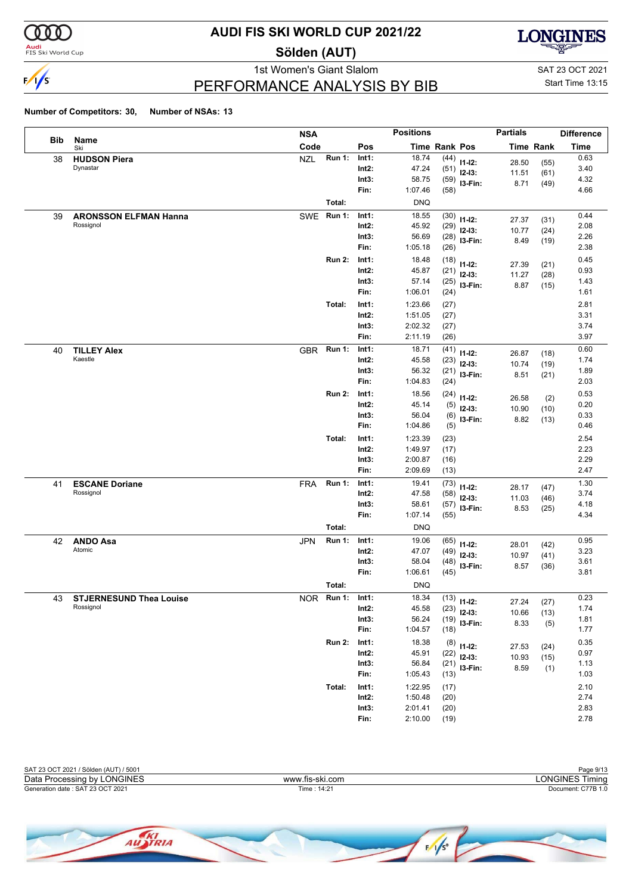# AUDI FIS SKI WORLD CUP 2021/22

## Sölden (AUT)

1st Women's Giant Slalom

SAT 23 OCT 2021

Start Time 13:15

## PERFORMANCE ANALYSIS BY BIB

**Number of Competitors: 30, Number of NSAs: 13**

| Bib | Name / Ski | NSA Code | | Pos | Time | Rank | Pos | Partials Time | Partials Rank | Difference Time |
|---|---|---|---|---|---|---|---|---|---|---|
| 38 | **HUDSON Piera** | NZL | Run 1: | Int1: | 18.74 | (44) | I1-I2: | 28.50 | (55) | 0.63 |
| | Dynastar | | | Int2: | 47.24 | (51) | I2-I3: | 11.51 | (61) | 3.40 |
| | | | | Int3: | 58.75 | (59) | I3-Fin: | 8.71 | (49) | 4.32 |
| | | | | Fin: | 1:07.46 | (58) | | | | 4.66 |
| | | | Total: | | DNQ | | | | | |
| 39 | **ARONSSON ELFMAN Hanna** | SWE | Run 1: | Int1: | 18.55 | (30) | I1-I2: | 27.37 | (31) | 0.44 |
| | Rossignol | | | Int2: | 45.92 | (29) | I2-I3: | 10.77 | (24) | 2.08 |
| | | | | Int3: | 56.69 | (28) | I3-Fin: | 8.49 | (19) | 2.26 |
| | | | | Fin: | 1:05.18 | (26) | | | | 2.38 |
| | | | Run 2: | Int1: | 18.48 | (18) | I1-I2: | 27.39 | (21) | 0.45 |
| | | | | Int2: | 45.87 | (21) | I2-I3: | 11.27 | (28) | 0.93 |
| | | | | Int3: | 57.14 | (25) | I3-Fin: | 8.87 | (15) | 1.43 |
| | | | | Fin: | 1:06.01 | (24) | | | | 1.61 |
| | | | Total: | Int1: | 1:23.66 | (27) | | | | 2.81 |
| | | | | Int2: | 1:51.05 | (27) | | | | 3.31 |
| | | | | Int3: | 2:02.32 | (27) | | | | 3.74 |
| | | | | Fin: | 2:11.19 | (26) | | | | 3.97 |
| 40 | **TILLEY Alex** | GBR | Run 1: | Int1: | 18.71 | (41) | I1-I2: | 26.87 | (18) | 0.60 |
| | Kaestle | | | Int2: | 45.58 | (23) | I2-I3: | 10.74 | (19) | 1.74 |
| | | | | Int3: | 56.32 | (21) | I3-Fin: | 8.51 | (21) | 1.89 |
| | | | | Fin: | 1:04.83 | (24) | | | | 2.03 |
| | | | Run 2: | Int1: | 18.56 | (24) | I1-I2: | 26.58 | (2) | 0.53 |
| | | | | Int2: | 45.14 | (5) | I2-I3: | 10.90 | (10) | 0.20 |
| | | | | Int3: | 56.04 | (6) | I3-Fin: | 8.82 | (13) | 0.33 |
| | | | | Fin: | 1:04.86 | (5) | | | | 0.46 |
| | | | Total: | Int1: | 1:23.39 | (23) | | | | 2.54 |
| | | | | Int2: | 1:49.97 | (17) | | | | 2.23 |
| | | | | Int3: | 2:00.87 | (16) | | | | 2.29 |
| | | | | Fin: | 2:09.69 | (13) | | | | 2.47 |
| 41 | **ESCANE Doriane** | FRA | Run 1: | Int1: | 19.41 | (73) | I1-I2: | 28.17 | (47) | 1.30 |
| | Rossignol | | | Int2: | 47.58 | (58) | I2-I3: | 11.03 | (46) | 3.74 |
| | | | | Int3: | 58.61 | (57) | I3-Fin: | 8.53 | (25) | 4.18 |
| | | | | Fin: | 1:07.14 | (55) | | | | 4.34 |
| | | | Total: | | DNQ | | | | | |
| 42 | **ANDO Asa** | JPN | Run 1: | Int1: | 19.06 | (65) | I1-I2: | 28.01 | (42) | 0.95 |
| | Atomic | | | Int2: | 47.07 | (49) | I2-I3: | 10.97 | (41) | 3.23 |
| | | | | Int3: | 58.04 | (48) | I3-Fin: | 8.57 | (36) | 3.61 |
| | | | | Fin: | 1:06.61 | (45) | | | | 3.81 |
| | | | Total: | | DNQ | | | | | |
| 43 | **STJERNESUND Thea Louise** | NOR | Run 1: | Int1: | 18.34 | (13) | I1-I2: | 27.24 | (27) | 0.23 |
| | Rossignol | | | Int2: | 45.58 | (23) | I2-I3: | 10.66 | (13) | 1.74 |
| | | | | Int3: | 56.24 | (19) | I3-Fin: | 8.33 | (5) | 1.81 |
| | | | | Fin: | 1:04.57 | (18) | | | | 1.77 |
| | | | Run 2: | Int1: | 18.38 | (8) | I1-I2: | 27.53 | (24) | 0.35 |
| | | | | Int2: | 45.91 | (22) | I2-I3: | 10.93 | (15) | 0.97 |
| | | | | Int3: | 56.84 | (21) | I3-Fin: | 8.59 | (1) | 1.13 |
| | | | | Fin: | 1:05.43 | (13) | | | | 1.03 |
| | | | Total: | Int1: | 1:22.95 | (17) | | | | 2.10 |
| | | | | Int2: | 1:50.48 | (20) | | | | 2.74 |
| | | | | Int3: | 2:01.41 | (20) | | | | 2.83 |
| | | | | Fin: | 2:10.00 | (19) | | | | 2.78 |

SAT 23 OCT 2021 / Sölden (AUT) / 5001

Data Processing by LONGINES — www.fis-ski.com — LONGINES Timing

Generation date : SAT 23 OCT 2021 — Time : 14:21 — Document: C77B 1.0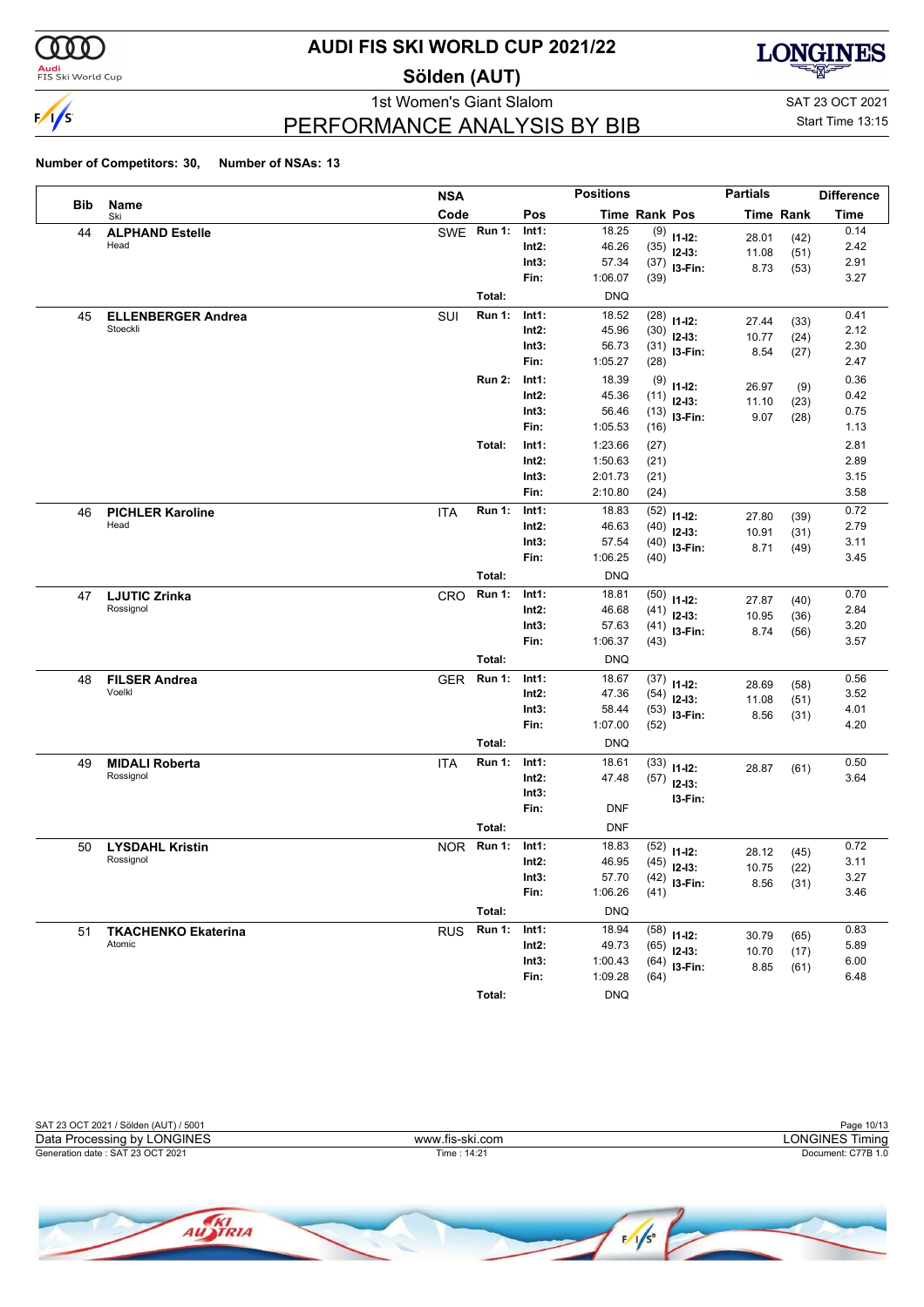# AUDI FIS SKI WORLD CUP 2021/22

## Sölden (AUT)

1st Women's Giant Slalom

SAT 23 OCT 2021
Start Time 13:15

## PERFORMANCE ANALYSIS BY BIB

**Number of Competitors: 30, Number of NSAs: 13**

| Bib | Name / Ski | NSA Code | | Pos | Time | Rank | Pos (Partials) | Partials Time | Partials Rank | Difference Time |
|---|---|---|---|---|---|---|---|---|---|---|
| 44 | **ALPHAND Estelle** Head | SWE | Run 1: | Int1: | 18.25 | (9) | I1-I2: | 28.01 | (42) | 0.14 |
| | | | | Int2: | 46.26 | (35) | I2-I3: | 11.08 | (51) | 2.42 |
| | | | | Int3: | 57.34 | (37) | I3-Fin: | 8.73 | (53) | 2.91 |
| | | | | Fin: | 1:06.07 | (39) | | | | 3.27 |
| | | | Total: | | DNQ | | | | | |
| 45 | **ELLENBERGER Andrea** Stoeckli | SUI | Run 1: | Int1: | 18.52 | (28) | I1-I2: | 27.44 | (33) | 0.41 |
| | | | | Int2: | 45.96 | (30) | I2-I3: | 10.77 | (24) | 2.12 |
| | | | | Int3: | 56.73 | (31) | I3-Fin: | 8.54 | (27) | 2.30 |
| | | | | Fin: | 1:05.27 | (28) | | | | 2.47 |
| | | | Run 2: | Int1: | 18.39 | (9) | I1-I2: | 26.97 | (9) | 0.36 |
| | | | | Int2: | 45.36 | (11) | I2-I3: | 11.10 | (23) | 0.42 |
| | | | | Int3: | 56.46 | (13) | I3-Fin: | 9.07 | (28) | 0.75 |
| | | | | Fin: | 1:05.53 | (16) | | | | 1.13 |
| | | | Total: | Int1: | 1:23.66 | (27) | | | | 2.81 |
| | | | | Int2: | 1:50.63 | (21) | | | | 2.89 |
| | | | | Int3: | 2:01.73 | (21) | | | | 3.15 |
| | | | | Fin: | 2:10.80 | (24) | | | | 3.58 |
| 46 | **PICHLER Karoline** Head | ITA | Run 1: | Int1: | 18.83 | (52) | I1-I2: | 27.80 | (39) | 0.72 |
| | | | | Int2: | 46.63 | (40) | I2-I3: | 10.91 | (31) | 2.79 |
| | | | | Int3: | 57.54 | (40) | I3-Fin: | 8.71 | (49) | 3.11 |
| | | | | Fin: | 1:06.25 | (40) | | | | 3.45 |
| | | | Total: | | DNQ | | | | | |
| 47 | **LJUTIC Zrinka** Rossignol | CRO | Run 1: | Int1: | 18.81 | (50) | I1-I2: | 27.87 | (40) | 0.70 |
| | | | | Int2: | 46.68 | (41) | I2-I3: | 10.95 | (36) | 2.84 |
| | | | | Int3: | 57.63 | (41) | I3-Fin: | 8.74 | (56) | 3.20 |
| | | | | Fin: | 1:06.37 | (43) | | | | 3.57 |
| | | | Total: | | DNQ | | | | | |
| 48 | **FILSER Andrea** Voelkl | GER | Run 1: | Int1: | 18.67 | (37) | I1-I2: | 28.69 | (58) | 0.56 |
| | | | | Int2: | 47.36 | (54) | I2-I3: | 11.08 | (51) | 3.52 |
| | | | | Int3: | 58.44 | (53) | I3-Fin: | 8.56 | (31) | 4.01 |
| | | | | Fin: | 1:07.00 | (52) | | | | 4.20 |
| | | | Total: | | DNQ | | | | | |
| 49 | **MIDALI Roberta** Rossignol | ITA | Run 1: | Int1: | 18.61 | (33) | I1-I2: | 28.87 | (61) | 0.50 |
| | | | | Int2: | 47.48 | (57) | I2-I3: | | | 3.64 |
| | | | | Int3: | | | I3-Fin: | | | |
| | | | | Fin: | DNF | | | | | |
| | | | Total: | | DNF | | | | | |
| 50 | **LYSDAHL Kristin** Rossignol | NOR | Run 1: | Int1: | 18.83 | (52) | I1-I2: | 28.12 | (45) | 0.72 |
| | | | | Int2: | 46.95 | (45) | I2-I3: | 10.75 | (22) | 3.11 |
| | | | | Int3: | 57.70 | (42) | I3-Fin: | 8.56 | (31) | 3.27 |
| | | | | Fin: | 1:06.26 | (41) | | | | 3.46 |
| | | | Total: | | DNQ | | | | | |
| 51 | **TKACHENKO Ekaterina** Atomic | RUS | Run 1: | Int1: | 18.94 | (58) | I1-I2: | 30.79 | (65) | 0.83 |
| | | | | Int2: | 49.73 | (65) | I2-I3: | 10.70 | (17) | 5.89 |
| | | | | Int3: | 1:00.43 | (64) | I3-Fin: | 8.85 | (61) | 6.00 |
| | | | | Fin: | 1:09.28 | (64) | | | | 6.48 |
| | | | Total: | | DNQ | | | | | |

SAT 23 OCT 2021 / Sölden (AUT) / 5001
Data Processing by LONGINES | www.fis-ski.com | LONGINES Timing
Generation date : SAT 23 OCT 2021 | Time : 14:21 | Document: C77B 1.0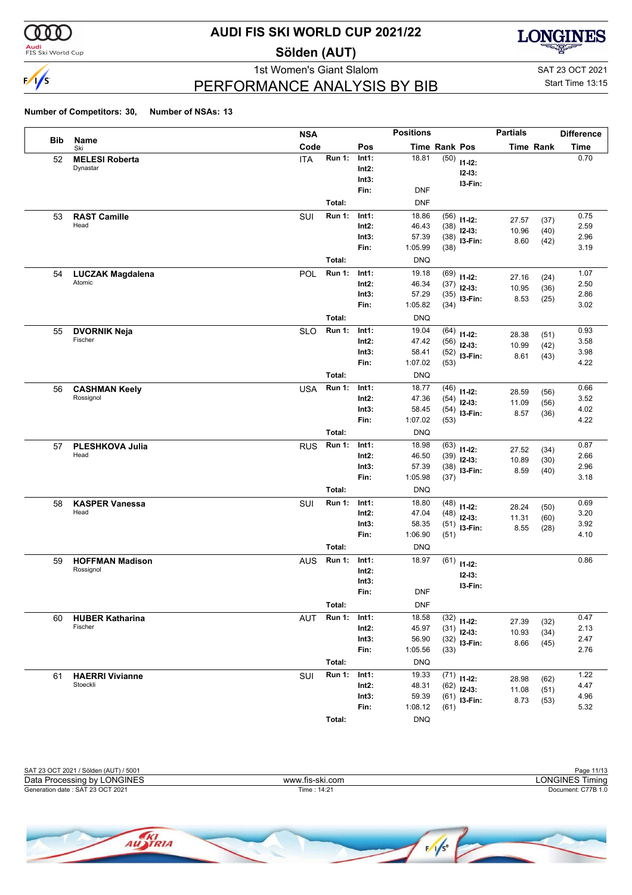# AUDI FIS SKI WORLD CUP 2021/22

## Sölden (AUT)

1st Women's Giant Slalom

SAT 23 OCT 2021

Start Time 13:15

## PERFORMANCE ANALYSIS BY BIB

**Number of Competitors: 30, Number of NSAs: 13**

| Bib | Name / Ski | NSA Code | | Pos | Time | Rank | Pos | Partials Time | Partials Rank | Difference Time |
|---|---|---|---|---|---|---|---|---|---|---|
| 52 | **MELESI Roberta** | ITA | **Run 1:** | **Int1:** | 18.81 | (50) | **I1-I2:** | | | 0.70 |
| | Dynastar | | | **Int2:** | | | **I2-I3:** | | | |
| | | | | **Int3:** | | | **I3-Fin:** | | | |
| | | | | **Fin:** | DNF | | | | | |
| | | | **Total:** | | DNF | | | | | |
| 53 | **RAST Camille** | SUI | **Run 1:** | **Int1:** | 18.86 | (56) | **I1-I2:** | 27.57 | (37) | 0.75 |
| | Head | | | **Int2:** | 46.43 | (38) | **I2-I3:** | 10.96 | (40) | 2.59 |
| | | | | **Int3:** | 57.39 | (38) | **I3-Fin:** | 8.60 | (42) | 2.96 |
| | | | | **Fin:** | 1:05.99 | (38) | | | | 3.19 |
| | | | **Total:** | | DNQ | | | | | |
| 54 | **LUCZAK Magdalena** | POL | **Run 1:** | **Int1:** | 19.18 | (69) | **I1-I2:** | 27.16 | (24) | 1.07 |
| | Atomic | | | **Int2:** | 46.34 | (37) | **I2-I3:** | 10.95 | (36) | 2.50 |
| | | | | **Int3:** | 57.29 | (35) | **I3-Fin:** | 8.53 | (25) | 2.86 |
| | | | | **Fin:** | 1:05.82 | (34) | | | | 3.02 |
| | | | **Total:** | | DNQ | | | | | |
| 55 | **DVORNIK Neja** | SLO | **Run 1:** | **Int1:** | 19.04 | (64) | **I1-I2:** | 28.38 | (51) | 0.93 |
| | Fischer | | | **Int2:** | 47.42 | (56) | **I2-I3:** | 10.99 | (42) | 3.58 |
| | | | | **Int3:** | 58.41 | (52) | **I3-Fin:** | 8.61 | (43) | 3.98 |
| | | | | **Fin:** | 1:07.02 | (53) | | | | 4.22 |
| | | | **Total:** | | DNQ | | | | | |
| 56 | **CASHMAN Keely** | USA | **Run 1:** | **Int1:** | 18.77 | (46) | **I1-I2:** | 28.59 | (56) | 0.66 |
| | Rossignol | | | **Int2:** | 47.36 | (54) | **I2-I3:** | 11.09 | (56) | 3.52 |
| | | | | **Int3:** | 58.45 | (54) | **I3-Fin:** | 8.57 | (36) | 4.02 |
| | | | | **Fin:** | 1:07.02 | (53) | | | | 4.22 |
| | | | **Total:** | | DNQ | | | | | |
| 57 | **PLESHKOVA Julia** | RUS | **Run 1:** | **Int1:** | 18.98 | (63) | **I1-I2:** | 27.52 | (34) | 0.87 |
| | Head | | | **Int2:** | 46.50 | (39) | **I2-I3:** | 10.89 | (30) | 2.66 |
| | | | | **Int3:** | 57.39 | (38) | **I3-Fin:** | 8.59 | (40) | 2.96 |
| | | | | **Fin:** | 1:05.98 | (37) | | | | 3.18 |
| | | | **Total:** | | DNQ | | | | | |
| 58 | **KASPER Vanessa** | SUI | **Run 1:** | **Int1:** | 18.80 | (48) | **I1-I2:** | 28.24 | (50) | 0.69 |
| | Head | | | **Int2:** | 47.04 | (48) | **I2-I3:** | 11.31 | (60) | 3.20 |
| | | | | **Int3:** | 58.35 | (51) | **I3-Fin:** | 8.55 | (28) | 3.92 |
| | | | | **Fin:** | 1:06.90 | (51) | | | | 4.10 |
| | | | **Total:** | | DNQ | | | | | |
| 59 | **HOFFMAN Madison** | AUS | **Run 1:** | **Int1:** | 18.97 | (61) | **I1-I2:** | | | 0.86 |
| | Rossignol | | | **Int2:** | | | **I2-I3:** | | | |
| | | | | **Int3:** | | | **I3-Fin:** | | | |
| | | | | **Fin:** | DNF | | | | | |
| | | | **Total:** | | DNF | | | | | |
| 60 | **HUBER Katharina** | AUT | **Run 1:** | **Int1:** | 18.58 | (32) | **I1-I2:** | 27.39 | (32) | 0.47 |
| | Fischer | | | **Int2:** | 45.97 | (31) | **I2-I3:** | 10.93 | (34) | 2.13 |
| | | | | **Int3:** | 56.90 | (32) | **I3-Fin:** | 8.66 | (45) | 2.47 |
| | | | | **Fin:** | 1:05.56 | (33) | | | | 2.76 |
| | | | **Total:** | | DNQ | | | | | |
| 61 | **HAERRI Vivianne** | SUI | **Run 1:** | **Int1:** | 19.33 | (71) | **I1-I2:** | 28.98 | (62) | 1.22 |
| | Stoeckli | | | **Int2:** | 48.31 | (62) | **I2-I3:** | 11.08 | (51) | 4.47 |
| | | | | **Int3:** | 59.39 | (61) | **I3-Fin:** | 8.73 | (53) | 4.96 |
| | | | | **Fin:** | 1:08.12 | (61) | | | | 5.32 |
| | | | **Total:** | | DNQ | | | | | |

SAT 23 OCT 2021 / Sölden (AUT) / 5001

Data Processing by LONGINES | www.fis-ski.com | LONGINES Timing

Generation date : SAT 23 OCT 2021 | Time : 14:21 | Document: C77B 1.0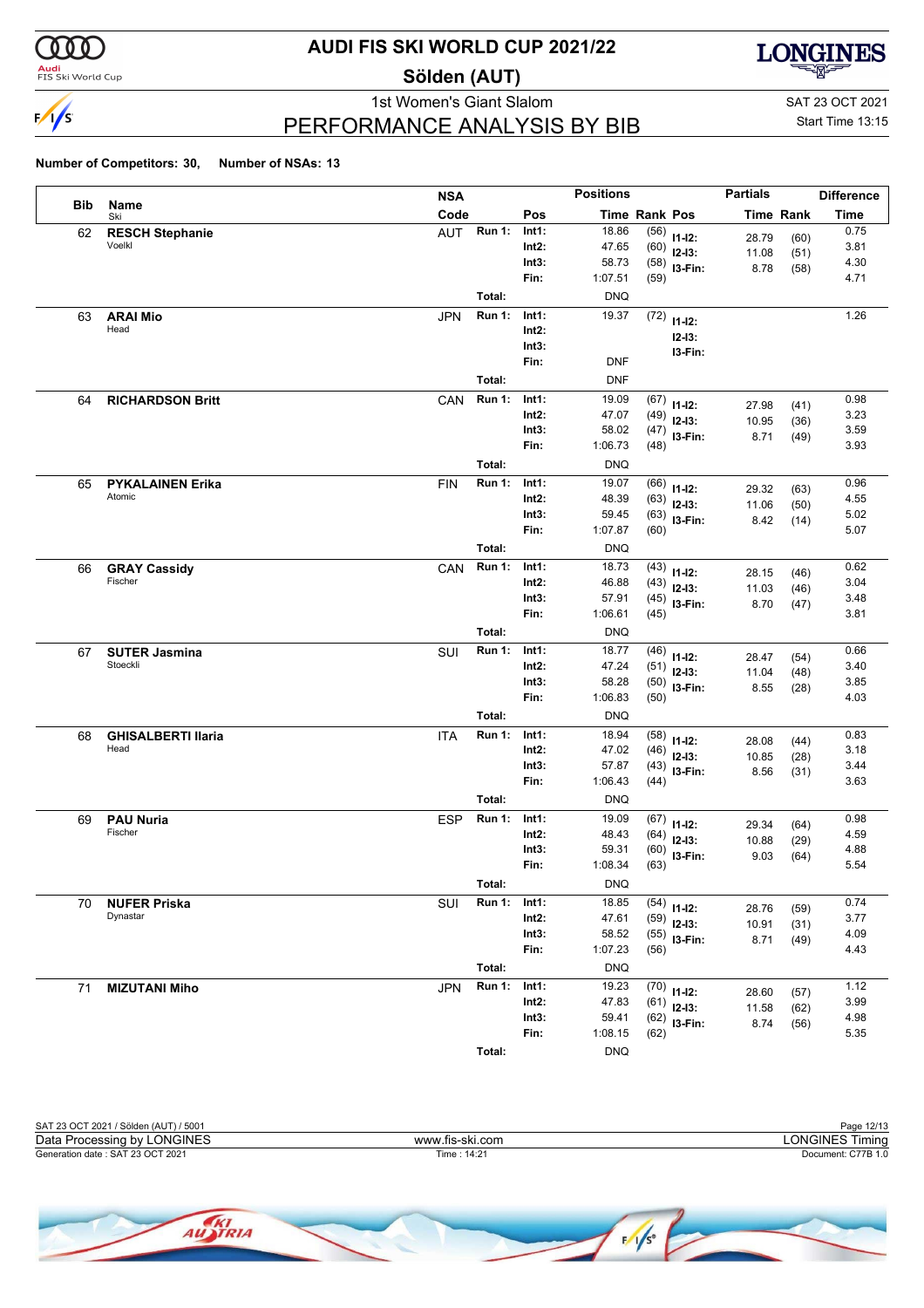# AUDI FIS SKI WORLD CUP 2021/22

## Sölden (AUT)

### 1st Women's Giant Slalom

## PERFORMANCE ANALYSIS BY BIB

SAT 23 OCT 2021
Start Time 13:15

**Number of Competitors: 30, Number of NSAs: 13**

| Bib | Name / Ski | NSA Code | Run | Pos | Positions Time | Positions Rank | Partials Pos | Partials Time | Partials Rank | Difference Time |
|---|---|---|---|---|---|---|---|---|---|---|
| 62 | **RESCH Stephanie** Voelkl | AUT | Run 1: | Int1: | 18.86 | (56) | I1-I2: | 28.79 | (60) | 0.75 |
| | | | | Int2: | 47.65 | (60) | I2-I3: | 11.08 | (51) | 3.81 |
| | | | | Int3: | 58.73 | (58) | I3-Fin: | 8.78 | (58) | 4.30 |
| | | | | Fin: | 1:07.51 | (59) | | | | 4.71 |
| | | | Total: | | DNQ | | | | | |
| 63 | **ARAI Mio** Head | JPN | Run 1: | Int1: | 19.37 | (72) | I1-I2: | | | 1.26 |
| | | | | Int2: | | | I2-I3: | | | |
| | | | | Int3: | | | I3-Fin: | | | |
| | | | | Fin: | DNF | | | | | |
| | | | Total: | | DNF | | | | | |
| 64 | **RICHARDSON Britt** | CAN | Run 1: | Int1: | 19.09 | (67) | I1-I2: | 27.98 | (41) | 0.98 |
| | | | | Int2: | 47.07 | (49) | I2-I3: | 10.95 | (36) | 3.23 |
| | | | | Int3: | 58.02 | (47) | I3-Fin: | 8.71 | (49) | 3.59 |
| | | | | Fin: | 1:06.73 | (48) | | | | 3.93 |
| | | | Total: | | DNQ | | | | | |
| 65 | **PYKALAINEN Erika** Atomic | FIN | Run 1: | Int1: | 19.07 | (66) | I1-I2: | 29.32 | (63) | 0.96 |
| | | | | Int2: | 48.39 | (63) | I2-I3: | 11.06 | (50) | 4.55 |
| | | | | Int3: | 59.45 | (63) | I3-Fin: | 8.42 | (14) | 5.02 |
| | | | | Fin: | 1:07.87 | (60) | | | | 5.07 |
| | | | Total: | | DNQ | | | | | |
| 66 | **GRAY Cassidy** Fischer | CAN | Run 1: | Int1: | 18.73 | (43) | I1-I2: | 28.15 | (46) | 0.62 |
| | | | | Int2: | 46.88 | (43) | I2-I3: | 11.03 | (46) | 3.04 |
| | | | | Int3: | 57.91 | (45) | I3-Fin: | 8.70 | (47) | 3.48 |
| | | | | Fin: | 1:06.61 | (45) | | | | 3.81 |
| | | | Total: | | DNQ | | | | | |
| 67 | **SUTER Jasmina** Stoeckli | SUI | Run 1: | Int1: | 18.77 | (46) | I1-I2: | 28.47 | (54) | 0.66 |
| | | | | Int2: | 47.24 | (51) | I2-I3: | 11.04 | (48) | 3.40 |
| | | | | Int3: | 58.28 | (50) | I3-Fin: | 8.55 | (28) | 3.85 |
| | | | | Fin: | 1:06.83 | (50) | | | | 4.03 |
| | | | Total: | | DNQ | | | | | |
| 68 | **GHISALBERTI Ilaria** Head | ITA | Run 1: | Int1: | 18.94 | (58) | I1-I2: | 28.08 | (44) | 0.83 |
| | | | | Int2: | 47.02 | (46) | I2-I3: | 10.85 | (28) | 3.18 |
| | | | | Int3: | 57.87 | (43) | I3-Fin: | 8.56 | (31) | 3.44 |
| | | | | Fin: | 1:06.43 | (44) | | | | 3.63 |
| | | | Total: | | DNQ | | | | | |
| 69 | **PAU Nuria** Fischer | ESP | Run 1: | Int1: | 19.09 | (67) | I1-I2: | 29.34 | (64) | 0.98 |
| | | | | Int2: | 48.43 | (64) | I2-I3: | 10.88 | (29) | 4.59 |
| | | | | Int3: | 59.31 | (60) | I3-Fin: | 9.03 | (64) | 4.88 |
| | | | | Fin: | 1:08.34 | (63) | | | | 5.54 |
| | | | Total: | | DNQ | | | | | |
| 70 | **NUFER Priska** Dynastar | SUI | Run 1: | Int1: | 18.85 | (54) | I1-I2: | 28.76 | (59) | 0.74 |
| | | | | Int2: | 47.61 | (59) | I2-I3: | 10.91 | (31) | 3.77 |
| | | | | Int3: | 58.52 | (55) | I3-Fin: | 8.71 | (49) | 4.09 |
| | | | | Fin: | 1:07.23 | (56) | | | | 4.43 |
| | | | Total: | | DNQ | | | | | |
| 71 | **MIZUTANI Miho** | JPN | Run 1: | Int1: | 19.23 | (70) | I1-I2: | 28.60 | (57) | 1.12 |
| | | | | Int2: | 47.83 | (61) | I2-I3: | 11.58 | (62) | 3.99 |
| | | | | Int3: | 59.41 | (62) | I3-Fin: | 8.74 | (56) | 4.98 |
| | | | | Fin: | 1:08.15 | (62) | | | | 5.35 |
| | | | Total: | | DNQ | | | | | |

SAT 23 OCT 2021 / Sölden (AUT) / 5001
Data Processing by LONGINES — www.fis-ski.com — LONGINES Timing
Generation date : SAT 23 OCT 2021 — Time : 14:21 — Document: C77B 1.0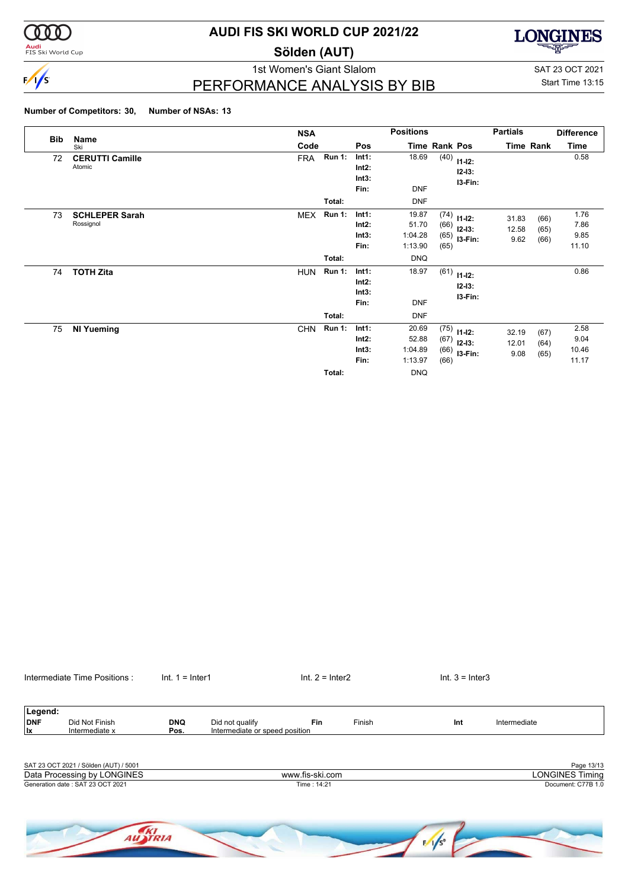# AUDI FIS SKI WORLD CUP 2021/22

## Sölden (AUT)

1st Women's Giant Slalom

SAT 23 OCT 2021
Start Time 13:15

## PERFORMANCE ANALYSIS BY BIB

**Number of Competitors: 30, Number of NSAs: 13**

| Bib | Name / Ski | NSA Code | | Pos | Time | Rank | Pos | Partials Time | Rank | Difference Time |
|---|---|---|---|---|---|---|---|---|---|---|
| 72 | **CERUTTI Camille** | FRA | Run 1: | Int1: | 18.69 | (40) | I1-I2: | | | 0.58 |
| | Atomic | | | Int2: | | | I2-I3: | | | |
| | | | | Int3: | | | I3-Fin: | | | |
| | | | | Fin: | DNF | | | | | |
| | | | Total: | | DNF | | | | | |
| 73 | **SCHLEPER Sarah** | MEX | Run 1: | Int1: | 19.87 | (74) | I1-I2: | 31.83 | (66) | 1.76 |
| | Rossignol | | | Int2: | 51.70 | (66) | I2-I3: | 12.58 | (65) | 7.86 |
| | | | | Int3: | 1:04.28 | (65) | I3-Fin: | 9.62 | (66) | 9.85 |
| | | | | Fin: | 1:13.90 | (65) | | | | 11.10 |
| | | | Total: | | DNQ | | | | | |
| 74 | **TOTH Zita** | HUN | Run 1: | Int1: | 18.97 | (61) | I1-I2: | | | 0.86 |
| | | | | Int2: | | | I2-I3: | | | |
| | | | | Int3: | | | I3-Fin: | | | |
| | | | | Fin: | DNF | | | | | |
| | | | Total: | | DNF | | | | | |
| 75 | **NI Yueming** | CHN | Run 1: | Int1: | 20.69 | (75) | I1-I2: | 32.19 | (67) | 2.58 |
| | | | | Int2: | 52.88 | (67) | I2-I3: | 12.01 | (64) | 9.04 |
| | | | | Int3: | 1:04.89 | (66) | I3-Fin: | 9.08 | (65) | 10.46 |
| | | | | Fin: | 1:13.97 | (66) | | | | 11.17 |
| | | | Total: | | DNQ | | | | | |

Intermediate Time Positions : Int. 1 = Inter1 Int. 2 = Inter2 Int. 3 = Inter3

**Legend:**

| | | | | | | | |
|---|---|---|---|---|---|---|---|
| **DNF** | Did Not Finish | **DNQ** | Did not qualify | **Fin** | Finish | **Int** | Intermediate |
| **Ix** | Intermediate x | **Pos.** | Intermediate or speed position | | | | |

SAT 23 OCT 2021 / Sölden (AUT) / 5001
Data Processing by LONGINES — www.fis-ski.com — LONGINES Timing
Generation date : SAT 23 OCT 2021 — Time : 14:21 — Document: C77B 1.0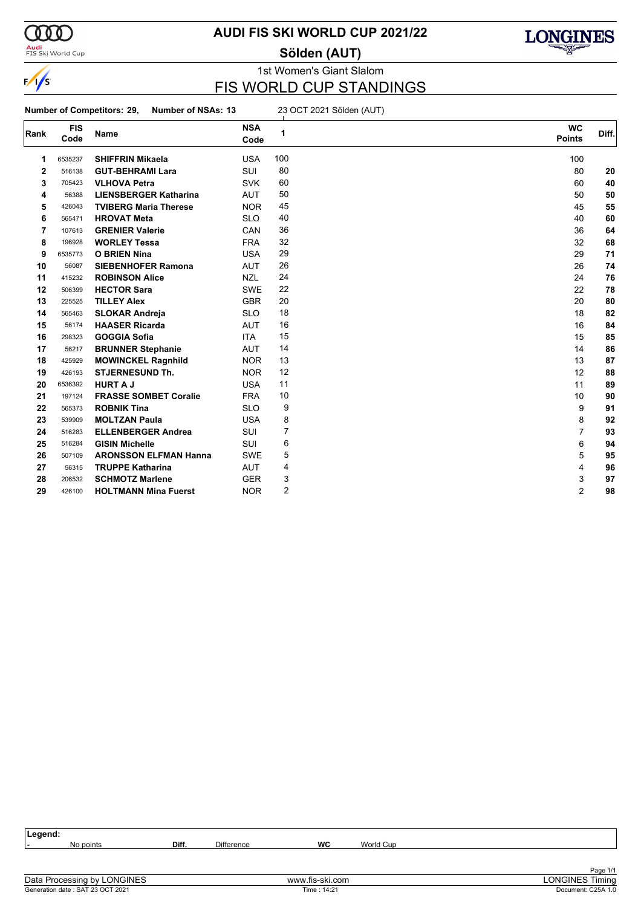# AUDI FIS SKI WORLD CUP 2021/22

## Sölden (AUT)

1st Women's Giant Slalom

## FIS WORLD CUP STANDINGS

**Number of Competitors: 29, Number of NSAs: 13** 23 OCT 2021 Sölden (AUT)

| Rank | FIS Code | Name | NSA Code | 1 | WC Points | Diff. |
|---|---|---|---|---|---|---|
| 1 | 6535237 | **SHIFFRIN Mikaela** | USA | 100 | 100 | |
| 2 | 516138 | **GUT-BEHRAMI Lara** | SUI | 80 | 80 | **20** |
| 3 | 705423 | **VLHOVA Petra** | SVK | 60 | 60 | **40** |
| 4 | 56388 | **LIENSBERGER Katharina** | AUT | 50 | 50 | **50** |
| 5 | 426043 | **TVIBERG Maria Therese** | NOR | 45 | 45 | **55** |
| 6 | 565471 | **HROVAT Meta** | SLO | 40 | 40 | **60** |
| 7 | 107613 | **GRENIER Valerie** | CAN | 36 | 36 | **64** |
| 8 | 196928 | **WORLEY Tessa** | FRA | 32 | 32 | **68** |
| 9 | 6535773 | **O BRIEN Nina** | USA | 29 | 29 | **71** |
| 10 | 56087 | **SIEBENHOFER Ramona** | AUT | 26 | 26 | **74** |
| 11 | 415232 | **ROBINSON Alice** | NZL | 24 | 24 | **76** |
| 12 | 506399 | **HECTOR Sara** | SWE | 22 | 22 | **78** |
| 13 | 225525 | **TILLEY Alex** | GBR | 20 | 20 | **80** |
| 14 | 565463 | **SLOKAR Andreja** | SLO | 18 | 18 | **82** |
| 15 | 56174 | **HAASER Ricarda** | AUT | 16 | 16 | **84** |
| 16 | 298323 | **GOGGIA Sofia** | ITA | 15 | 15 | **85** |
| 17 | 56217 | **BRUNNER Stephanie** | AUT | 14 | 14 | **86** |
| 18 | 425929 | **MOWINCKEL Ragnhild** | NOR | 13 | 13 | **87** |
| 19 | 426193 | **STJERNESUND Th.** | NOR | 12 | 12 | **88** |
| 20 | 6536392 | **HURT A J** | USA | 11 | 11 | **89** |
| 21 | 197124 | **FRASSE SOMBET Coralie** | FRA | 10 | 10 | **90** |
| 22 | 565373 | **ROBNIK Tina** | SLO | 9 | 9 | **91** |
| 23 | 539909 | **MOLTZAN Paula** | USA | 8 | 8 | **92** |
| 24 | 516283 | **ELLENBERGER Andrea** | SUI | 7 | 7 | **93** |
| 25 | 516284 | **GISIN Michelle** | SUI | 6 | 6 | **94** |
| 26 | 507109 | **ARONSSON ELFMAN Hanna** | SWE | 5 | 5 | **95** |
| 27 | 56315 | **TRUPPE Katharina** | AUT | 4 | 4 | **96** |
| 28 | 206532 | **SCHMOTZ Marlene** | GER | 3 | 3 | **97** |
| 29 | 426100 | **HOLTMANN Mina Fuerst** | NOR | 2 | 2 | **98** |

**Legend:**

| - | No points | **Diff.** | Difference | **WC** | World Cup |
|---|---|---|---|---|---|

Data Processing by LONGINES — www.fis-ski.com — LONGINES Timing

Generation date : SAT 23 OCT 2021 — Time : 14:21 — Document: C25A 1.0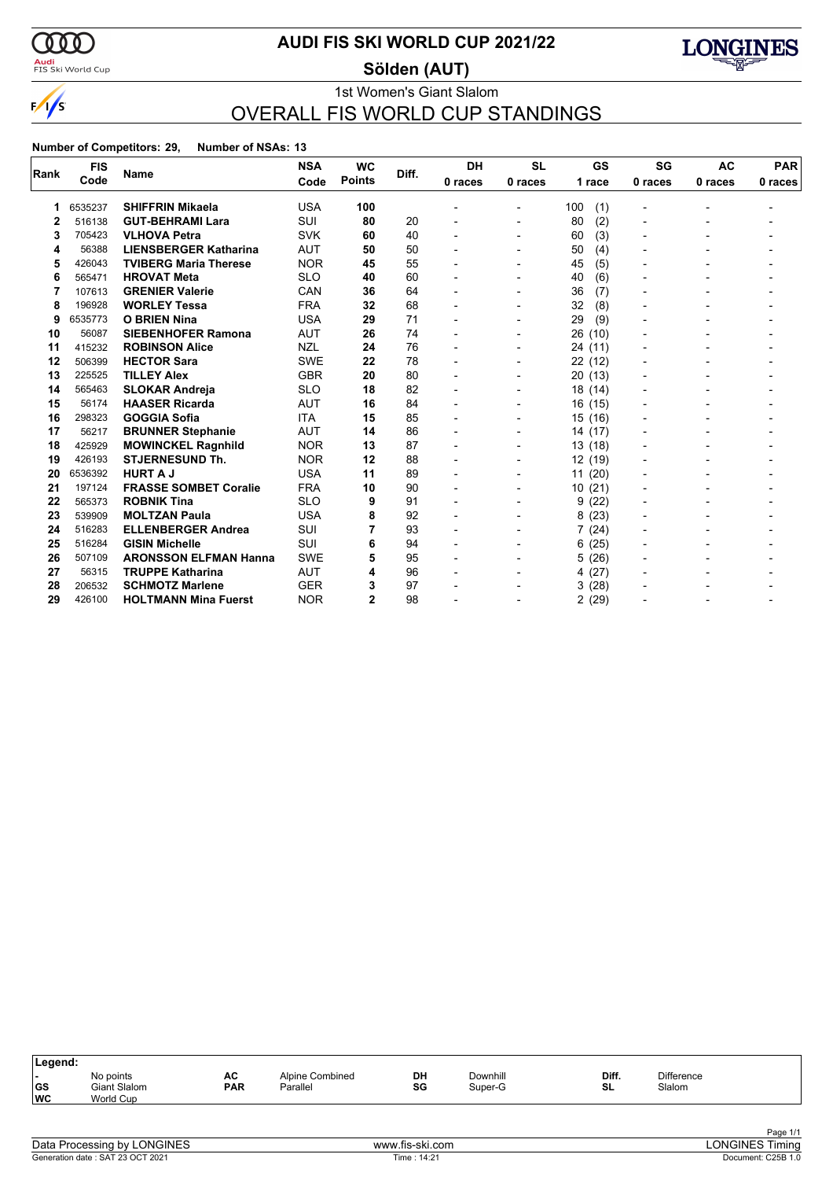# AUDI FIS SKI WORLD CUP 2021/22

## Sölden (AUT)

1st Women's Giant Slalom

## OVERALL FIS WORLD CUP STANDINGS

**Number of Competitors: 29, Number of NSAs: 13**

| Rank | FIS Code | Name | NSA Code | WC Points | Diff. | DH 0 races | SL 0 races | GS 1 race | SG 0 races | AC 0 races | PAR 0 races |
|---|---|---|---|---|---|---|---|---|---|---|---|
| 1 | 6535237 | **SHIFFRIN Mikaela** | USA | **100** | | - | - | 100 (1) | - | - | - |
| 2 | 516138 | **GUT-BEHRAMI Lara** | SUI | **80** | 20 | - | - | 80 (2) | - | - | - |
| 3 | 705423 | **VLHOVA Petra** | SVK | **60** | 40 | - | - | 60 (3) | - | - | - |
| 4 | 56388 | **LIENSBERGER Katharina** | AUT | **50** | 50 | - | - | 50 (4) | - | - | - |
| 5 | 426043 | **TVIBERG Maria Therese** | NOR | **45** | 55 | - | - | 45 (5) | - | - | - |
| 6 | 565471 | **HROVAT Meta** | SLO | **40** | 60 | - | - | 40 (6) | - | - | - |
| 7 | 107613 | **GRENIER Valerie** | CAN | **36** | 64 | - | - | 36 (7) | - | - | - |
| 8 | 196928 | **WORLEY Tessa** | FRA | **32** | 68 | - | - | 32 (8) | - | - | - |
| 9 | 6535773 | **O BRIEN Nina** | USA | **29** | 71 | - | - | 29 (9) | - | - | - |
| 10 | 56087 | **SIEBENHOFER Ramona** | AUT | **26** | 74 | - | - | 26 (10) | - | - | - |
| 11 | 415232 | **ROBINSON Alice** | NZL | **24** | 76 | - | - | 24 (11) | - | - | - |
| 12 | 506399 | **HECTOR Sara** | SWE | **22** | 78 | - | - | 22 (12) | - | - | - |
| 13 | 225525 | **TILLEY Alex** | GBR | **20** | 80 | - | - | 20 (13) | - | - | - |
| 14 | 565463 | **SLOKAR Andreja** | SLO | **18** | 82 | - | - | 18 (14) | - | - | - |
| 15 | 56174 | **HAASER Ricarda** | AUT | **16** | 84 | - | - | 16 (15) | - | - | - |
| 16 | 298323 | **GOGGIA Sofia** | ITA | **15** | 85 | - | - | 15 (16) | - | - | - |
| 17 | 56217 | **BRUNNER Stephanie** | AUT | **14** | 86 | - | - | 14 (17) | - | - | - |
| 18 | 425929 | **MOWINCKEL Ragnhild** | NOR | **13** | 87 | - | - | 13 (18) | - | - | - |
| 19 | 426193 | **STJERNESUND Th.** | NOR | **12** | 88 | - | - | 12 (19) | - | - | - |
| 20 | 6536392 | **HURT A J** | USA | **11** | 89 | - | - | 11 (20) | - | - | - |
| 21 | 197124 | **FRASSE SOMBET Coralie** | FRA | **10** | 90 | - | - | 10 (21) | - | - | - |
| 22 | 565373 | **ROBNIK Tina** | SLO | **9** | 91 | - | - | 9 (22) | - | - | - |
| 23 | 539909 | **MOLTZAN Paula** | USA | **8** | 92 | - | - | 8 (23) | - | - | - |
| 24 | 516283 | **ELLENBERGER Andrea** | SUI | **7** | 93 | - | - | 7 (24) | - | - | - |
| 25 | 516284 | **GISIN Michelle** | SUI | **6** | 94 | - | - | 6 (25) | - | - | - |
| 26 | 507109 | **ARONSSON ELFMAN Hanna** | SWE | **5** | 95 | - | - | 5 (26) | - | - | - |
| 27 | 56315 | **TRUPPE Katharina** | AUT | **4** | 96 | - | - | 4 (27) | - | - | - |
| 28 | 206532 | **SCHMOTZ Marlene** | GER | **3** | 97 | - | - | 3 (28) | - | - | - |
| 29 | 426100 | **HOLTMANN Mina Fuerst** | NOR | **2** | 98 | - | - | 2 (29) | - | - | - |

**Legend:**

| | | | | | | | |
|---|---|---|---|---|---|---|---|
| - | No points | AC | Alpine Combined | DH | Downhill | Diff. | Difference |
| GS | Giant Slalom | PAR | Parallel | SG | Super-G | SL | Slalom |
| WC | World Cup | | | | | | |

Data Processing by LONGINES — www.fis-ski.com — LONGINES Timing

Generation date : SAT 23 OCT 2021 — Time : 14:21 — Document: C25B 1.0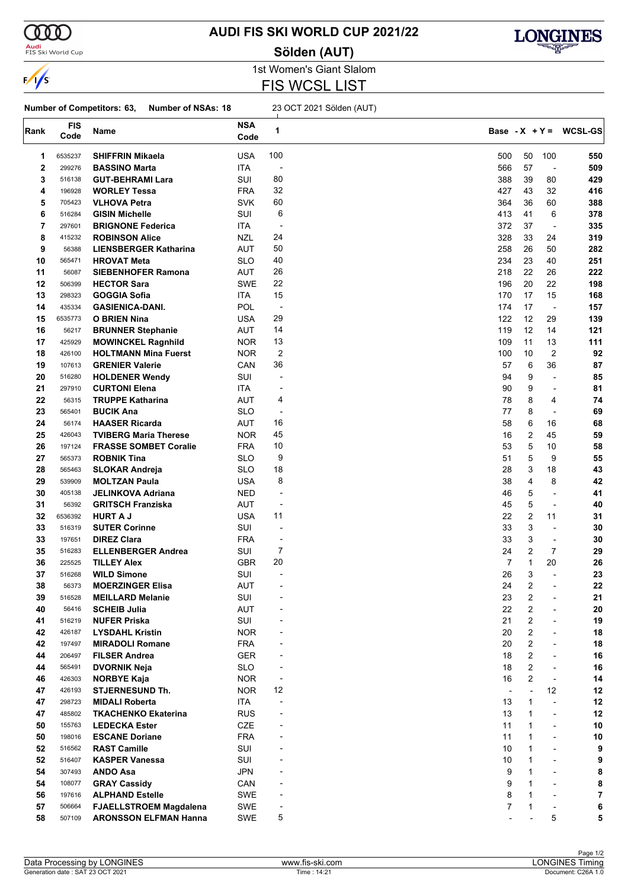# AUDI FIS SKI WORLD CUP 2021/22

## Sölden (AUT)

1st Women's Giant Slalom

## FIS WCSL LIST

**Number of Competitors: 63, Number of NSAs: 18**

23 OCT 2021 Sölden (AUT)

| Rank | FIS Code | Name | NSA Code | 1 | Base | - X | + Y = | WCSL-GS |
|---|---|---|---|---|---|---|---|---|
| 1 | 6535237 | **SHIFFRIN Mikaela** | USA | 100 | 500 | 50 | 100 | **550** |
| 2 | 299276 | **BASSINO Marta** | ITA | - | 566 | 57 | - | **509** |
| 3 | 516138 | **GUT-BEHRAMI Lara** | SUI | 80 | 388 | 39 | 80 | **429** |
| 4 | 196928 | **WORLEY Tessa** | FRA | 32 | 427 | 43 | 32 | **416** |
| 5 | 705423 | **VLHOVA Petra** | SVK | 60 | 364 | 36 | 60 | **388** |
| 6 | 516284 | **GISIN Michelle** | SUI | 6 | 413 | 41 | 6 | **378** |
| 7 | 297601 | **BRIGNONE Federica** | ITA | - | 372 | 37 | - | **335** |
| 8 | 415232 | **ROBINSON Alice** | NZL | 24 | 328 | 33 | 24 | **319** |
| 9 | 56388 | **LIENSBERGER Katharina** | AUT | 50 | 258 | 26 | 50 | **282** |
| 10 | 565471 | **HROVAT Meta** | SLO | 40 | 234 | 23 | 40 | **251** |
| 11 | 56087 | **SIEBENHOFER Ramona** | AUT | 26 | 218 | 22 | 26 | **222** |
| 12 | 506399 | **HECTOR Sara** | SWE | 22 | 196 | 20 | 22 | **198** |
| 13 | 298323 | **GOGGIA Sofia** | ITA | 15 | 170 | 17 | 15 | **168** |
| 14 | 435334 | **GASIENICA-DANI.** | POL | - | 174 | 17 | - | **157** |
| 15 | 6535773 | **O BRIEN Nina** | USA | 29 | 122 | 12 | 29 | **139** |
| 16 | 56217 | **BRUNNER Stephanie** | AUT | 14 | 119 | 12 | 14 | **121** |
| 17 | 425929 | **MOWINCKEL Ragnhild** | NOR | 13 | 109 | 11 | 13 | **111** |
| 18 | 426100 | **HOLTMANN Mina Fuerst** | NOR | 2 | 100 | 10 | 2 | **92** |
| 19 | 107613 | **GRENIER Valerie** | CAN | 36 | 57 | 6 | 36 | **87** |
| 20 | 516280 | **HOLDENER Wendy** | SUI | - | 94 | 9 | - | **85** |
| 21 | 297910 | **CURTONI Elena** | ITA | - | 90 | 9 | - | **81** |
| 22 | 56315 | **TRUPPE Katharina** | AUT | 4 | 78 | 8 | 4 | **74** |
| 23 | 565401 | **BUCIK Ana** | SLO | - | 77 | 8 | - | **69** |
| 24 | 56174 | **HAASER Ricarda** | AUT | 16 | 58 | 6 | 16 | **68** |
| 25 | 426043 | **TVIBERG Maria Therese** | NOR | 45 | 16 | 2 | 45 | **59** |
| 26 | 197124 | **FRASSE SOMBET Coralie** | FRA | 10 | 53 | 5 | 10 | **58** |
| 27 | 565373 | **ROBNIK Tina** | SLO | 9 | 51 | 5 | 9 | **55** |
| 28 | 565463 | **SLOKAR Andreja** | SLO | 18 | 28 | 3 | 18 | **43** |
| 29 | 539909 | **MOLTZAN Paula** | USA | 8 | 38 | 4 | 8 | **42** |
| 30 | 405138 | **JELINKOVA Adriana** | NED | - | 46 | 5 | - | **41** |
| 31 | 56392 | **GRITSCH Franziska** | AUT | - | 45 | 5 | - | **40** |
| 32 | 6536392 | **HURT A J** | USA | 11 | 22 | 2 | 11 | **31** |
| 33 | 516319 | **SUTER Corinne** | SUI | - | 33 | 3 | - | **30** |
| 33 | 197651 | **DIREZ Clara** | FRA | - | 33 | 3 | - | **30** |
| 35 | 516283 | **ELLENBERGER Andrea** | SUI | 7 | 24 | 2 | 7 | **29** |
| 36 | 225525 | **TILLEY Alex** | GBR | 20 | 7 | 1 | 20 | **26** |
| 37 | 516268 | **WILD Simone** | SUI | - | 26 | 3 | - | **23** |
| 38 | 56373 | **MOERZINGER Elisa** | AUT | - | 24 | 2 | - | **22** |
| 39 | 516528 | **MEILLARD Melanie** | SUI | - | 23 | 2 | - | **21** |
| 40 | 56416 | **SCHEIB Julia** | AUT | - | 22 | 2 | - | **20** |
| 41 | 516219 | **NUFER Priska** | SUI | - | 21 | 2 | - | **19** |
| 42 | 426187 | **LYSDAHL Kristin** | NOR | - | 20 | 2 | - | **18** |
| 42 | 197497 | **MIRADOLI Romane** | FRA | - | 20 | 2 | - | **18** |
| 44 | 206497 | **FILSER Andrea** | GER | - | 18 | 2 | - | **16** |
| 44 | 565491 | **DVORNIK Neja** | SLO | - | 18 | 2 | - | **16** |
| 46 | 426303 | **NORBYE Kaja** | NOR | - | 16 | 2 | - | **14** |
| 47 | 426193 | **STJERNESUND Th.** | NOR | 12 | - | - | 12 | **12** |
| 47 | 298723 | **MIDALI Roberta** | ITA | - | 13 | 1 | - | **12** |
| 47 | 485802 | **TKACHENKO Ekaterina** | RUS | - | 13 | 1 | - | **12** |
| 50 | 155763 | **LEDECKA Ester** | CZE | - | 11 | 1 | - | **10** |
| 50 | 198016 | **ESCANE Doriane** | FRA | - | 11 | 1 | - | **10** |
| 52 | 516562 | **RAST Camille** | SUI | - | 10 | 1 | - | **9** |
| 52 | 516407 | **KASPER Vanessa** | SUI | - | 10 | 1 | - | **9** |
| 54 | 307493 | **ANDO Asa** | JPN | - | 9 | 1 | - | **8** |
| 54 | 108077 | **GRAY Cassidy** | CAN | - | 9 | 1 | - | **8** |
| 56 | 197616 | **ALPHAND Estelle** | SWE | - | 8 | 1 | - | **7** |
| 57 | 506664 | **FJAELLSTROEM Magdalena** | SWE | - | 7 | 1 | - | **6** |
| 58 | 507109 | **ARONSSON ELFMAN Hanna** | SWE | 5 | - | - | 5 | **5** |

Data Processing by LONGINES | www.fis-ski.com | LONGINES Timing

Generation date : SAT 23 OCT 2021 | Time : 14:21 | Document: C26A 1.0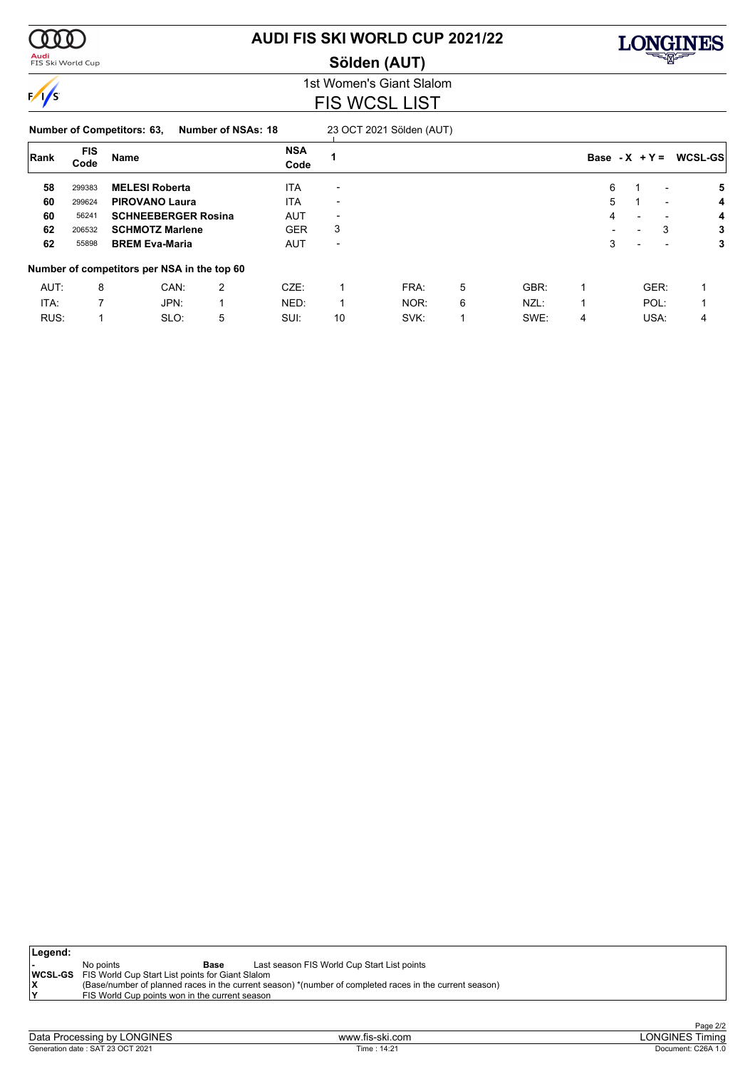# AUDI FIS SKI WORLD CUP 2021/22

## Sölden (AUT)

### 1st Women's Giant Slalom

## FIS WCSL LIST

**Number of Competitors: 63, Number of NSAs: 18** 23 OCT 2021 Sölden (AUT)

| Rank | FIS Code | Name | NSA Code | 1 | Base | - X | + Y = | WCSL-GS |
|---|---|---|---|---|---|---|---|---|
| 58 | 299383 | **MELESI Roberta** | ITA | - | 6 | 1 | - | 5 |
| 60 | 299624 | **PIROVANO Laura** | ITA | - | 5 | 1 | - | 4 |
| 60 | 56241 | **SCHNEEBERGER Rosina** | AUT | - | 4 | - | - | 4 |
| 62 | 206532 | **SCHMOTZ Marlene** | GER | 3 | - | - | 3 | 3 |
| 62 | 55898 | **BREM Eva-Maria** | AUT | - | 3 | - | - | 3 |

**Number of competitors per NSA in the top 60**

| | | | | | | | | | | | |
|---|---|---|---|---|---|---|---|---|---|---|---|
| AUT: | 8 | CAN: | 2 | CZE: | 1 | FRA: | 5 | GBR: | 1 | GER: | 1 |
| ITA: | 7 | JPN: | 1 | NED: | 1 | NOR: | 6 | NZL: | 1 | POL: | 1 |
| RUS: | 1 | SLO: | 5 | SUI: | 10 | SVK: | 1 | SWE: | 4 | USA: | 4 |

**Legend:**

- **-** No points
- **Base** Last season FIS World Cup Start List points
- **WCSL-GS** FIS World Cup Start List points for Giant Slalom
- **X** (Base/number of planned races in the current season) *(number of completed races in the current season)
- **Y** FIS World Cup points won in the current season

Data Processing by LONGINES — www.fis-ski.com — LONGINES Timing

Generation date : SAT 23 OCT 2021 — Time : 14:21 — Document: C26A 1.0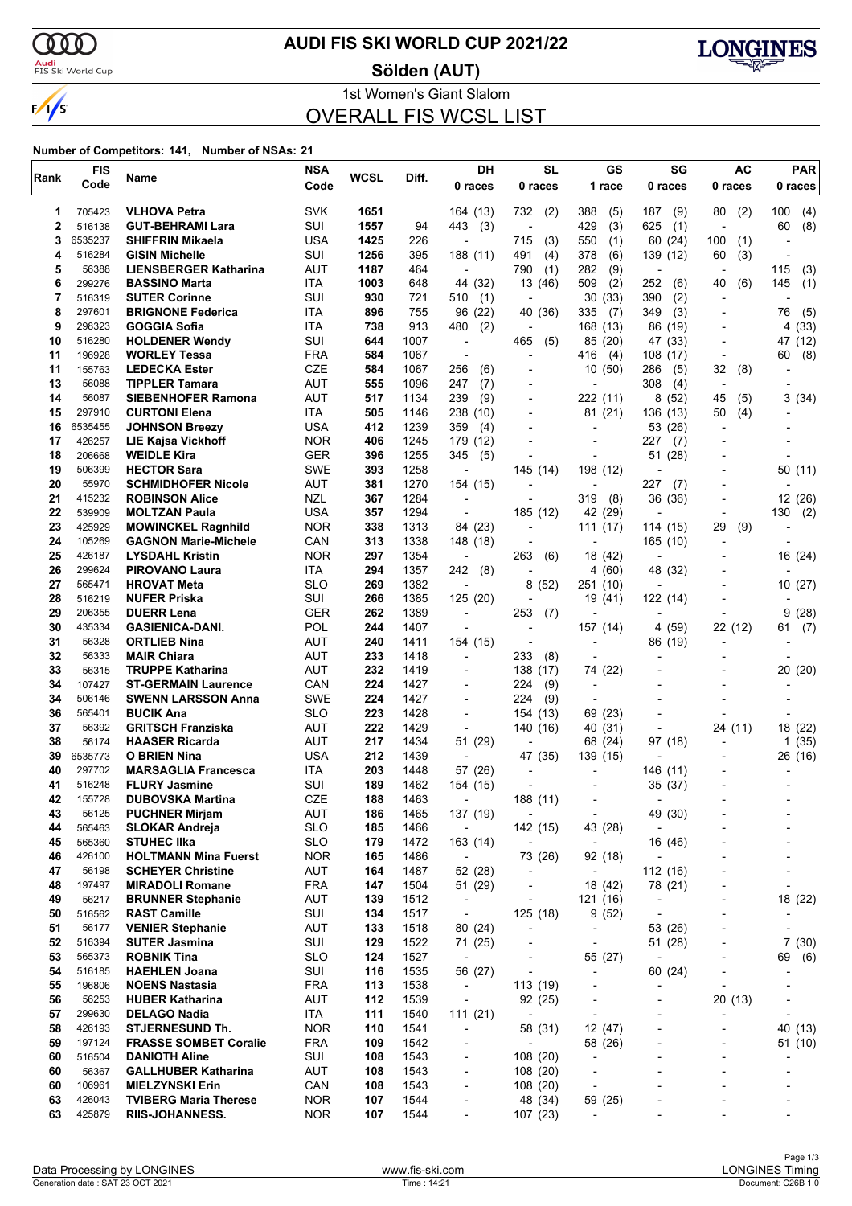# AUDI FIS SKI WORLD CUP 2021/22

## Sölden (AUT)

### 1st Women's Giant Slalom

## OVERALL FIS WCSL LIST

**Number of Competitors: 141, Number of NSAs: 21**

| Rank | FIS Code | Name | NSA Code | WCSL | Diff. | DH 0 races | SL 0 races | GS 1 race | SG 0 races | AC 0 races | PAR 0 races |
|---|---|---|---|---|---|---|---|---|---|---|---|
| 1 | 705423 | VLHOVA Petra | SVK | 1651 | | 164 (13) | 732 (2) | 388 (5) | 187 (9) | 80 (2) | 100 (4) |
| 2 | 516138 | GUT-BEHRAMI Lara | SUI | 1557 | 94 | 443 (3) | - | 429 (3) | 625 (1) | - | 60 (8) |
| 3 | 6535237 | SHIFFRIN Mikaela | USA | 1425 | 226 | - | 715 (3) | 550 (1) | 60 (24) | 100 (1) | - |
| 4 | 516284 | GISIN Michelle | SUI | 1256 | 395 | 188 (11) | 491 (4) | 378 (6) | 139 (12) | 60 (3) | - |
| 5 | 56388 | LIENSBERGER Katharina | AUT | 1187 | 464 | - | 790 (1) | 282 (9) | - | - | 115 (3) |
| 6 | 299276 | BASSINO Marta | ITA | 1003 | 648 | 44 (32) | 13 (46) | 509 (2) | 252 (6) | 40 (6) | 145 (1) |
| 7 | 516319 | SUTER Corinne | SUI | 930 | 721 | 510 (1) | - | 30 (33) | 390 (2) | - | - |
| 8 | 297601 | BRIGNONE Federica | ITA | 896 | 755 | 96 (22) | 40 (36) | 335 (7) | 349 (3) | - | 76 (5) |
| 9 | 298323 | GOGGIA Sofia | ITA | 738 | 913 | 480 (2) | - | 168 (13) | 86 (19) | - | 4 (33) |
| 10 | 516280 | HOLDENER Wendy | SUI | 644 | 1007 | - | 465 (5) | 85 (20) | 47 (33) | - | 47 (12) |
| 11 | 196928 | WORLEY Tessa | FRA | 584 | 1067 | - | - | 416 (4) | 108 (17) | - | 60 (8) |
| 11 | 155763 | LEDECKA Ester | CZE | 584 | 1067 | 256 (6) | - | 10 (50) | 286 (5) | 32 (8) | - |
| 13 | 56088 | TIPPLER Tamara | AUT | 555 | 1096 | 247 (7) | - | - | 308 (4) | - | - |
| 14 | 56087 | SIEBENHOFER Ramona | AUT | 517 | 1134 | 239 (9) | - | 222 (11) | 8 (52) | 45 (5) | 3 (34) |
| 15 | 297910 | CURTONI Elena | ITA | 505 | 1146 | 238 (10) | - | 81 (21) | 136 (13) | 50 (4) | - |
| 16 | 6535455 | JOHNSON Breezy | USA | 412 | 1239 | 359 (4) | - | - | 53 (26) | - | - |
| 17 | 426257 | LIE Kajsa Vickhoff | NOR | 406 | 1245 | 179 (12) | - | - | 227 (7) | - | - |
| 18 | 206668 | WEIDLE Kira | GER | 396 | 1255 | 345 (5) | - | - | 51 (28) | - | - |
| 19 | 506399 | HECTOR Sara | SWE | 393 | 1258 | - | 145 (14) | 198 (12) | - | - | 50 (11) |
| 20 | 55970 | SCHMIDHOFER Nicole | AUT | 381 | 1270 | 154 (15) | - | - | 227 (7) | - | - |
| 21 | 415232 | ROBINSON Alice | NZL | 367 | 1284 | - | - | 319 (8) | 36 (36) | - | 12 (26) |
| 22 | 539909 | MOLTZAN Paula | USA | 357 | 1294 | - | 185 (12) | 42 (29) | - | - | 130 (2) |
| 23 | 425929 | MOWINCKEL Ragnhild | NOR | 338 | 1313 | 84 (23) | - | 111 (17) | 114 (15) | 29 (9) | - |
| 24 | 105269 | GAGNON Marie-Michele | CAN | 313 | 1338 | 148 (18) | - | - | 165 (10) | - | - |
| 25 | 426187 | LYSDAHL Kristin | NOR | 297 | 1354 | - | 263 (6) | 18 (42) | - | - | 16 (24) |
| 26 | 299624 | PIROVANO Laura | ITA | 294 | 1357 | 242 (8) | - | 4 (60) | 48 (32) | - | - |
| 27 | 565471 | HROVAT Meta | SLO | 269 | 1382 | - | 8 (52) | 251 (10) | - | - | 10 (27) |
| 28 | 516219 | NUFER Priska | SUI | 266 | 1385 | 125 (20) | - | 19 (41) | 122 (14) | - | - |
| 29 | 206355 | DUERR Lena | GER | 262 | 1389 | - | 253 (7) | - | - | - | 9 (28) |
| 30 | 435334 | GASIENICA-DANI. | POL | 244 | 1407 | - | - | 157 (14) | 4 (59) | 22 (12) | 61 (7) |
| 31 | 56328 | ORTLIEB Nina | AUT | 240 | 1411 | 154 (15) | - | - | 86 (19) | - | - |
| 32 | 56333 | MAIR Chiara | AUT | 233 | 1418 | - | 233 (8) | - | - | - | - |
| 33 | 56315 | TRUPPE Katharina | AUT | 232 | 1419 | - | 138 (17) | 74 (22) | - | - | 20 (20) |
| 34 | 107427 | ST-GERMAIN Laurence | CAN | 224 | 1427 | - | 224 (9) | - | - | - | - |
| 34 | 506146 | SWENN LARSSON Anna | SWE | 224 | 1427 | - | 224 (9) | - | - | - | - |
| 36 | 565401 | BUCIK Ana | SLO | 223 | 1428 | - | 154 (13) | 69 (23) | - | - | - |
| 37 | 56392 | GRITSCH Franziska | AUT | 222 | 1429 | - | 140 (16) | 40 (31) | - | 24 (11) | 18 (22) |
| 38 | 56174 | HAASER Ricarda | AUT | 217 | 1434 | 51 (29) | - | 68 (24) | 97 (18) | - | 1 (35) |
| 39 | 6535773 | O BRIEN Nina | USA | 212 | 1439 | - | 47 (35) | 139 (15) | - | - | 26 (16) |
| 40 | 297702 | MARSAGLIA Francesca | ITA | 203 | 1448 | 57 (26) | - | - | 146 (11) | - | - |
| 41 | 516248 | FLURY Jasmine | SUI | 189 | 1462 | 154 (15) | - | - | 35 (37) | - | - |
| 42 | 155728 | DUBOVSKA Martina | CZE | 188 | 1463 | - | 188 (11) | - | - | - | - |
| 43 | 56125 | PUCHNER Mirjam | AUT | 186 | 1465 | 137 (19) | - | - | 49 (30) | - | - |
| 44 | 565463 | SLOKAR Andreja | SLO | 185 | 1466 | - | 142 (15) | 43 (28) | - | - | - |
| 45 | 565360 | STUHEC Ilka | SLO | 179 | 1472 | 163 (14) | - | - | 16 (46) | - | - |
| 46 | 426100 | HOLTMANN Mina Fuerst | NOR | 165 | 1486 | - | 73 (26) | 92 (18) | - | - | - |
| 47 | 56198 | SCHEYER Christine | AUT | 164 | 1487 | 52 (28) | - | - | 112 (16) | - | - |
| 48 | 197497 | MIRADOLI Romane | FRA | 147 | 1504 | 51 (29) | - | 18 (42) | 78 (21) | - | - |
| 49 | 56217 | BRUNNER Stephanie | AUT | 139 | 1512 | - | - | 121 (16) | - | - | 18 (22) |
| 50 | 516562 | RAST Camille | SUI | 134 | 1517 | - | 125 (18) | 9 (52) | - | - | - |
| 51 | 56177 | VENIER Stephanie | AUT | 133 | 1518 | 80 (24) | - | - | 53 (26) | - | - |
| 52 | 516394 | SUTER Jasmina | SUI | 129 | 1522 | 71 (25) | - | - | 51 (28) | - | 7 (30) |
| 53 | 565373 | ROBNIK Tina | SLO | 124 | 1527 | - | - | 55 (27) | - | - | 69 (6) |
| 54 | 516185 | HAEHLEN Joana | SUI | 116 | 1535 | 56 (27) | - | - | 60 (24) | - | - |
| 55 | 196806 | NOENS Nastasia | FRA | 113 | 1538 | - | 113 (19) | - | - | - | - |
| 56 | 56253 | HUBER Katharina | AUT | 112 | 1539 | - | 92 (25) | - | - | 20 (13) | - |
| 57 | 299630 | DELAGO Nadia | ITA | 111 | 1540 | 111 (21) | - | - | - | - | - |
| 58 | 426193 | STJERNESUND Th. | NOR | 110 | 1541 | - | 58 (31) | 12 (47) | - | - | 40 (13) |
| 59 | 197124 | FRASSE SOMBET Coralie | FRA | 109 | 1542 | - | - | 58 (26) | - | - | 51 (10) |
| 60 | 516504 | DANIOTH Aline | SUI | 108 | 1543 | - | 108 (20) | - | - | - | - |
| 60 | 56367 | GALLHUBER Katharina | AUT | 108 | 1543 | - | 108 (20) | - | - | - | - |
| 60 | 106961 | MIELZYNSKI Erin | CAN | 108 | 1543 | - | 108 (20) | - | - | - | - |
| 63 | 426043 | TVIBERG Maria Therese | NOR | 107 | 1544 | - | 48 (34) | 59 (25) | - | - | - |
| 63 | 425879 | RIIS-JOHANNESS. | NOR | 107 | 1544 | - | 107 (23) | - | - | - | - |

Data Processing by LONGINES | www.fis-ski.com | LONGINES Timing

Generation date : SAT 23 OCT 2021 | Time : 14:21 | Document: C26B 1.0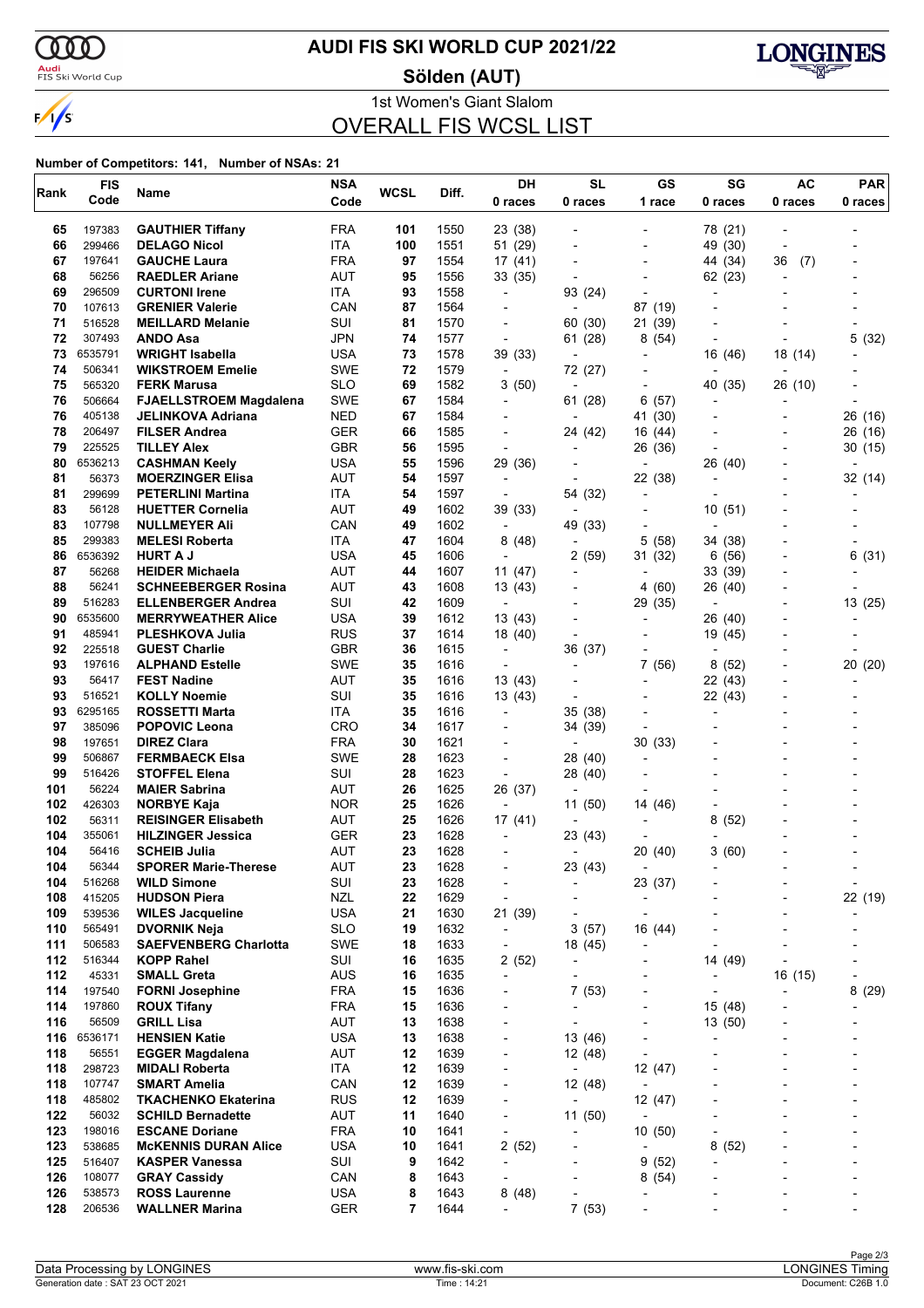# AUDI FIS SKI WORLD CUP 2021/22

## Sölden (AUT)

### 1st Women's Giant Slalom

## OVERALL FIS WCSL LIST

**Number of Competitors: 141, Number of NSAs: 21**

| Rank | FIS Code | Name | NSA Code | WCSL | Diff. | DH 0 races | SL 0 races | GS 1 race | SG 0 races | AC 0 races | PAR 0 races |
|---|---|---|---|---|---|---|---|---|---|---|---|
| 65 | 197383 | **GAUTHIER Tiffany** | FRA | **101** | 1550 | 23 (38) | - | - | 78 (21) | - | - |
| 66 | 299466 | **DELAGO Nicol** | ITA | **100** | 1551 | 51 (29) | - | - | 49 (30) | - | - |
| 67 | 197641 | **GAUCHE Laura** | FRA | **97** | 1554 | 17 (41) | - | - | 44 (34) | 36 (7) | - |
| 68 | 56256 | **RAEDLER Ariane** | AUT | **95** | 1556 | 33 (35) | - | - | 62 (23) | - | - |
| 69 | 296509 | **CURTONI Irene** | ITA | **93** | 1558 | - | 93 (24) | - | - | - | - |
| 70 | 107613 | **GRENIER Valerie** | CAN | **87** | 1564 | - | - | 87 (19) | - | - | - |
| 71 | 516528 | **MEILLARD Melanie** | SUI | **81** | 1570 | - | 60 (30) | 21 (39) | - | - | - |
| 72 | 307493 | **ANDO Asa** | JPN | **74** | 1577 | - | 61 (28) | 8 (54) | - | - | 5 (32) |
| 73 | 6535791 | **WRIGHT Isabella** | USA | **73** | 1578 | 39 (33) | - | - | 16 (46) | 18 (14) | - |
| 74 | 506341 | **WIKSTROEM Emelie** | SWE | **72** | 1579 | - | 72 (27) | - | - | - | - |
| 75 | 565320 | **FERK Marusa** | SLO | **69** | 1582 | 3 (50) | - | - | 40 (35) | 26 (10) | - |
| 76 | 506664 | **FJAELLSTROEM Magdalena** | SWE | **67** | 1584 | - | 61 (28) | 6 (57) | - | - | - |
| 76 | 405138 | **JELINKOVA Adriana** | NED | **67** | 1584 | - | - | 41 (30) | - | - | 26 (16) |
| 78 | 206497 | **FILSER Andrea** | GER | **66** | 1585 | - | 24 (42) | 16 (44) | - | - | 26 (16) |
| 79 | 225525 | **TILLEY Alex** | GBR | **56** | 1595 | - | - | 26 (36) | - | - | 30 (15) |
| 80 | 6536213 | **CASHMAN Keely** | USA | **55** | 1596 | 29 (36) | - | - | 26 (40) | - | - |
| 81 | 56373 | **MOERZINGER Elisa** | AUT | **54** | 1597 | - | - | 22 (38) | - | - | 32 (14) |
| 81 | 299699 | **PETERLINI Martina** | ITA | **54** | 1597 | - | 54 (32) | - | - | - | - |
| 83 | 56128 | **HUETTER Cornelia** | AUT | **49** | 1602 | 39 (33) | - | - | 10 (51) | - | - |
| 83 | 107798 | **NULLMEYER Ali** | CAN | **49** | 1602 | - | 49 (33) | - | - | - | - |
| 85 | 299383 | **MELESI Roberta** | ITA | **47** | 1604 | 8 (48) | - | 5 (58) | 34 (38) | - | - |
| 86 | 6536392 | **HURT A J** | USA | **45** | 1606 | - | 2 (59) | 31 (32) | 6 (56) | - | 6 (31) |
| 87 | 56268 | **HEIDER Michaela** | AUT | **44** | 1607 | 11 (47) | - | - | 33 (39) | - | - |
| 88 | 56241 | **SCHNEEBERGER Rosina** | AUT | **43** | 1608 | 13 (43) | - | 4 (60) | 26 (40) | - | - |
| 89 | 516283 | **ELLENBERGER Andrea** | SUI | **42** | 1609 | - | - | 29 (35) | - | - | 13 (25) |
| 90 | 6535600 | **MERRYWEATHER Alice** | USA | **39** | 1612 | 13 (43) | - | - | 26 (40) | - | - |
| 91 | 485941 | **PLESHKOVA Julia** | RUS | **37** | 1614 | 18 (40) | - | - | 19 (45) | - | - |
| 92 | 225518 | **GUEST Charlie** | GBR | **36** | 1615 | - | 36 (37) | - | - | - | - |
| 93 | 197616 | **ALPHAND Estelle** | SWE | **35** | 1616 | - | - | 7 (56) | 8 (52) | - | 20 (20) |
| 93 | 56417 | **FEST Nadine** | AUT | **35** | 1616 | 13 (43) | - | - | 22 (43) | - | - |
| 93 | 516521 | **KOLLY Noemie** | SUI | **35** | 1616 | 13 (43) | - | - | 22 (43) | - | - |
| 93 | 6295165 | **ROSSETTI Marta** | ITA | **35** | 1616 | - | 35 (38) | - | - | - | - |
| 97 | 385096 | **POPOVIC Leona** | CRO | **34** | 1617 | - | 34 (39) | - | - | - | - |
| 98 | 197651 | **DIREZ Clara** | FRA | **30** | 1621 | - | - | 30 (33) | - | - | - |
| 99 | 506867 | **FERMBAECK Elsa** | SWE | **28** | 1623 | - | 28 (40) | - | - | - | - |
| 99 | 516426 | **STOFFEL Elena** | SUI | **28** | 1623 | - | 28 (40) | - | - | - | - |
| 101 | 56224 | **MAIER Sabrina** | AUT | **26** | 1625 | 26 (37) | - | - | - | - | - |
| 102 | 426303 | **NORBYE Kaja** | NOR | **25** | 1626 | - | 11 (50) | 14 (46) | - | - | - |
| 102 | 56311 | **REISINGER Elisabeth** | AUT | **25** | 1626 | 17 (41) | - | - | 8 (52) | - | - |
| 104 | 355061 | **HILZINGER Jessica** | GER | **23** | 1628 | - | 23 (43) | - | - | - | - |
| 104 | 56416 | **SCHEIB Julia** | AUT | **23** | 1628 | - | - | 20 (40) | 3 (60) | - | - |
| 104 | 56344 | **SPORER Marie-Therese** | AUT | **23** | 1628 | - | 23 (43) | - | - | - | - |
| 104 | 516268 | **WILD Simone** | SUI | **23** | 1628 | - | - | 23 (37) | - | - | - |
| 108 | 415205 | **HUDSON Piera** | NZL | **22** | 1629 | - | - | - | - | - | 22 (19) |
| 109 | 539536 | **WILES Jacqueline** | USA | **21** | 1630 | 21 (39) | - | - | - | - | - |
| 110 | 565491 | **DVORNIK Neja** | SLO | **19** | 1632 | - | 3 (57) | 16 (44) | - | - | - |
| 111 | 506583 | **SAEFVENBERG Charlotta** | SWE | **18** | 1633 | - | 18 (45) | - | - | - | - |
| 112 | 516344 | **KOPP Rahel** | SUI | **16** | 1635 | 2 (52) | - | - | 14 (49) | - | - |
| 112 | 45331 | **SMALL Greta** | AUS | **16** | 1635 | - | - | - | - | 16 (15) | - |
| 114 | 197540 | **FORNI Josephine** | FRA | **15** | 1636 | - | 7 (53) | - | - | - | 8 (29) |
| 114 | 197860 | **ROUX Tifany** | FRA | **15** | 1636 | - | - | - | 15 (48) | - | - |
| 116 | 56509 | **GRILL Lisa** | AUT | **13** | 1638 | - | - | - | 13 (50) | - | - |
| 116 | 6536171 | **HENSIEN Katie** | USA | **13** | 1638 | - | 13 (46) | - | - | - | - |
| 118 | 56551 | **EGGER Magdalena** | AUT | **12** | 1639 | - | 12 (48) | - | - | - | - |
| 118 | 298723 | **MIDALI Roberta** | ITA | **12** | 1639 | - | - | 12 (47) | - | - | - |
| 118 | 107747 | **SMART Amelia** | CAN | **12** | 1639 | - | 12 (48) | - | - | - | - |
| 118 | 485802 | **TKACHENKO Ekaterina** | RUS | **12** | 1639 | - | - | 12 (47) | - | - | - |
| 122 | 56032 | **SCHILD Bernadette** | AUT | **11** | 1640 | - | 11 (50) | - | - | - | - |
| 123 | 198016 | **ESCANE Doriane** | FRA | **10** | 1641 | - | - | 10 (50) | - | - | - |
| 123 | 538685 | **McKENNIS DURAN Alice** | USA | **10** | 1641 | 2 (52) | - | - | 8 (52) | - | - |
| 125 | 516407 | **KASPER Vanessa** | SUI | **9** | 1642 | - | - | 9 (52) | - | - | - |
| 126 | 108077 | **GRAY Cassidy** | CAN | **8** | 1643 | - | - | 8 (54) | - | - | - |
| 126 | 538573 | **ROSS Laurenne** | USA | **8** | 1643 | 8 (48) | - | - | - | - | - |
| 128 | 206536 | **WALLNER Marina** | GER | **7** | 1644 | - | 7 (53) | - | - | - | - |

Data Processing by LONGINES | www.fis-ski.com | LONGINES Timing

Generation date : SAT 23 OCT 2021 | Time : 14:21 | Document: C26B 1.0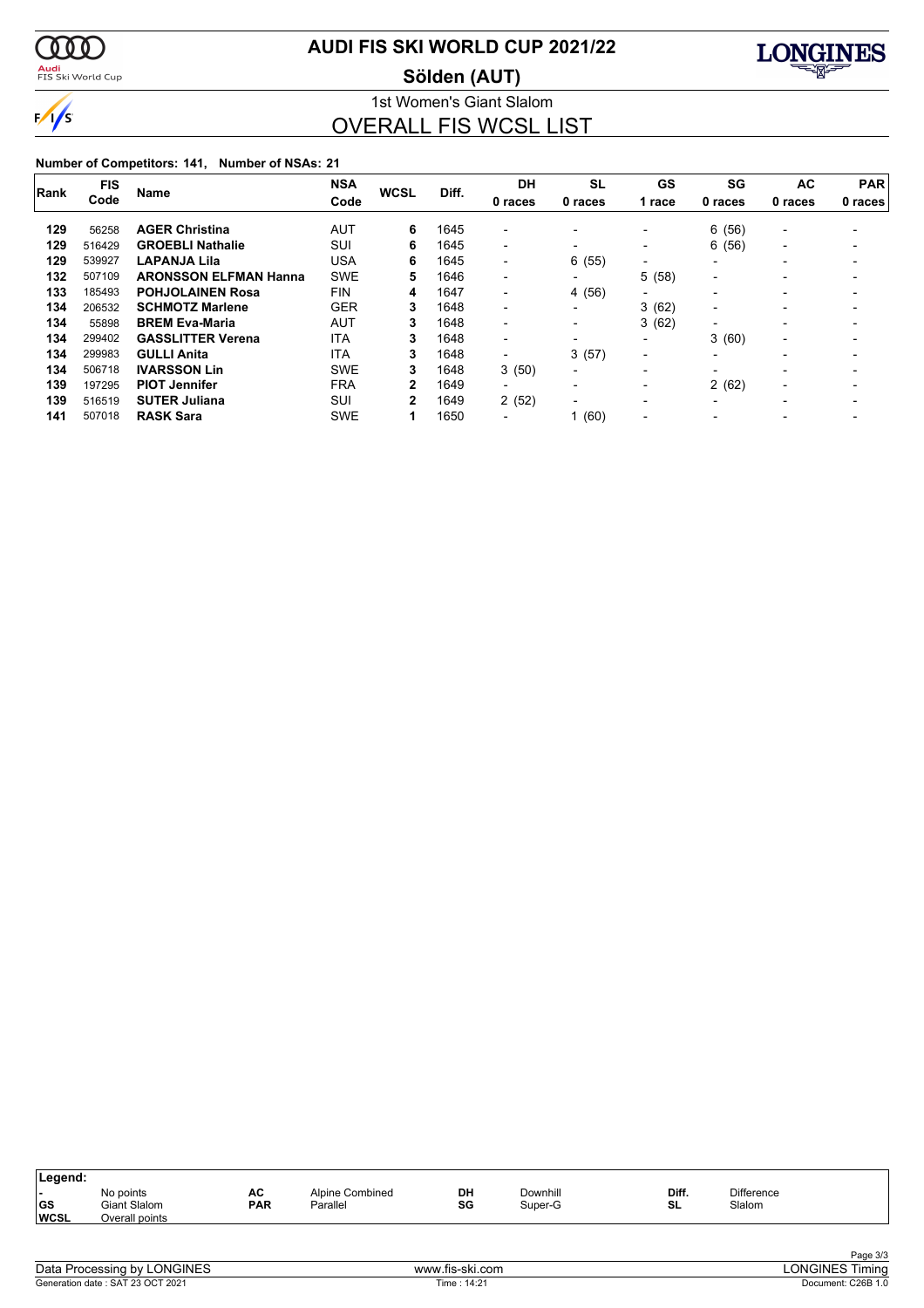# AUDI FIS SKI WORLD CUP 2021/22

## Sölden (AUT)

### 1st Women's Giant Slalom

## OVERALL FIS WCSL LIST

**Number of Competitors: 141, Number of NSAs: 21**

| Rank | FIS Code | Name | NSA Code | WCSL | Diff. | DH 0 races | SL 0 races | GS 1 race | SG 0 races | AC 0 races | PAR 0 races |
|---|---|---|---|---|---|---|---|---|---|---|---|
| 129 | 56258 | **AGER Christina** | AUT | 6 | 1645 | - | - | - | 6 (56) | - | - |
| 129 | 516429 | **GROEBLI Nathalie** | SUI | 6 | 1645 | - | - | - | 6 (56) | - | - |
| 129 | 539927 | **LAPANJA Lila** | USA | 6 | 1645 | - | 6 (55) | - | - | - | - |
| 132 | 507109 | **ARONSSON ELFMAN Hanna** | SWE | 5 | 1646 | - | - | 5 (58) | - | - | - |
| 133 | 185493 | **POHJOLAINEN Rosa** | FIN | 4 | 1647 | - | 4 (56) | - | - | - | - |
| 134 | 206532 | **SCHMOTZ Marlene** | GER | 3 | 1648 | - | - | 3 (62) | - | - | - |
| 134 | 55898 | **BREM Eva-Maria** | AUT | 3 | 1648 | - | - | 3 (62) | - | - | - |
| 134 | 299402 | **GASSLITTER Verena** | ITA | 3 | 1648 | - | - | - | 3 (60) | - | - |
| 134 | 299983 | **GULLI Anita** | ITA | 3 | 1648 | - | 3 (57) | - | - | - | - |
| 134 | 506718 | **IVARSSON Lin** | SWE | 3 | 1648 | 3 (50) | - | - | - | - | - |
| 139 | 197295 | **PIOT Jennifer** | FRA | 2 | 1649 | - | - | - | 2 (62) | - | - |
| 139 | 516519 | **SUTER Juliana** | SUI | 2 | 1649 | 2 (52) | - | - | - | - | - |
| 141 | 507018 | **RASK Sara** | SWE | 1 | 1650 | - | 1 (60) | - | - | - | - |

**Legend:**

| | | | | | | | |
|---|---|---|---|---|---|---|---|
| - | No points | AC | Alpine Combined | DH | Downhill | Diff. | Difference |
| GS | Giant Slalom | PAR | Parallel | SG | Super-G | SL | Slalom |
| WCSL | Overall points | | | | | | |

Data Processing by LONGINES — www.fis-ski.com — LONGINES Timing

Generation date : SAT 23 OCT 2021 — Time : 14:21 — Document: C26B 1.0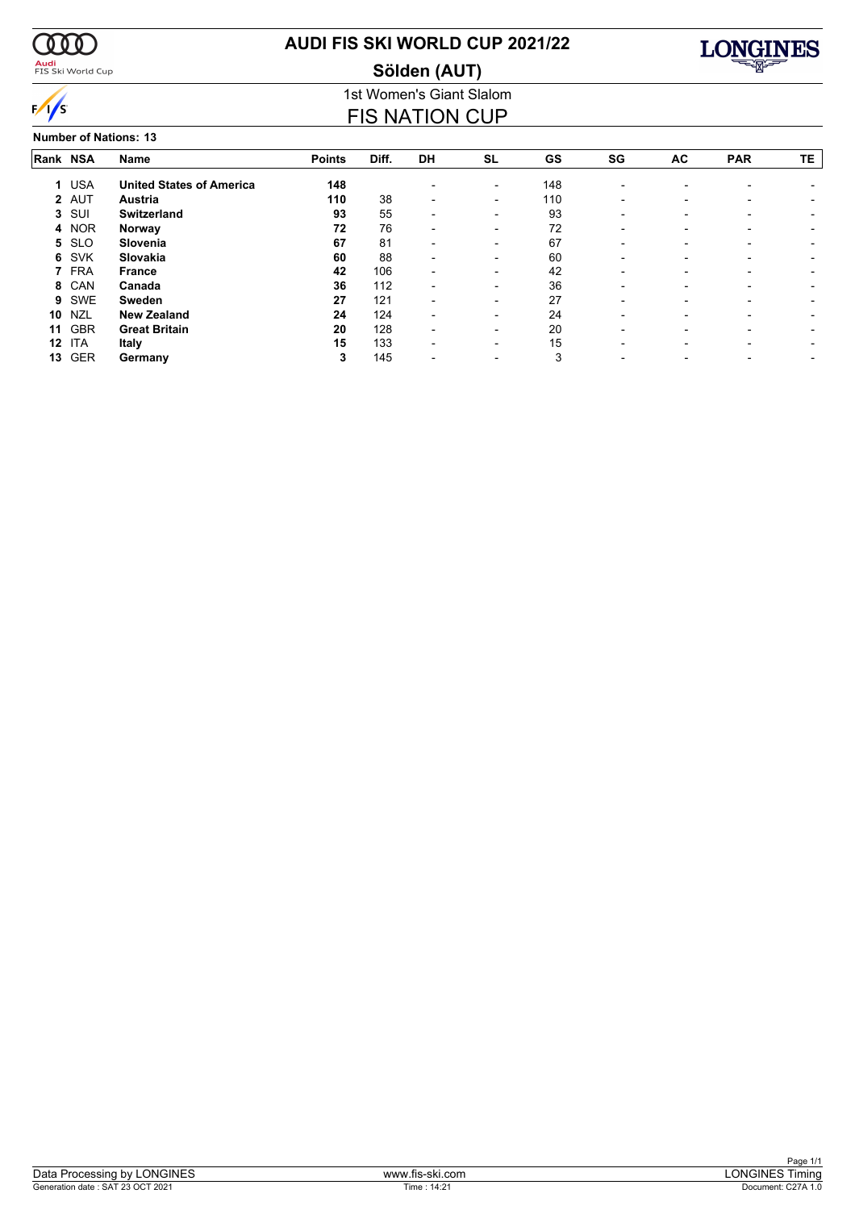# AUDI FIS SKI WORLD CUP 2021/22

## Sölden (AUT)

1st Women's Giant Slalom

## FIS NATION CUP

**Number of Nations: 13**

| Rank | NSA | Name | Points | Diff. | DH | SL | GS | SG | AC | PAR | TE |
|---|---|---|---|---|---|---|---|---|---|---|---|
| 1 | USA | **United States of America** | **148** | | - | - | 148 | - | - | - | - |
| 2 | AUT | **Austria** | **110** | 38 | - | - | 110 | - | - | - | - |
| 3 | SUI | **Switzerland** | **93** | 55 | - | - | 93 | - | - | - | - |
| 4 | NOR | **Norway** | **72** | 76 | - | - | 72 | - | - | - | - |
| 5 | SLO | **Slovenia** | **67** | 81 | - | - | 67 | - | - | - | - |
| 6 | SVK | **Slovakia** | **60** | 88 | - | - | 60 | - | - | - | - |
| 7 | FRA | **France** | **42** | 106 | - | - | 42 | - | - | - | - |
| 8 | CAN | **Canada** | **36** | 112 | - | - | 36 | - | - | - | - |
| 9 | SWE | **Sweden** | **27** | 121 | - | - | 27 | - | - | - | - |
| 10 | NZL | **New Zealand** | **24** | 124 | - | - | 24 | - | - | - | - |
| 11 | GBR | **Great Britain** | **20** | 128 | - | - | 20 | - | - | - | - |
| 12 | ITA | **Italy** | **15** | 133 | - | - | 15 | - | - | - | - |
| 13 | GER | **Germany** | **3** | 145 | - | - | 3 | - | - | - | - |

Data Processing by LONGINES — www.fis-ski.com — LONGINES Timing

Generation date : SAT 23 OCT 2021 — Time : 14:21 — Document: C27A 1.0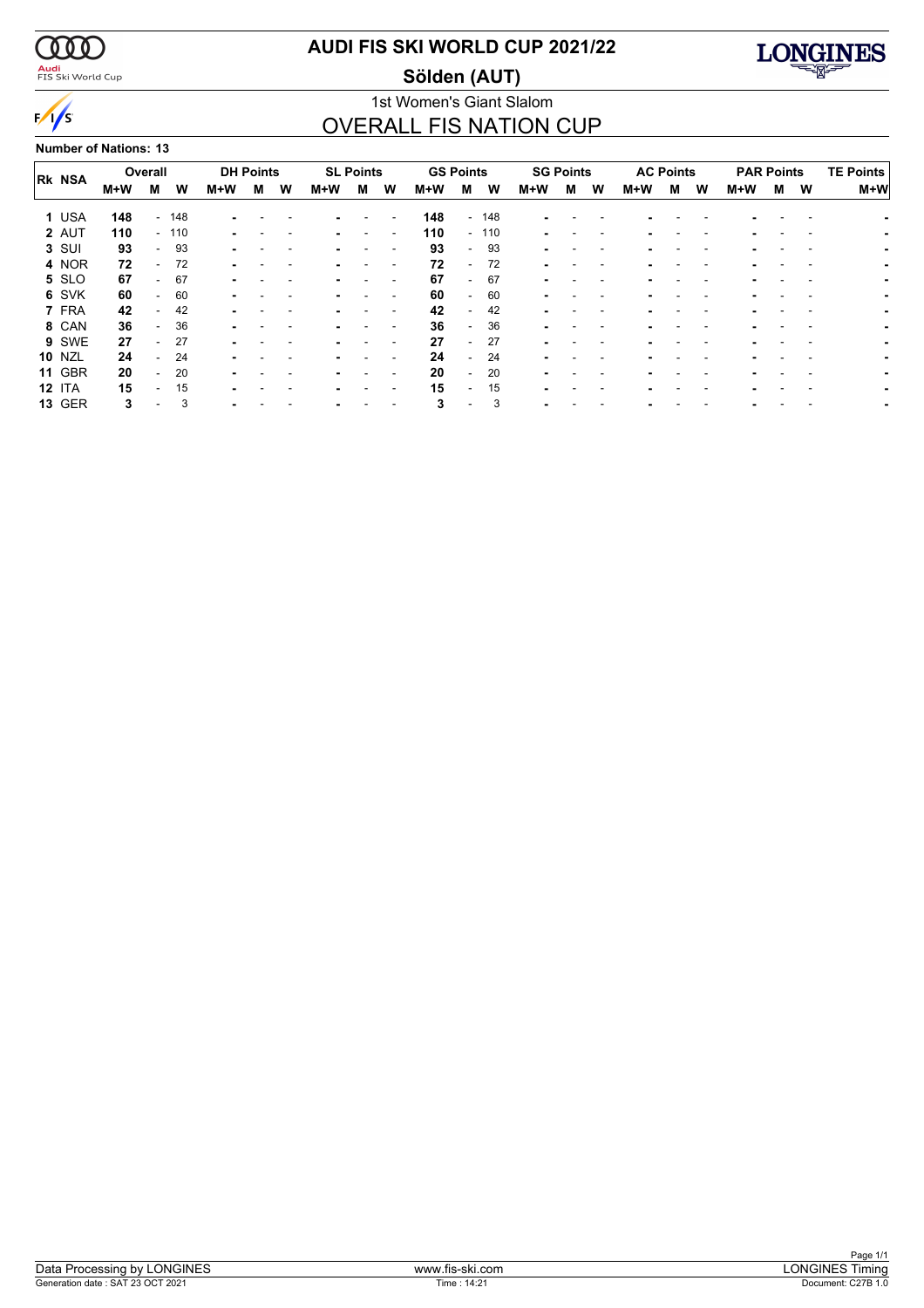# AUDI FIS SKI WORLD CUP 2021/22

## Sölden (AUT)

### 1st Women's Giant Slalom

## OVERALL FIS NATION CUP

**Number of Nations: 13**

| Rk | NSA | Overall | | | DH Points | | | SL Points | | | GS Points | | | SG Points | | | AC Points | | | PAR Points | | | TE Points |
|---|---|---|---|---|---|---|---|---|---|---|---|---|---|---|---|---|---|---|---|---|---|---|---|
| | | M+W | M | W | M+W | M | W | M+W | M | W | M+W | M | W | M+W | M | W | M+W | M | W | M+W | M | W | M+W |
| 1 | USA | **148** | - | 148 | - | - | - | - | - | - | **148** | - | 148 | - | - | - | - | - | - | - | - | - | - |
| 2 | AUT | **110** | - | 110 | - | - | - | - | - | - | **110** | - | 110 | - | - | - | - | - | - | - | - | - | - |
| 3 | SUI | **93** | - | 93 | - | - | - | - | - | - | **93** | - | 93 | - | - | - | - | - | - | - | - | - | - |
| 4 | NOR | **72** | - | 72 | - | - | - | - | - | - | **72** | - | 72 | - | - | - | - | - | - | - | - | - | - |
| 5 | SLO | **67** | - | 67 | - | - | - | - | - | - | **67** | - | 67 | - | - | - | - | - | - | - | - | - | - |
| 6 | SVK | **60** | - | 60 | - | - | - | - | - | - | **60** | - | 60 | - | - | - | - | - | - | - | - | - | - |
| 7 | FRA | **42** | - | 42 | - | - | - | - | - | - | **42** | - | 42 | - | - | - | - | - | - | - | - | - | - |
| 8 | CAN | **36** | - | 36 | - | - | - | - | - | - | **36** | - | 36 | - | - | - | - | - | - | - | - | - | - |
| 9 | SWE | **27** | - | 27 | - | - | - | - | - | - | **27** | - | 27 | - | - | - | - | - | - | - | - | - | - |
| 10 | NZL | **24** | - | 24 | - | - | - | - | - | - | **24** | - | 24 | - | - | - | - | - | - | - | - | - | - |
| 11 | GBR | **20** | - | 20 | - | - | - | - | - | - | **20** | - | 20 | - | - | - | - | - | - | - | - | - | - |
| 12 | ITA | **15** | - | 15 | - | - | - | - | - | - | **15** | - | 15 | - | - | - | - | - | - | - | - | - | - |
| 13 | GER | **3** | - | 3 | - | - | - | - | - | - | **3** | - | 3 | - | - | - | - | - | - | - | - | - | - |

Data Processing by LONGINES | www.fis-ski.com | LONGINES Timing

Generation date : SAT 23 OCT 2021 | Time : 14:21 | Document: C27B 1.0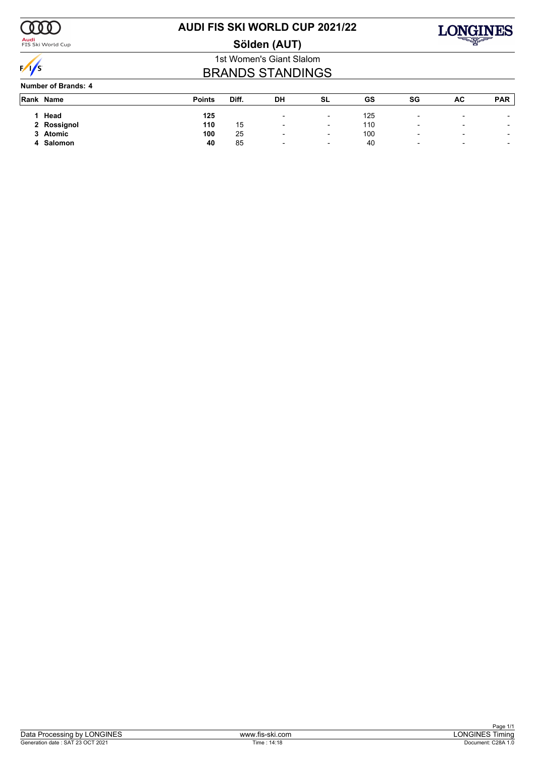# AUDI FIS SKI WORLD CUP 2021/22

## Sölden (AUT)

1st Women's Giant Slalom

## BRANDS STANDINGS

**Number of Brands: 4**

| Rank | Name | Points | Diff. | DH | SL | GS | SG | AC | PAR |
|---|---|---|---|---|---|---|---|---|---|
| 1 | **Head** | **125** | | - | - | 125 | - | - | - |
| 2 | **Rossignol** | **110** | 15 | - | - | 110 | - | - | - |
| 3 | **Atomic** | **100** | 25 | - | - | 100 | - | - | - |
| 4 | **Salomon** | **40** | 85 | - | - | 40 | - | - | - |

Data Processing by LONGINES | www.fis-ski.com | LONGINES Timing

Generation date : SAT 23 OCT 2021 | Time : 14:18 | Document: C28A 1.0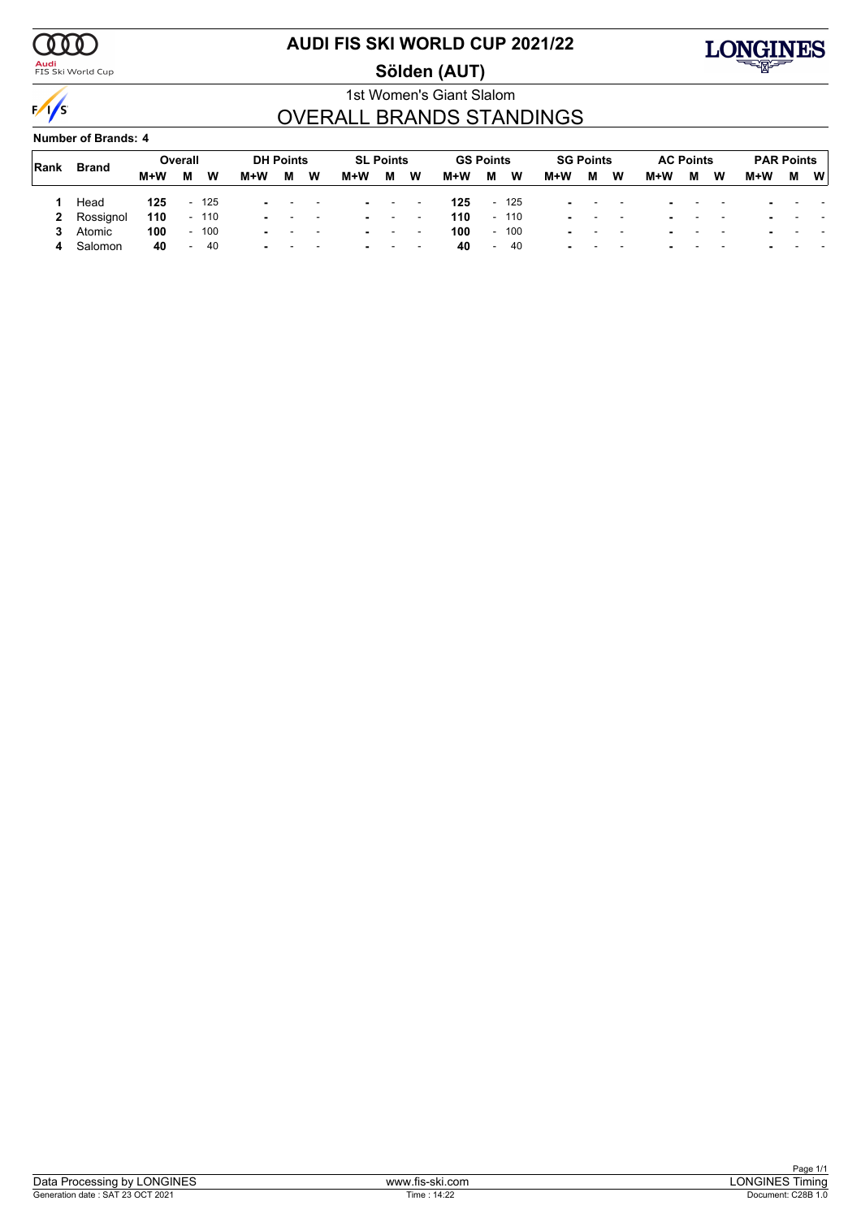# AUDI FIS SKI WORLD CUP 2021/22

## Sölden (AUT)

1st Women's Giant Slalom

## OVERALL BRANDS STANDINGS

**Number of Brands: 4**

| Rank | Brand | Overall | | | DH Points | | | SL Points | | | GS Points | | | SG Points | | | AC Points | | | PAR Points | | |
|---|---|---|---|---|---|---|---|---|---|---|---|---|---|---|---|---|---|---|---|---|---|---|
| | | M+W | M | W | M+W | M | W | M+W | M | W | M+W | M | W | M+W | M | W | M+W | M | W | M+W | M | W |
| 1 | Head | **125** | - | 125 | - | - | - | - | - | - | **125** | - | 125 | - | - | - | - | - | - | - | - | - |
| 2 | Rossignol | **110** | - | 110 | - | - | - | - | - | - | **110** | - | 110 | - | - | - | - | - | - | - | - | - |
| 3 | Atomic | **100** | - | 100 | - | - | - | - | - | - | **100** | - | 100 | - | - | - | - | - | - | - | - | - |
| 4 | Salomon | **40** | - | 40 | - | - | - | - | - | - | **40** | - | 40 | - | - | - | - | - | - | - | - | - |

Data Processing by LONGINES | www.fis-ski.com | LONGINES Timing

Generation date : SAT 23 OCT 2021 | Time : 14:22 | Document: C28B 1.0